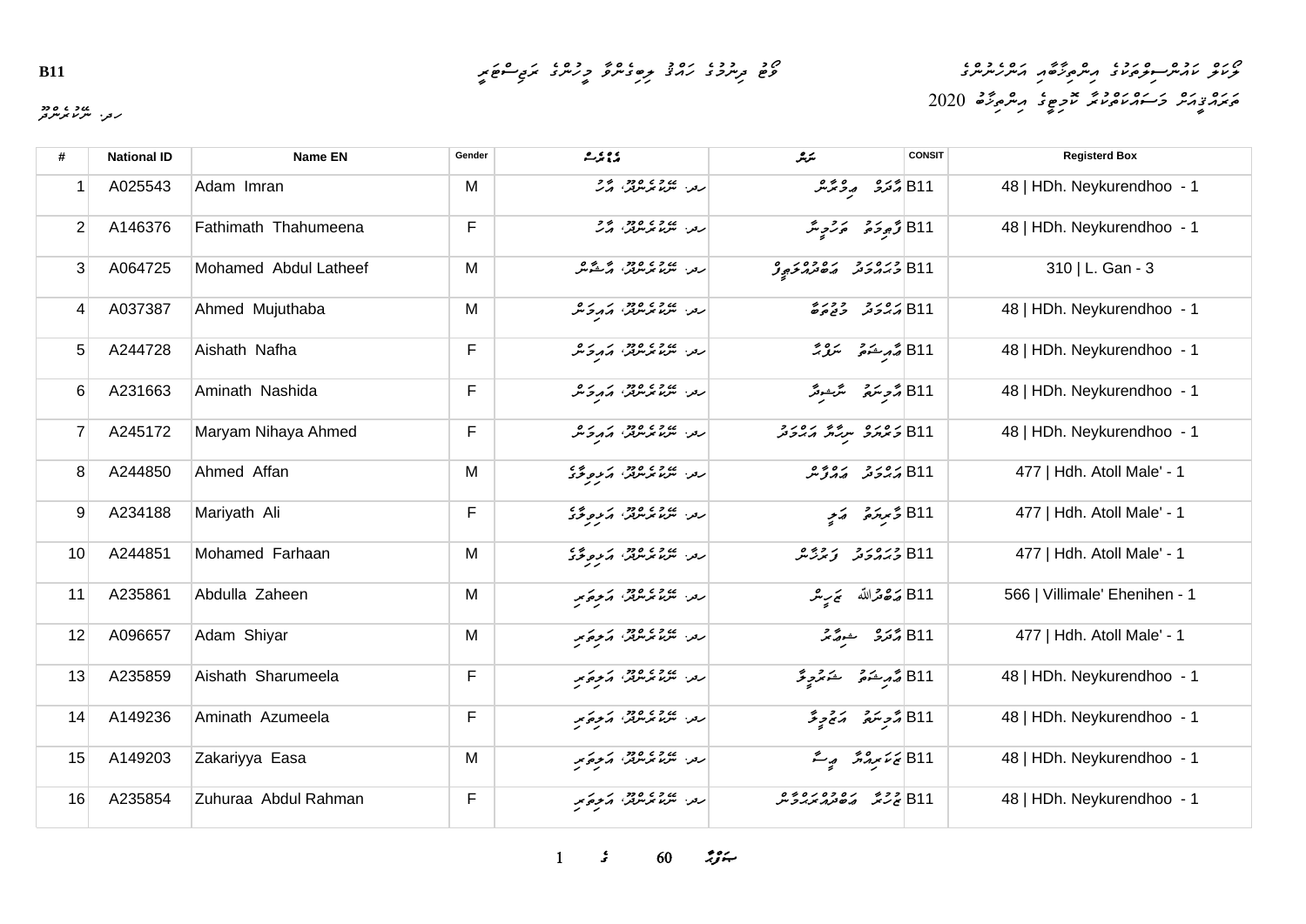ރަށު ކައުންސިލް އިންތިޚާބާއި އަންހެނުންގެ ތަރައްޤީއަށް މަސައްކަތްކުރާ ކޮމިޓީގެ އިންތިޚާބު 2020

ވޯޓު ދިނުމުގެ ހައްޤު ލިބިގެންވާ މީހުންގެ ލިސްޓު B11

ހދ. ނޭކުރެންދޫ

| # | National ID | Name EN | Gender | އެޑްރެސް | ނަން | CONSIT | Registerd Box |
|---|---|---|---|---|---|---|---|
| 1 | A025543 | Adam Imran | M | ހދ. ނޭކުރެންދޫ، އާރު | އާދަމް އިމްރާން | B11 | 48 \| HDh. Neykurendhoo - 1 |
| 2 | A146376 | Fathimath Thahumeena | F | ހދ. ނޭކުރެންދޫ، އާރު | ފާތިމަތު ތަހުމީނާ | B11 | 48 \| HDh. Neykurendhoo - 1 |
| 3 | A064725 | Mohamed Abdul Latheef | M | ހދ. ނޭކުރެންދޫ، އާސަން | މުޙައްމަދު އަބްދުއްލަޠީފު | B11 | 310 \| L. Gan - 3 |
| 4 | A037387 | Ahmed Mujuthaba | M | ހދ. ނޭކުރެންދޫ، އައިމަން | އަޙްމަދު މުޖުތަބާ | B11 | 48 \| HDh. Neykurendhoo - 1 |
| 5 | A244728 | Aishath Nafha | F | ހދ. ނޭކުރެންދޫ، އައިމަން | އާއިޝަތު ނަފްހާ | B11 | 48 \| HDh. Neykurendhoo - 1 |
| 6 | A231663 | Aminath Nashida | F | ހދ. ނޭކުރެންދޫ، އައިމަން | އާމިނަތު ނާޝިދާ | B11 | 48 \| HDh. Neykurendhoo - 1 |
| 7 | A245172 | Maryam Nihaya Ahmed | F | ހދ. ނޭކުރެންދޫ، އައިމަން | މަރްޔަމް ނިހާޔާ އަޙްމަދު | B11 | 48 \| HDh. Neykurendhoo - 1 |
| 8 | A244850 | Ahmed Affan | M | ހދ. ނޭކުރެންދޫ، އަލިވިލާގެ | އަޙްމަދު އައްފާން | B11 | 477 \| Hdh. Atoll Male' - 1 |
| 9 | A234188 | Mariyath Ali | F | ހދ. ނޭކުރެންދޫ، އަލިވިލާގެ | މާރިޔަތު އަލި | B11 | 477 \| Hdh. Atoll Male' - 1 |
| 10 | A244851 | Mohamed Farhaan | M | ހދ. ނޭކުރެންދޫ، އަލިވިލާގެ | މުޙައްމަދު ފަރުހާން | B11 | 477 \| Hdh. Atoll Male' - 1 |
| 11 | A235861 | Abdulla Zaheen | M | ހދ. ނޭކުރެންދޫ، އަލިވަކަރ | އަބްދުﷲ ޒަހީން | B11 | 566 \| Villimale' Ehenihen - 1 |
| 12 | A096657 | Adam Shiyar | M | ހދ. ނޭކުރެންދޫ، އަލިވަކަރ | އާދަމް ޝިޔާރު | B11 | 477 \| Hdh. Atoll Male' - 1 |
| 13 | A235859 | Aishath Sharumeela | F | ހދ. ނޭކުރެންދޫ، އަލިވަކަރ | އާއިޝަތު ޝަރުމީލާ | B11 | 48 \| HDh. Neykurendhoo - 1 |
| 14 | A149236 | Aminath Azumeela | F | ހދ. ނޭކުރެންދޫ، އަލިވަކަރ | އާމިނަތު އަޒުމީލާ | B11 | 48 \| HDh. Neykurendhoo - 1 |
| 15 | A149203 | Zakariyya Easa | M | ހދ. ނޭކުރެންދޫ، އަލިވަކަރ | ޒަކަރިއްޔާ ޢީސާ | B11 | 48 \| HDh. Neykurendhoo - 1 |
| 16 | A235854 | Zuhuraa Abdul Rahman | F | ހދ. ނޭކުރެންދޫ، އަލިވަކަރ | ޒުހުރާ އަބްދުއްރަޙްމާން | B11 | 48 \| HDh. Neykurendhoo - 1 |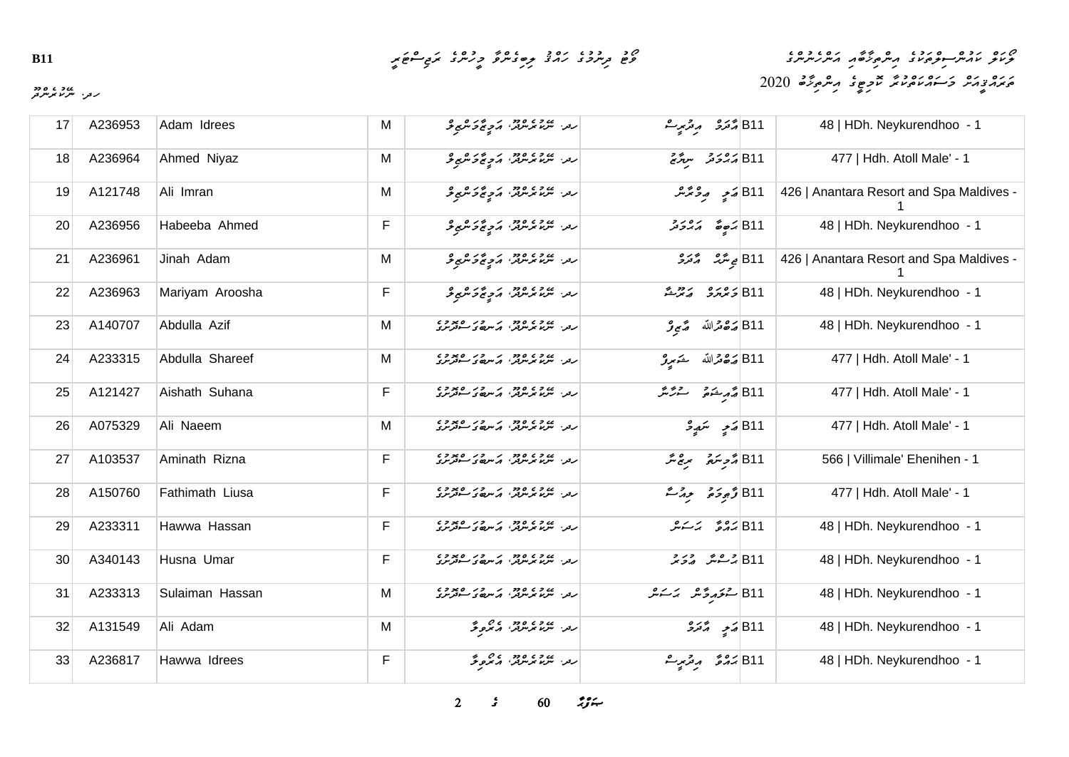| 17 | A236953 | Adam Idrees | M | ރދ. ނޭކުރެންދޫ، އަލިމާގެހިޔާ | B11 އާދަމް އިދުރީސް | 48 \| HDh. Neykurendhoo - 1 |
|---|---|---|---|---|---|---|
| 18 | A236964 | Ahmed Niyaz | M | ރދ. ނޭކުރެންދޫ، އަލިމާގެހިޔާ | B11 އަޙްމަދު ނިޔާޒު | 477 \| Hdh. Atoll Male' - 1 |
| 19 | A121748 | Ali Imran | M | ރދ. ނޭކުރެންދޫ، އަލިމާގެހިޔާ | B11 އަލި އިމްރާން | 426 \| Anantara Resort and Spa Maldives - 1 |
| 20 | A236956 | Habeeba Ahmed | F | ރދ. ނޭކުރެންދޫ، އަލިމާގެހިޔާ | B11 ހަބީބާ އަޙްމަދު | 48 \| HDh. Neykurendhoo - 1 |
| 21 | A236961 | Jinah Adam | M | ރދ. ނޭކުރެންދޫ، އަލިމާގެހިޔާ | B11 ޖިނާޙް އާދަމް | 426 \| Anantara Resort and Spa Maldives - 1 |
| 22 | A236963 | Mariyam Aroosha | F | ރދ. ނޭކުރެންދޫ، އަލިމާގެހިޔާ | B11 މަރިޔަމް އަރޫޝާ | 48 \| HDh. Neykurendhoo - 1 |
| 23 | A140707 | Abdulla Azif | M | ރދ. ނޭކުރެންދޫ، އަސުރުމަސްއޫދުގެ | B11 އަބްދުﷲ އާޒިފް | 48 \| HDh. Neykurendhoo - 1 |
| 24 | A233315 | Abdulla Shareef | M | ރދ. ނޭކުރެންދޫ، އަސުރުމަސްއޫދުގެ | B11 އަބްދުﷲ ޝަރީފް | 477 \| Hdh. Atoll Male' - 1 |
| 25 | A121427 | Aishath Suhana | F | ރދ. ނޭކުރެންދޫ، އަސުރުމަސްއޫދުގެ | B11 އާއިޝަތު ސުހާނާ | 477 \| Hdh. Atoll Male' - 1 |
| 26 | A075329 | Ali Naeem | M | ރދ. ނޭކުރެންދޫ، އަސުރުމަސްއޫދުގެ | B11 އަލި ނަޢީމް | 477 \| Hdh. Atoll Male' - 1 |
| 27 | A103537 | Aminath Rizna | F | ރދ. ނޭކުރެންދޫ، އަސުރުމަސްއޫދުގެ | B11 އާމިނަތު ރިޒްނާ | 566 \| Villimale' Ehenihen - 1 |
| 28 | A150760 | Fathimath Liusa | F | ރދ. ނޭކުރެންދޫ، އަސުރުމަސްއޫދުގެ | B11 ފާތިމަތު ލިއުސާ | 477 \| Hdh. Atoll Male' - 1 |
| 29 | A233311 | Hawwa Hassan | F | ރދ. ނޭކުރެންދޫ، އަސުރުމަސްއޫދުގެ | B11 ހައްވާ ހަސަން | 48 \| HDh. Neykurendhoo - 1 |
| 30 | A340143 | Husna Umar | F | ރދ. ނޭކުރެންދޫ، އަސުރުމަސްއޫދުގެ | B11 ހުސްނާ އުމަރު | 48 \| HDh. Neykurendhoo - 1 |
| 31 | A233313 | Sulaiman Hassan | M | ރދ. ނޭކުރެންދޫ، އަސުރުމަސްއޫދުގެ | B11 ސުލައިމާން ހަސަން | 48 \| HDh. Neykurendhoo - 1 |
| 32 | A131549 | Ali Adam | M | ރދ. ނޭކުރެންދޫ، އެރޯވިލާ | B11 އަލި އާދަމް | 48 \| HDh. Neykurendhoo - 1 |
| 33 | A236817 | Hawwa Idrees | F | ރދ. ނޭކުރެންދޫ، އެރޯވިލާ | B11 ހައްވާ އިދުރީސް | 48 \| HDh. Neykurendhoo - 1 |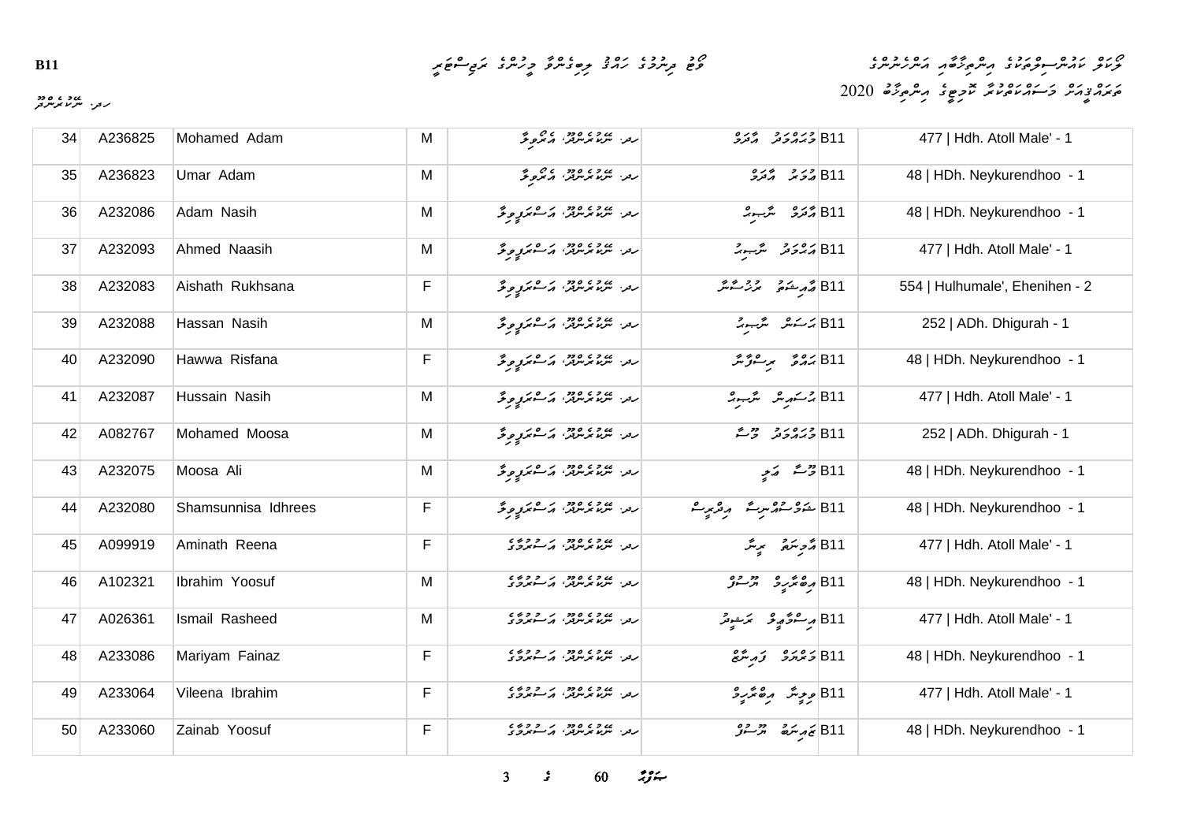| 34 | A236825 | Mohamed Adam | M | ހދ. ނޭކުރެންދޫ، އަރުވާލާ | B11 މުހައްމަދު އާދަމް | 477 \| Hdh. Atoll Male' - 1 |
|---|---|---|---|---|---|---|
| 35 | A236823 | Umar Adam | M | ހދ. ނޭކުރެންދޫ، އަރުވާލާ | B11 އުމަރު އާދަމް | 48 \| HDh. Neykurendhoo - 1 |
| 36 | A232086 | Adam Nasih | M | ހދ. ނޭކުރެންދޫ، އަސްރަފީވިލާ | B11 އާދަމް ނާސިހު | 48 \| HDh. Neykurendhoo - 1 |
| 37 | A232093 | Ahmed Naasih | M | ހދ. ނޭކުރެންދޫ، އަސްރަފީވިލާ | B11 އަހުމަދު ނާސިހު | 477 \| Hdh. Atoll Male' - 1 |
| 38 | A232083 | Aishath Rukhsana | F | ހދ. ނޭކުރެންދޫ، އަސްރަފީވިލާ | B11 އާއިޝަތު ރުހުސާނާ | 554 \| Hulhumale', Ehenihen - 2 |
| 39 | A232088 | Hassan Nasih | M | ހދ. ނޭކުރެންދޫ، އަސްރަފީވިލާ | B11 ހަސަން ނާސިހު | 252 \| ADh. Dhigurah - 1 |
| 40 | A232090 | Hawwa Risfana | F | ހދ. ނޭކުރެންދޫ، އަސްރަފީވިލާ | B11 ހައްވާ ރިސްފާނާ | 48 \| HDh. Neykurendhoo - 1 |
| 41 | A232087 | Hussain Nasih | M | ހދ. ނޭކުރެންދޫ، އަސްރަފީވިލާ | B11 ހުސައިން ނާސިހު | 477 \| Hdh. Atoll Male' - 1 |
| 42 | A082767 | Mohamed Moosa | M | ހދ. ނޭކުރެންދޫ، އަސްރަފީވިލާ | B11 މުހައްމަދު މޫސާ | 252 \| ADh. Dhigurah - 1 |
| 43 | A232075 | Moosa Ali | M | ހދ. ނޭކުރެންދޫ، އަސްރަފީވިލާ | B11 މޫސާ އަލީ | 48 \| HDh. Neykurendhoo - 1 |
| 44 | A232080 | Shamsunnisa Idhrees | F | ހދ. ނޭކުރެންދޫ، އަސްރަފީވިލާ | B11 ޝަމްސުންނިސާ އިދްރީސް | 48 \| HDh. Neykurendhoo - 1 |
| 45 | A099919 | Aminath Reena | F | ހދ. ނޭކުރެންދޫ، އަސްރުމާގެ | B11 އާމިނަތު ރީނާ | 477 \| Hdh. Atoll Male' - 1 |
| 46 | A102321 | Ibrahim Yoosuf | M | ހދ. ނޭކުރެންދޫ، އަސްރުމާގެ | B11 އިބްރާހީމް ޔޫސުފް | 48 \| HDh. Neykurendhoo - 1 |
| 47 | A026361 | Ismail Rasheed | M | ހދ. ނޭކުރެންދޫ، އަސްރުމާގެ | B11 އިސްމާއީލް ރަޝީދު | 477 \| Hdh. Atoll Male' - 1 |
| 48 | A233086 | Mariyam Fainaz | F | ހދ. ނޭކުރެންދޫ، އަސްރުމާގެ | B11 މަރިޔަމް ފައިނާޒް | 48 \| HDh. Neykurendhoo - 1 |
| 49 | A233064 | Vileena Ibrahim | F | ހދ. ނޭކުރެންދޫ، އަސްރުމާގެ | B11 ވިލީނާ އިބްރާހީމް | 477 \| Hdh. Atoll Male' - 1 |
| 50 | A233060 | Zainab Yoosuf | F | ހދ. ނޭކުރެންދޫ، އަސްރުމާގެ | B11 ޒައިނަބް ޔޫސުފް | 48 \| HDh. Neykurendhoo - 1 |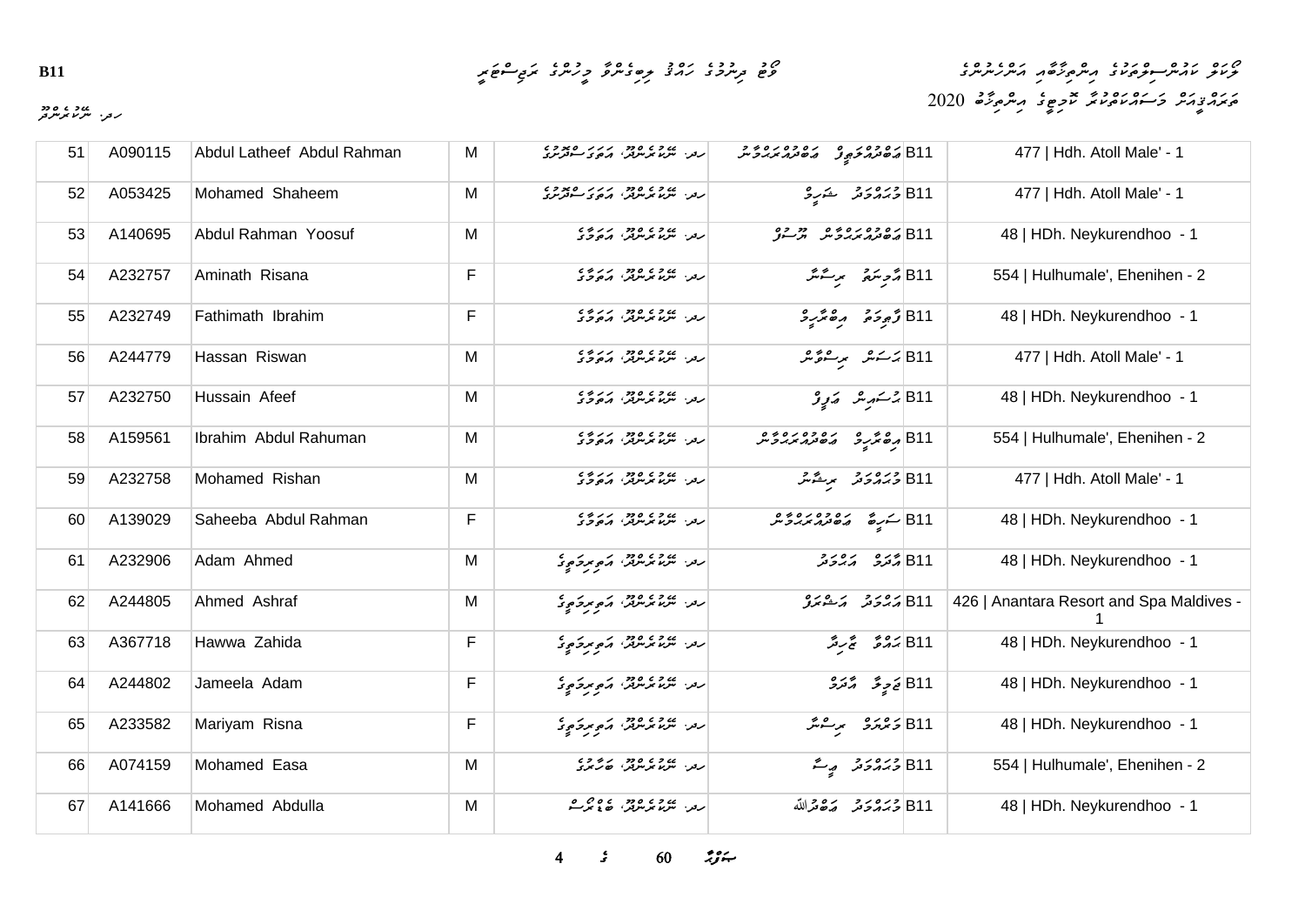| 51 | A090115 | Abdul Latheef Abdul Rahman | M | ހދ. ނޭކުރެންދޫ. އަތަމަސްތަރުގެ | B11 ޢަބްދުލްލަތީފް ޢަބްދުއްރަޙްމާން | 477 \| Hdh. Atoll Male' - 1 |
|---|---|---|---|---|---|---|
| 52 | A053425 | Mohamed Shaheem | M | ހދ. ނޭކުރެންދޫ. އަތަމަސްތަރުގެ | B11 މުޙައްމަދު ޝަހީމް | 477 \| Hdh. Atoll Male' - 1 |
| 53 | A140695 | Abdul Rahman Yoosuf | M | ހދ. ނޭކުރެންދޫ. އަލަވާގެ | B11 ޢަބްދުއްރަޙްމާން ޔޫސުފް | 48 \| HDh. Neykurendhoo - 1 |
| 54 | A232757 | Aminath Risana | F | ހދ. ނޭކުރެންދޫ. އަލަވާގެ | B11 އާމިނަތު ރިސާނާ | 554 \| Hulhumale', Ehenihen - 2 |
| 55 | A232749 | Fathimath Ibrahim | F | ހދ. ނޭކުރެންދޫ. އަލަވާގެ | B11 ފާތިމަތު އިބްރާހީމް | 48 \| HDh. Neykurendhoo - 1 |
| 56 | A244779 | Hassan Riswan | M | ހދ. ނޭކުރެންދޫ. އަލަވާގެ | B11 ޙަސަން ރިސްވާން | 477 \| Hdh. Atoll Male' - 1 |
| 57 | A232750 | Hussain Afeef | M | ހދ. ނޭކުރެންދޫ. އަލަވާގެ | B11 ޙުސައިން ޢަފީފް | 48 \| HDh. Neykurendhoo - 1 |
| 58 | A159561 | Ibrahim Abdul Rahuman | M | ހދ. ނޭކުރެންދޫ. އަލަވާގެ | B11 އިބްރާހީމް ޢަބްދުއްރަޙްމާން | 554 \| Hulhumale', Ehenihen - 2 |
| 59 | A232758 | Mohamed Rishan | M | ހދ. ނޭކުރެންދޫ. އަލަވާގެ | B11 މުޙައްމަދު ރިޝާން | 477 \| Hdh. Atoll Male' - 1 |
| 60 | A139029 | Saheeba Abdul Rahman | F | ހދ. ނޭކުރެންދޫ. އަލަވާގެ | B11 ސަހީބާ ޢަބްދުއްރަޙްމާން | 48 \| HDh. Neykurendhoo - 1 |
| 61 | A232906 | Adam Ahmed | M | ހދ. ނޭކުރެންދޫ. އަލިރިމަލިގެ | B11 އާދަމް އަޙްމަދު | 48 \| HDh. Neykurendhoo - 1 |
| 62 | A244805 | Ahmed Ashraf | M | ހދ. ނޭކުރެންދޫ. އަލިރިމަލިގެ | B11 އަޙްމަދު އަޝްރަފް | 426 \| Anantara Resort and Spa Maldives - 1 |
| 63 | A367718 | Hawwa Zahida | F | ހދ. ނޭކުރެންދޫ. އަލިރިމަލިގެ | B11 ޙައްވާ ޒާހިދާ | 48 \| HDh. Neykurendhoo - 1 |
| 64 | A244802 | Jameela Adam | F | ހދ. ނޭކުރެންދޫ. އަލިރިމަލިގެ | B11 ޖަމީލާ އާދަމް | 48 \| HDh. Neykurendhoo - 1 |
| 65 | A233582 | Mariyam Risna | F | ހދ. ނޭކުރެންދޫ. އަލިރިމަލިގެ | B11 މަރިޔަމް ރިސްނާ | 48 \| HDh. Neykurendhoo - 1 |
| 66 | A074159 | Mohamed Easa | M | ހދ. ނޭކުރެންދޫ. ބަހާރުގެ | B11 މުޙައްމަދު ޢީސާ | 554 \| Hulhumale', Ehenihen - 2 |
| 67 | A141666 | Mohamed Abdulla | M | ހދ. ނޭކުރެންދޫ. ބެޖެރުސް | B11 މުޙައްމަދު ޢަބްދުﷲ | 48 \| HDh. Neykurendhoo - 1 |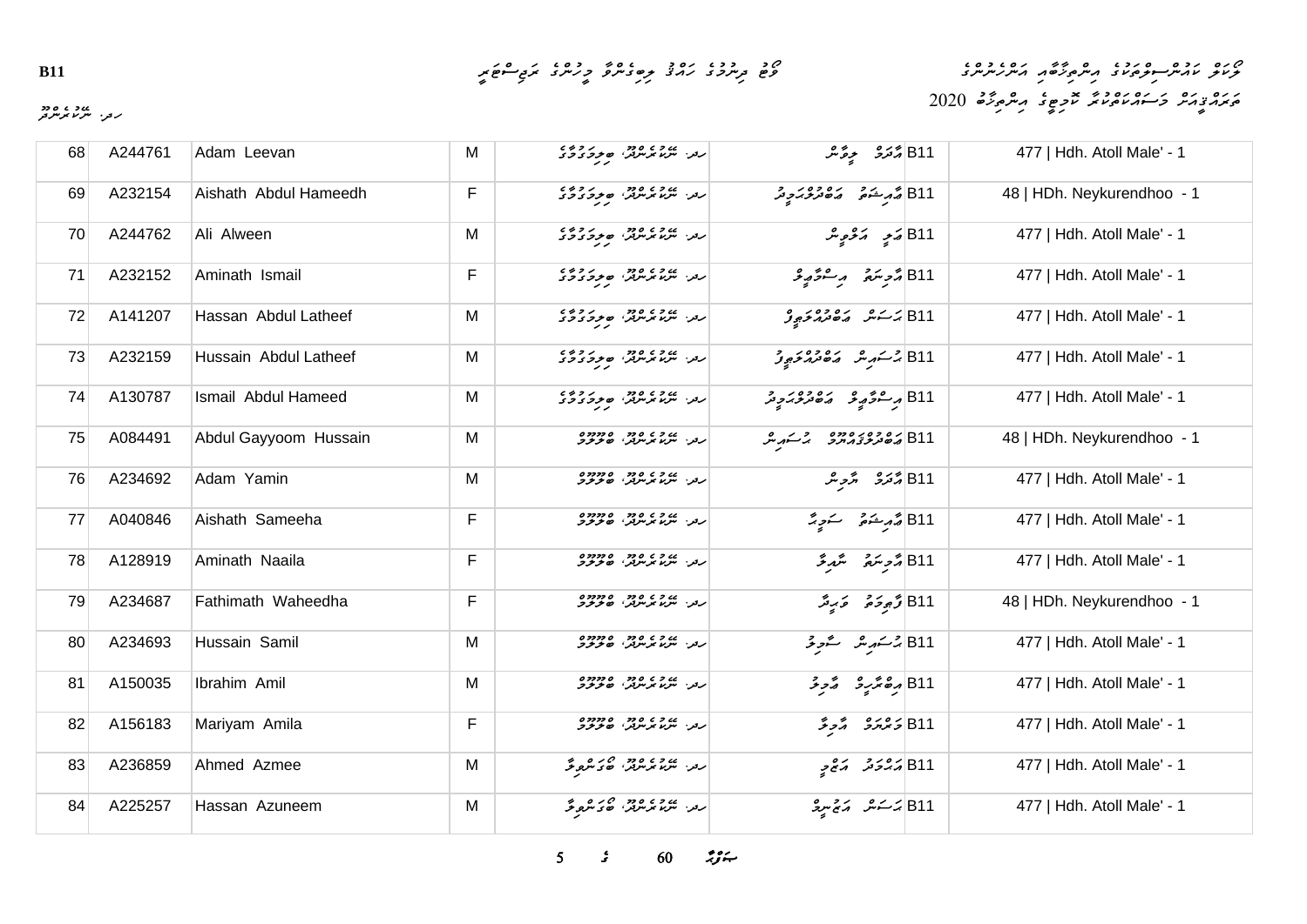| 68 | A244761 | Adam Leevan | M | ހދ. ނޭކުރެންދޫ، ބިލިމަގުމާގެ | B11 އާދަމް ލީވާން | 477 \| Hdh. Atoll Male' - 1 |
|---|---|---|---|---|---|---|
| 69 | A232154 | Aishath Abdul Hameedh | F | ހދ. ނޭކުރެންދޫ، ބިލިމަގުމާގެ | B11 އާއިޝަތު އަބްދުލްހަމީދު | 48 \| HDh. Neykurendhoo - 1 |
| 70 | A244762 | Ali Alween | M | ހދ. ނޭކުރެންދޫ، ބިލިމަގުމާގެ | B11 އަލި އަލްވީން | 477 \| Hdh. Atoll Male' - 1 |
| 71 | A232152 | Aminath Ismail | F | ހދ. ނޭކުރެންދޫ، ބިލިމަގުމާގެ | B11 އާމިނަތު އިސްމާއިލް | 477 \| Hdh. Atoll Male' - 1 |
| 72 | A141207 | Hassan Abdul Latheef | M | ހދ. ނޭކުރެންދޫ، ބިލިމަގުމާގެ | B11 ހަސަން އަބްދުއްލަޠީފު | 477 \| Hdh. Atoll Male' - 1 |
| 73 | A232159 | Hussain Abdul Latheef | M | ހދ. ނޭކުރެންދޫ، ބިލިމަގުމާގެ | B11 ހުސައިން އަބްދުއްލަޠީފު | 477 \| Hdh. Atoll Male' - 1 |
| 74 | A130787 | Ismail Abdul Hameed | M | ހދ. ނޭކުރެންދޫ، ބިލިމަގުމާގެ | B11 އިސްމާއިލް އަބްދުލްހަމީދު | 477 \| Hdh. Atoll Male' - 1 |
| 75 | A084491 | Abdul Gayyoom Hussain | M | ހދ. ނޭކުރެންދޫ، ބޮޑުގޭ | B11 އަބްދުލްގައްޔޫމް ހުސައިން | 48 \| HDh. Neykurendhoo - 1 |
| 76 | A234692 | Adam Yamin | M | ހދ. ނޭކުރެންދޫ، ބޮޑުގޭ | B11 އާދަމް ޔާމިން | 477 \| Hdh. Atoll Male' - 1 |
| 77 | A040846 | Aishath Sameeha | F | ހދ. ނޭކުރެންދޫ، ބޮޑުގޭ | B11 އާއިޝަތު ސަމީޙާ | 477 \| Hdh. Atoll Male' - 1 |
| 78 | A128919 | Aminath Naaila | F | ހދ. ނޭކުރެންދޫ، ބޮޑުގޭ | B11 އާމިނަތު ނާއިލާ | 477 \| Hdh. Atoll Male' - 1 |
| 79 | A234687 | Fathimath Waheedha | F | ހދ. ނޭކުރެންދޫ، ބޮޑުގޭ | B11 ފާތިމަތު ވަހީދާ | 48 \| HDh. Neykurendhoo - 1 |
| 80 | A234693 | Hussain Samil | M | ހދ. ނޭކުރެންދޫ، ބޮޑުގޭ | B11 ހުސައިން ސާމިލް | 477 \| Hdh. Atoll Male' - 1 |
| 81 | A150035 | Ibrahim Amil | M | ހދ. ނޭކުރެންދޫ، ބޮޑުގޭ | B11 އިބްރާހީމް އާމިލް | 477 \| Hdh. Atoll Male' - 1 |
| 82 | A156183 | Mariyam Amila | F | ހދ. ނޭކުރެންދޫ، ބޮޑުގޭ | B11 މަރިޔަމް އާމިލާ | 477 \| Hdh. Atoll Male' - 1 |
| 83 | A236859 | Ahmed Azmee | M | ހދ. ނޭކުރެންދޫ، ބޮޑުހިލާ | B11 އަހްމަދު އަޒްމީ | 477 \| Hdh. Atoll Male' - 1 |
| 84 | A225257 | Hassan Azuneem | M | ހދ. ނޭކުރެންދޫ، ބޮޑުހިލާ | B11 ހަސަން އަޒުނީމް | 477 \| Hdh. Atoll Male' - 1 |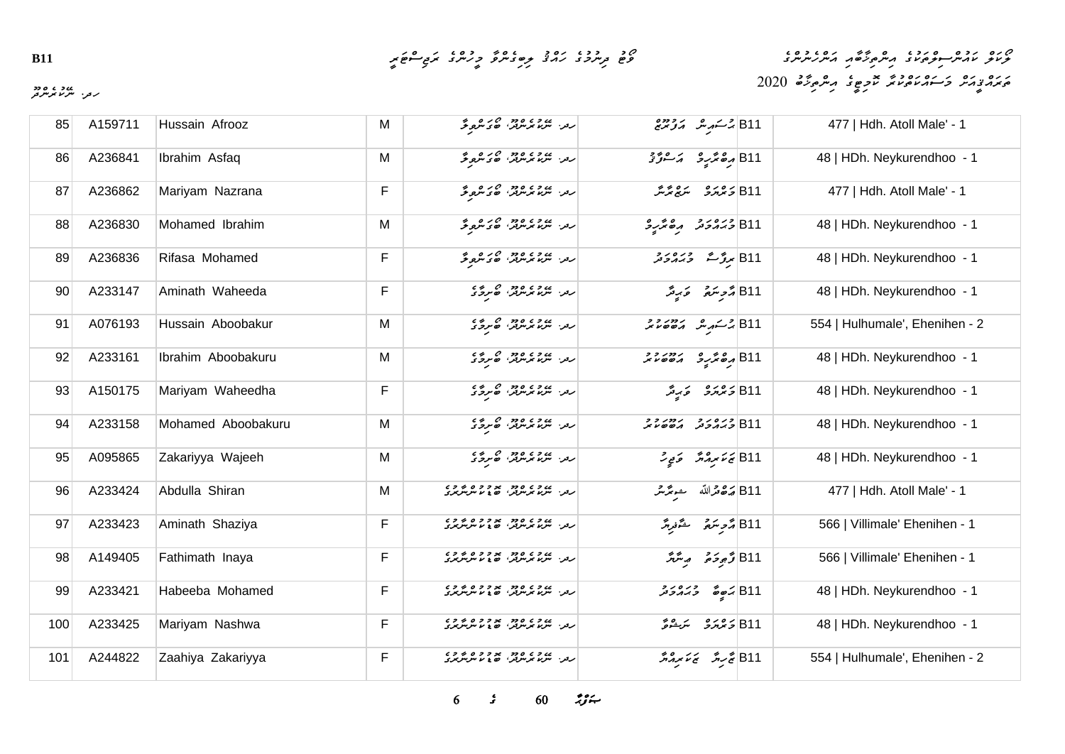| 85 | A159711 | Hussain Afrooz | M | رދ. ނޭކުރެންދޫ، ބޮޑުރޯޑް | ހުސައިން އަފްރޫޒް B11 | 477 \| Hdh. Atoll Male' - 1 |
|---|---|---|---|---|---|---|
| 86 | A236841 | Ibrahim Asfaq | M | ހދ. ނޭކުރެންދޫ، ބޮޑުރޯޑް | އިބްރާހީމް އަސްފާޤް B11 | 48 \| HDh. Neykurendhoo - 1 |
| 87 | A236862 | Mariyam Nazrana | F | ހދ. ނޭކުރެންދޫ، ބޮޑުރޯޑް | މަރިޔަމް ނަޒްރާނާ B11 | 477 \| Hdh. Atoll Male' - 1 |
| 88 | A236830 | Mohamed Ibrahim | M | ހދ. ނޭކުރެންދޫ، ބޮޑުރޯޑް | މުހައްމަދު އިބްރާހީމް B11 | 48 \| HDh. Neykurendhoo - 1 |
| 89 | A236836 | Rifasa Mohamed | F | ހދ. ނޭކުރެންދޫ، ބޮޑުރޯޑް | ރިފާސާ މުހައްމަދު B11 | 48 \| HDh. Neykurendhoo - 1 |
| 90 | A233147 | Aminath Waheeda | F | ހދ. ނޭކުރެންދޫ، ބިލާގެ | އާމިނަތު ވަހީދާ B11 | 48 \| HDh. Neykurendhoo - 1 |
| 91 | A076193 | Hussain Aboobakur | M | ހދ. ނޭކުރެންދޫ، ބިލާގެ | ހުސައިން އަބޫބަކުރު B11 | 554 \| Hulhumale', Ehenihen - 2 |
| 92 | A233161 | Ibrahim Aboobakuru | M | ހދ. ނޭކުރެންދޫ، ބިލާގެ | އިބްރާހީމް އަބޫބަކުރު B11 | 48 \| HDh. Neykurendhoo - 1 |
| 93 | A150175 | Mariyam Waheedha | F | ހދ. ނޭކުރެންދޫ، ބިލާގެ | މަރިޔަމް ވަހީދާ B11 | 48 \| HDh. Neykurendhoo - 1 |
| 94 | A233158 | Mohamed Aboobakuru | M | ހދ. ނޭކުރެންދޫ، ބިލާގެ | މުހައްމަދު އަބޫބަކުރު B11 | 48 \| HDh. Neykurendhoo - 1 |
| 95 | A095865 | Zakariyya Wajeeh | M | ހދ. ނޭކުރެންދޫ، ބިލާގެ | ޒަކަރިއްޔާ ވަޖީހު B11 | 48 \| HDh. Neykurendhoo - 1 |
| 96 | A233424 | Abdulla Shiran | M | ހދ. ނޭކުރެންދޫ، ބޮޑުކަންނެލިގެ | އަބްދުﷲ ޝިރާން B11 | 477 \| Hdh. Atoll Male' - 1 |
| 97 | A233423 | Aminath Shaziya | F | ހދ. ނޭކުރެންދޫ، ބޮޑުކަންނެލިގެ | އާމިނަތު ޝާޒިޔާ B11 | 566 \| Villimale' Ehenihen - 1 |
| 98 | A149405 | Fathimath Inaya | F | ހދ. ނޭކުރެންދޫ، ބޮޑުކަންނެލިގެ | ފާތިމަތު އިނާޔާ B11 | 566 \| Villimale' Ehenihen - 1 |
| 99 | A233421 | Habeeba Mohamed | F | ހދ. ނޭކުރެންދޫ، ބޮޑުކަންނެލިގެ | ހަބީބާ މުހައްމަދު B11 | 48 \| HDh. Neykurendhoo - 1 |
| 100 | A233425 | Mariyam Nashwa | F | ހދ. ނޭކުރެންދޫ، ބޮޑުކަންނެލިގެ | މަރިޔަމް ނަޝްވާ B11 | 48 \| HDh. Neykurendhoo - 1 |
| 101 | A244822 | Zaahiya Zakariyya | F | ހދ. ނޭކުރެންދޫ، ބޮޑުކަންނެލިގެ | ޒާހިޔާ ޒަކަރިއްޔާ B11 | 554 \| Hulhumale', Ehenihen - 2 |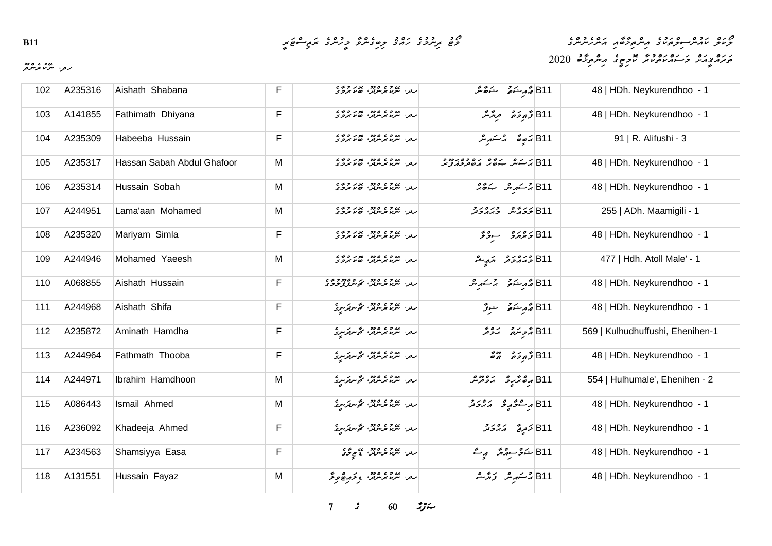| 102 | A235316 | Aishath Shabana | F | رىر. ئىرىمۇرىرى ھەمرۇ | B11 مەرىشقى ئىقەش | 48 \| HDh. Neykurendhoo - 1 |
|---|---|---|---|---|---|---|
| 103 | A141855 | Fathimath Dhiyana | F | رىر. ئىرىمۇرىرى ھەمرۇ | B11 ۇجوخۇ ترىرىگر | 48 \| HDh. Neykurendhoo - 1 |
| 104 | A235309 | Habeeba Hussain | F | رىر. ئىرىمۇرىرى ھەمرۇ | B11 بەھ بر سەر بر | 91 \| R. Alifushi - 3 |
| 105 | A235317 | Hassan Sabah Abdul Ghafoor | M | رىر. ئىرىمۇرىرى ھەمرۇ | B11 بر سەس سەھەر مەھىر ئەر | 48 \| HDh. Neykurendhoo - 1 |
| 106 | A235314 | Hussain Sobah | M | رىر. ئىرىمۇرىرى ھەمرۇ | B11 برسىر بىر سەھەر | 48 \| HDh. Neykurendhoo - 1 |
| 107 | A244951 | Lama'aan Mohamed | M | رىر. ئىرىمۇرىرى ھەمرۇ | B11 ئۇرگىر دىرەرد | 255 \| ADh. Maamigili - 1 |
| 108 | A235320 | Mariyam Simla | F | رىر. ئىرىمۇرىرى ھەمرۇ | B11 كەمرىرو سوڭو | 48 \| HDh. Neykurendhoo - 1 |
| 109 | A244946 | Mohamed Yaeesh | M | رىر. ئىرىمۇرىرى ھەمرۇ | B11 دىرەرد مەرىش | 477 \| Hdh. Atoll Male' - 1 |
| 110 | A068855 | Aishath Hussain | F | رىر. ئىرىمۇرىرى ئوسرۇرۇ | B11 مەرىشقى برسىرىر | 48 \| HDh. Neykurendhoo - 1 |
| 111 | A244968 | Aishath Shifa | F | رىر. ئىرىمۇرىرى ئوسرىرىرى | B11 مەرىشقى ھوگ | 48 \| HDh. Neykurendhoo - 1 |
| 112 | A235872 | Aminath Hamdha | F | رىر. ئىرىمۇرىرى ئوسرىرىرى | B11 مەرىترى بروتر | 569 \| Kulhudhuffushi, Ehenihen-1 |
| 113 | A244964 | Fathmath Thooba | F | رىر. ئىرىمۇرىرى ئوسرىرىرى | B11 ۇجوخۇ جوھ | 48 \| HDh. Neykurendhoo - 1 |
| 114 | A244971 | Ibrahim Hamdhoon | M | رىر. ئىرىمۇرىرى ئوسرىرىرى | B11 مەھەرىرو بروترس | 554 \| Hulhumale', Ehenihen - 2 |
| 115 | A086443 | Ismail Ahmed | M | رىر. ئىرىمۇرىرى ئوسرىرىرى | B11 مرسوگەرو مەرەرد | 48 \| HDh. Neykurendhoo - 1 |
| 116 | A236092 | Khadeeja Ahmed | F | رىر. ئىرىمۇرىرى ئوسرىرىرى | B11 زىرىج مەرەرد | 48 \| HDh. Neykurendhoo - 1 |
| 117 | A234563 | Shamsiyya Easa | F | رىر. ئىرىمۇرىرى ئىچ ۇ | B11 شەۋسىرەر مەسى | 48 \| HDh. Neykurendhoo - 1 |
| 118 | A131551 | Hussain Fayaz | M | رىر. ئىرىمۇرىرى ، خەرھورگ | B11 برسىرىر ۆگرىش | 48 \| HDh. Neykurendhoo - 1 |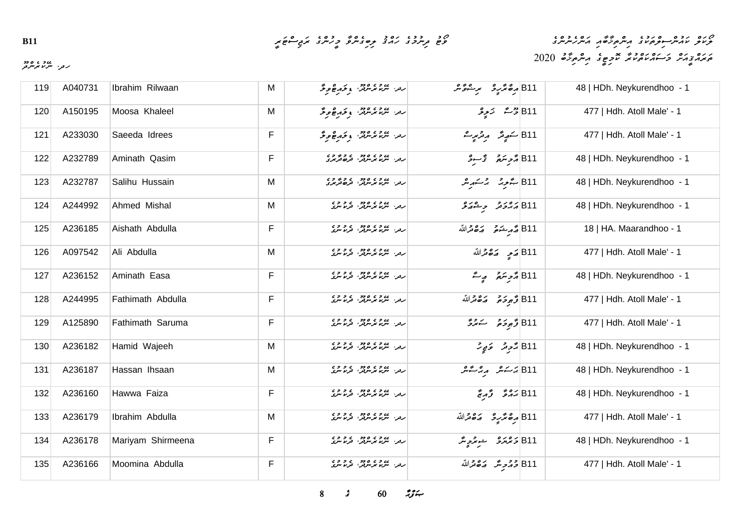| 119 | A040731 | Ibrahim Rilwaan | M | رعر. سرمانرسرعر، وخەمرەووڭ | B11 مەھەترىرى مىرشەۋىتر | 48 \| HDh. Neykurendhoo - 1 |
|---|---|---|---|---|---|---|
| 120 | A150195 | Moosa Khaleel | M | رعر. سرمانرسرعر، وخەمرەووڭ | B11 تۇستە ئەموقى | 477 \| Hdh. Atoll Male' - 1 |
| 121 | A233030 | Saeeda Idrees | F | رعر. سرمانرسرعر، وخەمرەووڭ | B11 سەمپەتر مەترىپرىش | 477 \| Hdh. Atoll Male' - 1 |
| 122 | A232789 | Aminath Qasim | F | رعر. سرمانرسرعر، قرەقرىرى | B11 مەھرىتىقە قۇسىۋ | 48 \| HDh. Neykurendhoo - 1 |
| 123 | A232787 | Salihu Hussain | M | رعر. سرمانرسرعر، قرەقرىرى | B11 سەۋرىر بەسەمرىتر | 48 \| HDh. Neykurendhoo - 1 |
| 124 | A244992 | Ahmed Mishal | M | رعر. سرمانرسرعر، قرىلاسرى | B11 مەبرىقىر جىشەمەقى | 48 \| HDh. Neykurendhoo - 1 |
| 125 | A236185 | Aishath Abdulla | F | رعر. سرمانرسرعر، قرىلاسرى | B11 مەمرىشەھ مەھىراللە | 18 \| HA. Maarandhoo - 1 |
| 126 | A097542 | Ali Abdulla | M | رعر. سرمانرسرعر، قرىلاسرى | B11 مەمچ مەھىراللە | 477 \| Hdh. Atoll Male' - 1 |
| 127 | A236152 | Aminath Easa | F | رعر. سرمانرسرعر، قرىلاسرى | B11 مەھرىتىقە مەيشە | 48 \| HDh. Neykurendhoo - 1 |
| 128 | A244995 | Fathimath Abdulla | F | رعر. سرمانرسرعر، قرىلاسرى | B11 ۋەجوخەھ مەھىراللە | 477 \| Hdh. Atoll Male' - 1 |
| 129 | A125890 | Fathimath Saruma | F | رعر. سرمانرسرعر، قرىلاسرى | B11 ۋەجوخەھ سەنترىۋ | 477 \| Hdh. Atoll Male' - 1 |
| 130 | A236182 | Hamid Wajeeh | M | رعر. سرمانرسرعر، قرىلاسرى | B11 بەجوقر ۋەمەر | 48 \| HDh. Neykurendhoo - 1 |
| 131 | A236187 | Hassan Ihsaan | M | رعر. سرمانرسرعر، قرىلاسرى | B11 بەسەنتر مەبرىشەتر | 48 \| HDh. Neykurendhoo - 1 |
| 132 | A236160 | Hawwa Faiza | F | رعر. سرمانرسرعر، قرىلاسرى | B11 بەمەۋ ۋەمچ | 48 \| HDh. Neykurendhoo - 1 |
| 133 | A236179 | Ibrahim Abdulla | M | رعر. سرمانرسرعر، قرىلاسرى | B11 مەھەترىرى مەھىراللە | 477 \| Hdh. Atoll Male' - 1 |
| 134 | A236178 | Mariyam Shirmeena | F | رعر. سرمانرسرعر، قرىلاسرى | B11 ۋەترىرى شومرچىتر | 48 \| HDh. Neykurendhoo - 1 |
| 135 | A236166 | Moomina Abdulla | F | رعر. سرمانرسرعر، قرىلاسرى | B11 دەمچىتر مەھىراللە | 477 \| Hdh. Atoll Male' - 1 |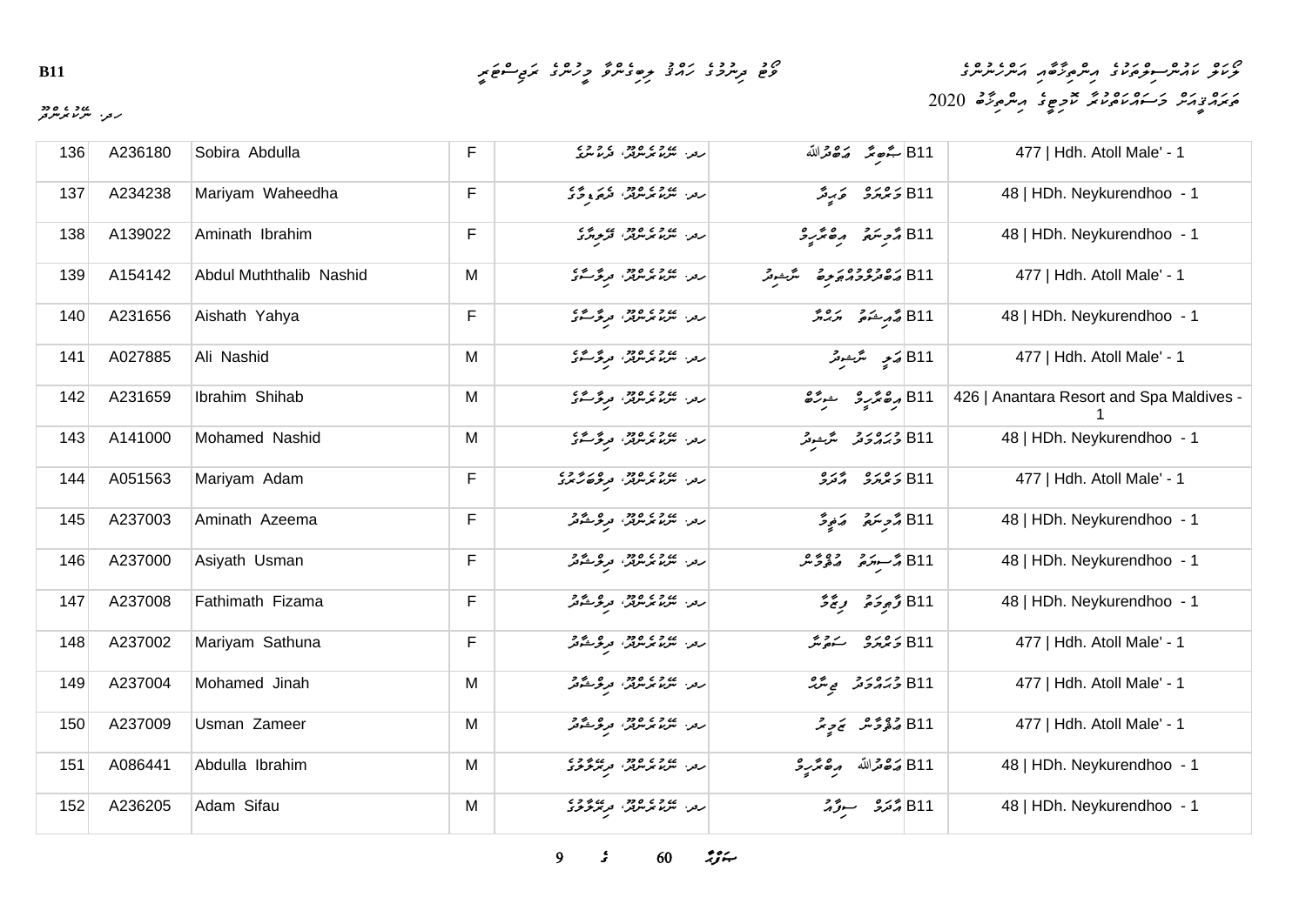| 136 | A236180 | Sobira Abdulla | F | رىر. سُرْءُ بَرْسِرْبَرْ، بَرْءُ سْرَى | B11 سُّوَ بَرْ مَرْھُ قْرَاللّه | 477 \| Hdh. Atoll Male' - 1 |
|---|---|---|---|---|---|---|
| 137 | A234238 | Mariyam Waheedha | F | رىر. سُرْءُ بَرْسِرْبَرْ، قَرْمَ وِ وَّى | B11 وَ بْرْ بَرْ وَ وَ بِرْ تَرْ | 48 \| HDh. Neykurendhoo - 1 |
| 138 | A139022 | Aminath Ibrahim | F | رىر. سُرْءُ بَرْسِرْبَرْ، ءُ وِ رِّى | B11 مُرْ جِ سَرَة بِرْ ھِ مُرْ رِ وْ | 48 \| HDh. Neykurendhoo - 1 |
| 139 | A154142 | Abdul Muththalib Nashid | M | رىر. سُرْءُ بَرْسِرْبَرْ، مِرْ وَّ سْءُ | B11 مَرْ ھُ مَرْ وَ وُ مَرْ بَرْ وِ ھِ سَرْ شِ وِ مَرْ | 477 \| Hdh. Atoll Male' - 1 |
| 140 | A231656 | Aishath Yahya | F | رىر. سُرْءُ بَرْسِرْبَرْ، مِرْ وَّ سْءُ | B11 مُرْ مِرْ شِ وَ تَرْ مَرْ بَرْ مَرْ | 48 \| HDh. Neykurendhoo - 1 |
| 141 | A027885 | Ali Nashid | M | رىر. سُرْءُ بَرْسِرْبَرْ، مِرْ وَّ سْءُ | B11 مَرْ وِ سَرْ شِ وِ مَرْ | 477 \| Hdh. Atoll Male' - 1 |
| 142 | A231659 | Ibrahim Shihab | M | رىر. سُرْءُ بَرْسِرْبَرْ، مِرْ وَّ سْءُ | B11 مِرْ ھِ مُرْ رِ وْ شِ رِ ھُ | 426 \| Anantara Resort and Spa Maldives - 1 |
| 143 | A141000 | Mohamed Nashid | M | رىر. سُرْءُ بَرْسِرْبَرْ، مِرْ وَّ سْءُ | B11 وَ بَرْ مَرْ وَ مَرْ سَرْ شِ وِ مَرْ | 48 \| HDh. Neykurendhoo - 1 |
| 144 | A051563 | Mariyam Adam | F | رىر. سُرْءُ بَرْسِرْبَرْ، مِرْ وَّ ھَ رَ سْ بَرْ ى | B11 وَ بْرْ بَرْ وَ مُرْ مَرْ وَ | 477 \| Hdh. Atoll Male' - 1 |
| 145 | A237003 | Aminath Azeema | F | رىر. سُرْءُ بَرْسِرْبَرْ، مِرْ وَّ شِ مَرْ | B11 مُرْ جِ سَرَة مَرْ ھِ وِ وَّ | 48 \| HDh. Neykurendhoo - 1 |
| 146 | A237000 | Asiyath Usman | F | رىر. سُرْءُ بَرْسِرْبَرْ، مِرْ وَّ شِ مَرْ | B11 مُرْ سِ بَرْ وَ مَرْ ھُ وَّ سَرْ | 48 \| HDh. Neykurendhoo - 1 |
| 147 | A237008 | Fathimath Fizama | F | رىر. سُرْءُ بَرْسِرْبَرْ، مِرْ وَّ شِ مَرْ | B11 وَّ جِ وَ وَ وِ ھِ وَّ | 48 \| HDh. Neykurendhoo - 1 |
| 148 | A237002 | Mariyam Sathuna | F | رىر. سُرْءُ بَرْسِرْبَرْ، مِرْ وَّ شِ مَرْ | B11 وَ بْرْ بَرْ وَ سَ وَ سَرْ | 477 \| Hdh. Atoll Male' - 1 |
| 149 | A237004 | Mohamed Jinah | M | رىر. سُرْءُ بَرْسِرْبَرْ، مِرْ وَّ شِ مَرْ | B11 وَ بَرْ مَرْ وَ مَرْ مِ سَرْ رُ | 477 \| Hdh. Atoll Male' - 1 |
| 150 | A237009 | Usman Zameer | M | رىر. سُرْءُ بَرْسِرْبَرْ، مِرْ وَّ شِ مَرْ | B11 مَرْ ھُ وَّ سَرْ سَ وِ بَرْ | 477 \| Hdh. Atoll Male' - 1 |
| 151 | A086441 | Abdulla Ibrahim | M | رىر. سُرْءُ بَرْسِرْبَرْ، مِرْ بَرْ وَّ وَ ى | B11 مَرْ ھُ قْرَاللّه مِرْ ھِ مُرْ رِ وْ | 48 \| HDh. Neykurendhoo - 1 |
| 152 | A236205 | Adam Sifau | M | رىر. سُرْءُ بَرْسِرْبَرْ، مِرْ بَرْ وَّ وَ ى | B11 مُرْ مَرْ وَ سِ وَّ مَرْ | 48 \| HDh. Neykurendhoo - 1 |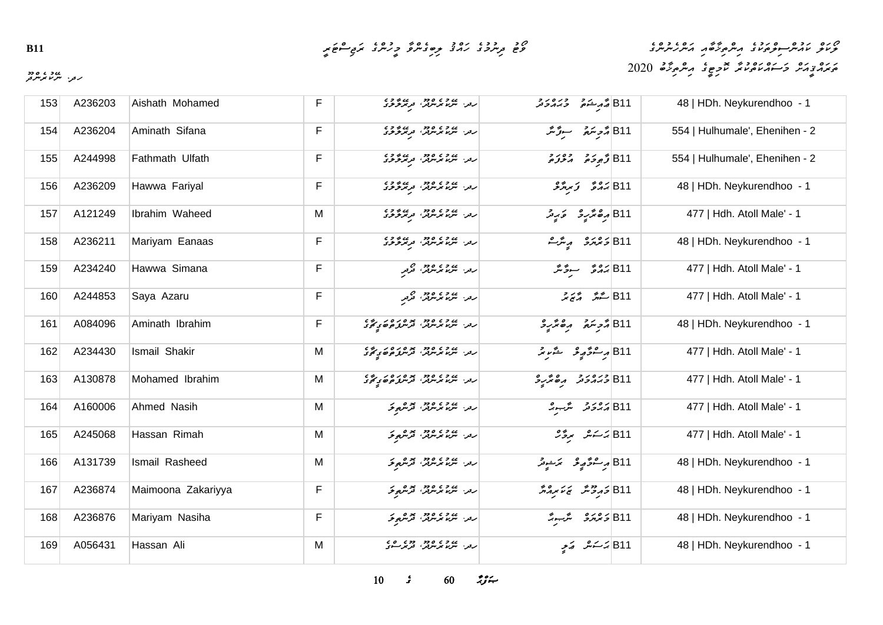| 153 | A236203 | Aishath Mohamed | F | ހދ. ނޭކުރެންދޫ، ދިރާގުގެ | B11 އައިޝަތު މުހައްމަދު | 48 \| HDh. Neykurendhoo - 1 |
|---|---|---|---|---|---|---|
| 154 | A236204 | Aminath Sifana | F | ހދ. ނޭކުރެންދޫ، ދިރާގުގެ | B11 އާމިނަތު ސިފާނާ | 554 \| Hulhumale', Ehenihen - 2 |
| 155 | A244998 | Fathmath Ulfath | F | ހދ. ނޭކުރެންދޫ، ދިރާގުގެ | B11 ފާތިމަތު އުލްފަތު | 554 \| Hulhumale', Ehenihen - 2 |
| 156 | A236209 | Hawwa Fariyal | F | ހދ. ނޭކުރެންދޫ، ދިރާގުގެ | B11 ހައްވާ ފަރިޔާލް | 48 \| HDh. Neykurendhoo - 1 |
| 157 | A121249 | Ibrahim Waheed | M | ހދ. ނޭކުރެންދޫ، ދިރާގުގެ | B11 އިބްރާހީމް ވަހީދު | 477 \| Hdh. Atoll Male' - 1 |
| 158 | A236211 | Mariyam Eanaas | F | ހދ. ނޭކުރެންދޫ، ދިރާގުގެ | B11 މަރިޔަމް އީނާސް | 48 \| HDh. Neykurendhoo - 1 |
| 159 | A234240 | Hawwa Simana | F | ހދ. ނޭކުރެންދޫ، ދޮރި | B11 ހައްވާ ސިމާނާ | 477 \| Hdh. Atoll Male' - 1 |
| 160 | A244853 | Saya Azaru | F | ހދ. ނޭކުރެންދޫ، ދޮރި | B11 ސާޔާ އަޒަރު | 477 \| Hdh. Atoll Male' - 1 |
| 161 | A084096 | Aminath Ibrahim | F | ހދ. ނޭކުރެންދޫ، ދޫނިދަލްބަހާރުގެ | B11 އާމިނަތު އިބްރާހީމް | 48 \| HDh. Neykurendhoo - 1 |
| 162 | A234430 | Ismail Shakir | M | ހދ. ނޭކުރެންދޫ، ދޫނިދަލްބަހާރުގެ | B11 އިސްމާޢީލް ޝާކިރު | 477 \| Hdh. Atoll Male' - 1 |
| 163 | A130878 | Mohamed Ibrahim | M | ހދ. ނޭކުރެންދޫ، ދޫނިދަލްބަހާރުގެ | B11 މުހައްމަދު އިބްރާހީމް | 477 \| Hdh. Atoll Male' - 1 |
| 164 | A160006 | Ahmed Nasih | M | ހދ. ނޭކުރެންދޫ، ދޫނިވާ | B11 އަހްމަދު ނާސިހު | 477 \| Hdh. Atoll Male' - 1 |
| 165 | A245068 | Hassan Rimah | M | ހދ. ނޭކުރެންދޫ، ދޫނިވާ | B11 ހަސަން ރިމާހު | 477 \| Hdh. Atoll Male' - 1 |
| 166 | A131739 | Ismail Rasheed | M | ހދ. ނޭކުރެންދޫ، ދޫނިވާ | B11 އިސްމާޢީލް ރަޝީދު | 48 \| HDh. Neykurendhoo - 1 |
| 167 | A236874 | Maimoona Zakariyya | F | ހދ. ނޭކުރެންދޫ، ދޫނިވާ | B11 މައިމޫނާ ޒަކަރިއްޔާ | 48 \| HDh. Neykurendhoo - 1 |
| 168 | A236876 | Mariyam Nasiha | F | ހދ. ނޭކުރެންދޫ، ދޫނިވާ | B11 މަރިޔަމް ނާސިހާ | 48 \| HDh. Neykurendhoo - 1 |
| 169 | A056431 | Hassan Ali | M | ހދ. ނޭކުރެންދޫ، ދޫރެސްގެ | B11 ހަސަން އަލި | 48 \| HDh. Neykurendhoo - 1 |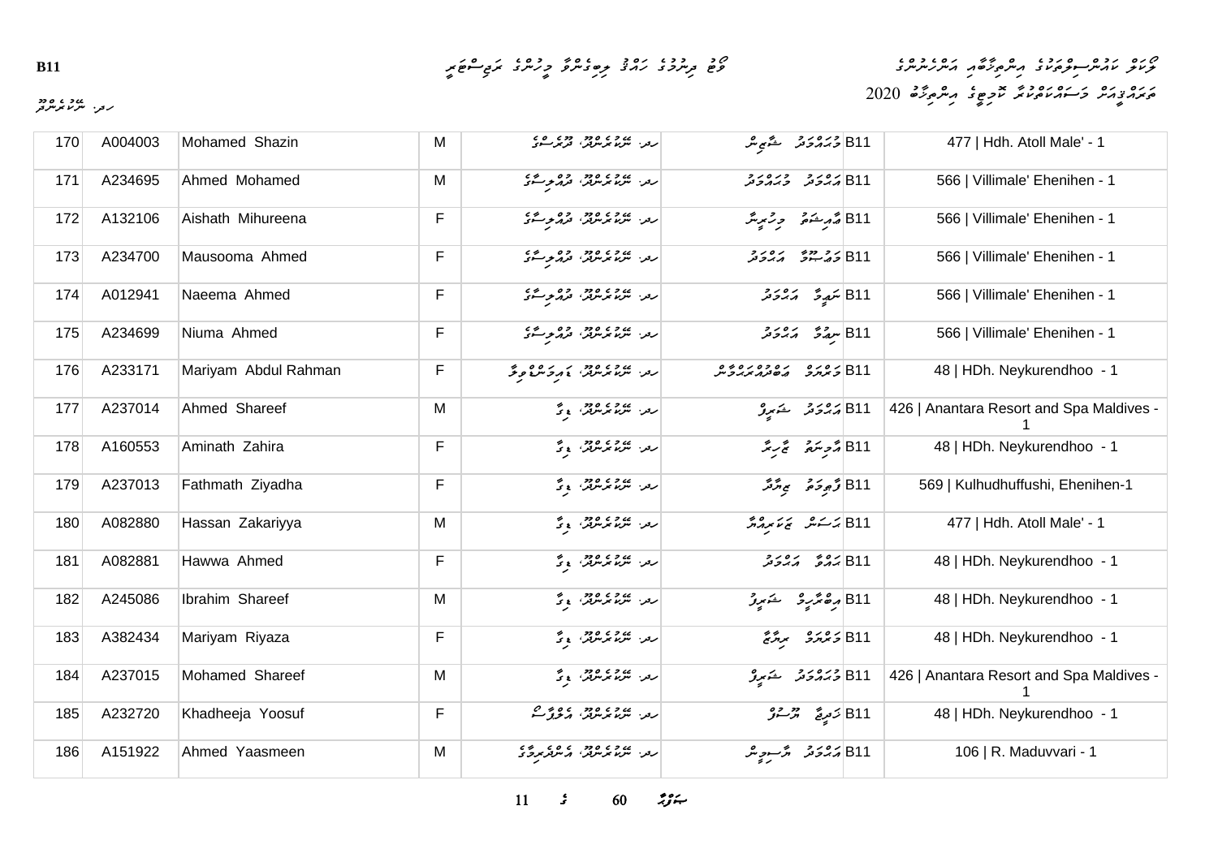| 170 | A004003 | Mohamed Shazin | M | ހދ. ނޭކުރެންދޫ، ދޫރާކޮވީ | B11 މުހައްމަދު ޝާޒިން | 477 \| Hdh. Atoll Male' - 1 |
|---|---|---|---|---|---|---|
| 171 | A234695 | Ahmed Mohamed | M | ހދ. ނޭކުރެންދޫ، ދެއްލިސްގެ | B11 އަހްމަދު މުހައްމަދު | 566 \| Villimale' Ehenihen - 1 |
| 172 | A132106 | Aishath Mihureena | F | ހދ. ނޭކުރެންދޫ، ދެއްލިސްގެ | B11 އާއިޝަތު މިހުރީނާ | 566 \| Villimale' Ehenihen - 1 |
| 173 | A234700 | Mausooma Ahmed | F | ހދ. ނޭކުރެންދޫ، ދެއްލިސްގެ | B11 މައުސޫމާ އަހްމަދު | 566 \| Villimale' Ehenihen - 1 |
| 174 | A012941 | Naeema Ahmed | F | ހދ. ނޭކުރެންދޫ، ދެއްލިސްގެ | B11 ނައީމާ އަހްމަދު | 566 \| Villimale' Ehenihen - 1 |
| 175 | A234699 | Niuma Ahmed | F | ހދ. ނޭކުރެންދޫ، ދެއްލިސްގެ | B11 ނިއުމާ އަހްމަދު | 566 \| Villimale' Ehenihen - 1 |
| 176 | A233171 | Mariyam Abdul Rahman | F | ހދ. ނޭކުރެންދޫ، ގުލްފާމްވިލާ | B11 މަރިޔަމް އަބްދުއްރަހްމާން | 48 \| HDh. Neykurendhoo - 1 |
| 177 | A237014 | Ahmed Shareef | M | ހދ. ނޭކުރެންދޫ، ޖާގާ | B11 އަހްމަދު ޝަރީފު | 426 \| Anantara Resort and Spa Maldives - 1 |
| 178 | A160553 | Aminath Zahira | F | ހދ. ނޭކުރެންދޫ، ޖާގާ | B11 އާމިނަތު ޒާހިރާ | 48 \| HDh. Neykurendhoo - 1 |
| 179 | A237013 | Fathmath Ziyadha | F | ހދ. ނޭކުރެންދޫ، ޖާގާ | B11 ފާތިމަތު ޒިޔާދާ | 569 \| Kulhudhuffushi, Ehenihen-1 |
| 180 | A082880 | Hassan Zakariyya | M | ހދ. ނޭކުރެންދޫ، ޖާގާ | B11 ހަސަން ޒަކަރިއްޔާ | 477 \| Hdh. Atoll Male' - 1 |
| 181 | A082881 | Hawwa Ahmed | F | ހދ. ނޭކުރެންދޫ، ޖާގާ | B11 ހައްވާ އަހްމަދު | 48 \| HDh. Neykurendhoo - 1 |
| 182 | A245086 | Ibrahim Shareef | M | ހދ. ނޭކުރެންދޫ، ޖާގާ | B11 އިބްރާހީމް ޝަރީފު | 48 \| HDh. Neykurendhoo - 1 |
| 183 | A382434 | Mariyam Riyaza | F | ހދ. ނޭކުރެންދޫ، ޖާގާ | B11 މަރިޔަމް ރިޔާޒާ | 48 \| HDh. Neykurendhoo - 1 |
| 184 | A237015 | Mohamed Shareef | M | ހދ. ނޭކުރެންދޫ، ޖާގާ | B11 މުހައްމަދު ޝަރީފު | 426 \| Anantara Resort and Spa Maldives - 1 |
| 185 | A232720 | Khadheeja Yoosuf | F | ހދ. ނޭކުރެންދޫ، އެވްޓާސް | B11 ޚަދީޖާ ޔޫސުފު | 48 \| HDh. Neykurendhoo - 1 |
| 186 | A151922 | Ahmed Yaasmeen | M | ހދ. ނޭކުރެންދޫ، އަސްދޭރިވާގެ | B11 އަހްމަދު ޔާސްމީން | 106 \| R. Maduvvari - 1 |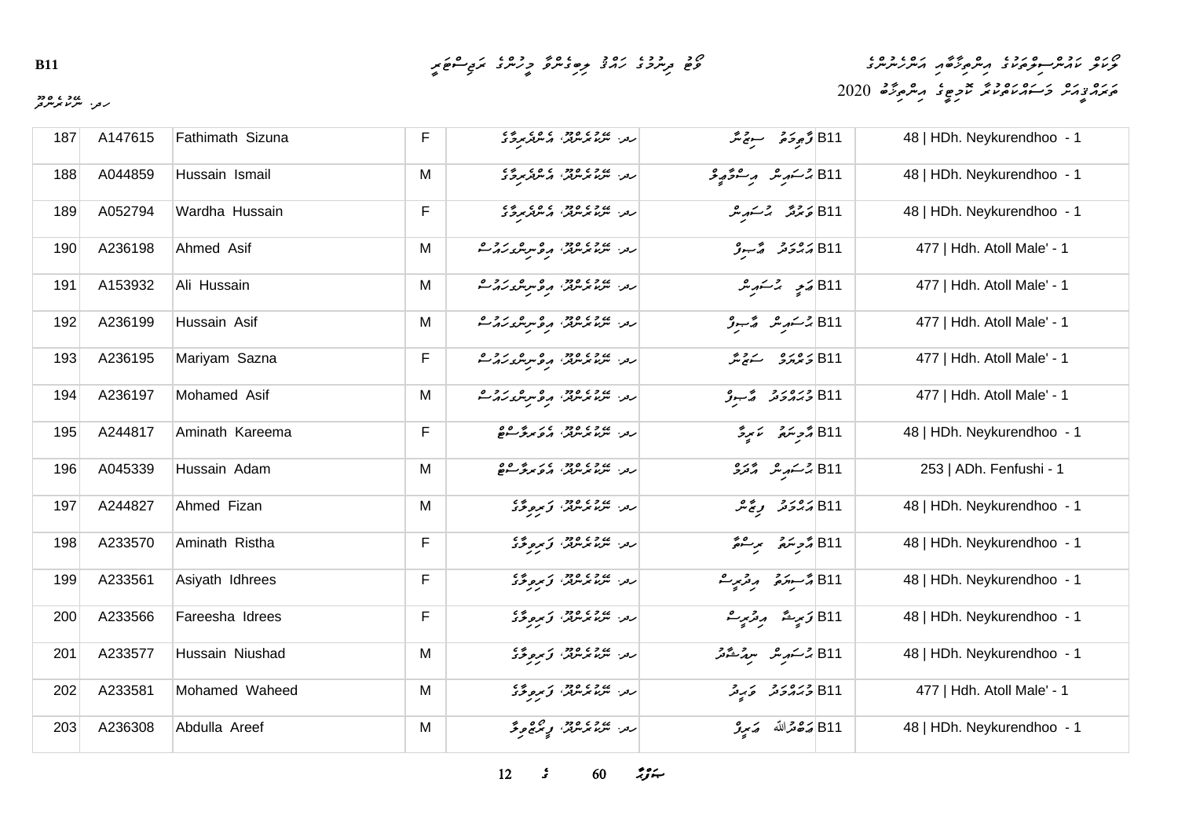| 187 | A147615 | Fathimath Sizuna | F | ހދ. ނޭކުރެންދޫ، އަންދެރިމާގެ | B11 ފާތިމަތު ސިޒުނާ | 48 \| HDh. Neykurendhoo - 1 |
|---|---|---|---|---|---|---|
| 188 | A044859 | Hussain Ismail | M | ހދ. ނޭކުރެންދޫ، އަންދެރިމާގެ | B11 ޙުސައިން އިސްމާޢީލް | 48 \| HDh. Neykurendhoo - 1 |
| 189 | A052794 | Wardha Hussain | F | ހދ. ނޭކުރެންދޫ، އަންދެރިމާގެ | B11 ވަރުދާ ޙުސައިން | 48 \| HDh. Neykurendhoo - 1 |
| 190 | A236198 | Ahmed Asif | M | ހދ. ނޭކުރެންދޫ، އިވެނިންގްހައުސް | B11 އަޙްމަދު އާސިފު | 477 \| Hdh. Atoll Male' - 1 |
| 191 | A153932 | Ali Hussain | M | ހދ. ނޭކުރެންދޫ، އިވެނިންގްހައުސް | B11 އަލި ޙުސައިން | 477 \| Hdh. Atoll Male' - 1 |
| 192 | A236199 | Hussain Asif | M | ހދ. ނޭކުރެންދޫ، އިވެނިންގްހައުސް | B11 ޙުސައިން އާސިފު | 477 \| Hdh. Atoll Male' - 1 |
| 193 | A236195 | Mariyam Sazna | F | ހދ. ނޭކުރެންދޫ، އިވެނިންގްހައުސް | B11 މަރިޔަމް ސަޒްނާ | 477 \| Hdh. Atoll Male' - 1 |
| 194 | A236197 | Mohamed Asif | M | ހދ. ނޭކުރެންދޫ، އިވެނިންގްހައުސް | B11 މުޙައްމަދު އާސިފު | 477 \| Hdh. Atoll Male' - 1 |
| 195 | A244817 | Aminath Kareema | F | ހދ. ނޭކުރެންދޫ، އޮކަރިފާސްޓް | B11 އާމިނަތު ކަރީމާ | 48 \| HDh. Neykurendhoo - 1 |
| 196 | A045339 | Hussain Adam | M | ހދ. ނޭކުރެންދޫ، އޮކަރިފާސްޓް | B11 ޙުސައިން އާދަމް | 253 \| ADh. Fenfushi - 1 |
| 197 | A244827 | Ahmed Fizan | M | ހދ. ނޭކުރެންދޫ، ވަރިވިލާ | B11 އަޙްމަދު ފިޒާން | 48 \| HDh. Neykurendhoo - 1 |
| 198 | A233570 | Aminath Ristha | F | ހދ. ނޭކުރެންދޫ، ވަރިވިލާ | B11 އާމިނަތު ރިސްތާ | 48 \| HDh. Neykurendhoo - 1 |
| 199 | A233561 | Asiyath Idhrees | F | ހދ. ނޭކުރެންދޫ، ވަރިވިލާ | B11 އާސިޔަތު އިދުރީސް | 48 \| HDh. Neykurendhoo - 1 |
| 200 | A233566 | Fareesha Idrees | F | ހދ. ނޭކުރެންދޫ، ވަރިވިލާ | B11 ފަރީޝާ އިދުރީސް | 48 \| HDh. Neykurendhoo - 1 |
| 201 | A233577 | Hussain Niushad | M | ހދ. ނޭކުރެންދޫ، ވަރިވިލާ | B11 ޙުސައިން ނިއުޝާދު | 48 \| HDh. Neykurendhoo - 1 |
| 202 | A233581 | Mohamed Waheed | M | ހދ. ނޭކުރެންދޫ، ވަރިވިލާ | B11 މުޙައްމަދު ވަޙީދު | 477 \| Hdh. Atoll Male' - 1 |
| 203 | A236308 | Abdulla Areef | M | ހދ. ނޭކުރެންދޫ، ވިންޑްވިލާ | B11 އަބްދުﷲ ޢަރީފު | 48 \| HDh. Neykurendhoo - 1 |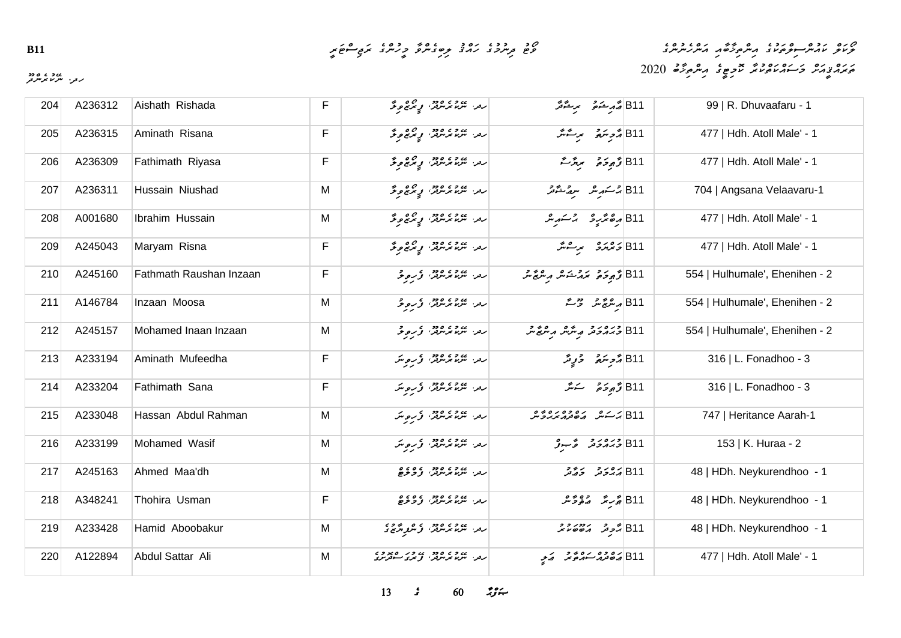| 204 | A236312 | Aishath Rishada | F | رو. سُرُنَا بُرُسُرُبُرُ، وِبُرُجُوِتَرُ | B11 مُجْمِدْشَوُ بِرِيشَتَرُ | 99 \| R. Dhuvaafaru - 1 |
|---|---|---|---|---|---|---|
| 205 | A236315 | Aminath Risana | F | رو. سُرُنَا بُرُسُرُبُرُ، وِبُرُجُوِتَرُ | B11 مُجْرِسَهُ بِرِسَمُتَرُ | 477 \| Hdh. Atoll Male' - 1 |
| 206 | A236309 | Fathimath Riyasa | F | رو. سُرُنَا بُرُسُرُبُرُ، وِبُرُجُوِتَرُ | B11 وُجِوَدُ بِرِيَرُ | 477 \| Hdh. Atoll Male' - 1 |
| 207 | A236311 | Hussain Niushad | M | رو. سُرُنَا بُرُسُرُبُرُ، وِبُرُجُوِتَرُ | B11 بُرْسَهِرِسُ سِرِمْشَتَرُ | 704 \| Angsana Velaavaru-1 |
| 208 | A001680 | Ibrahim Hussain | M | رو. سُرُنَا بُرُسُرُبُرُ، وِبُرُجُوِتَرُ | B11 مِرْهُمَّرِدُ بُرْسَهِرِسُ | 477 \| Hdh. Atoll Male' - 1 |
| 209 | A245043 | Maryam Risna | F | رو. سُرُنَا بُرُسُرُبُرُ، وِبُرُجُوِتَرُ | B11 دَبُرْدُدُ بِرِسْتَرُ | 477 \| Hdh. Atoll Male' - 1 |
| 210 | A245160 | Fathmath Raushan Inzaan | F | رو. سُرُنَا بُرُسُرُبُرُ، وَرِوِتَرُ | B11 وُجِوَدُ بَرَدْشَسُ مِسْرَجُسُ | 554 \| Hulhumale', Ehenihen - 2 |
| 211 | A146784 | Inzaan Moosa | M | رو. سُرُنَا بُرُسُرُبُرُ، وَرِوِتَرُ | B11 مِسْرَجُسُ دُرْسُ | 554 \| Hulhumale', Ehenihen - 2 |
| 212 | A245157 | Mohamed Inaan Inzaan | M | رو. سُرُنَا بُرُسُرُبُرُ، وَرِوِتَرُ | B11 دُبَرْدَدُرُ مِسْرَسُ مِسْرَجُسُ | 554 \| Hulhumale', Ehenihen - 2 |
| 213 | A233194 | Aminath Mufeedha | F | رو. سُرُنَا بُرُسُرُبُرُ، وَرِوِسَرُ | B11 مُجْرِسَهُ دُرِيِدَرُ | 316 \| L. Fonadhoo - 3 |
| 214 | A233204 | Fathimath Sana | F | رو. سُرُنَا بُرُسُرُبُرُ، وَرِوِسَرُ | B11 وُجِوَدُ سَنَرُ | 316 \| L. Fonadhoo - 3 |
| 215 | A233048 | Hassan Abdul Rahman | M | رو. سُرُنَا بُرُسُرُبُرُ، وَرِوِسَرُ | B11 بَرَسَسُ مَرْهُدَرُدُبَرُدُدُسُ | 747 \| Heritance Aarah-1 |
| 216 | A233199 | Mohamed Wasif | M | رو. سُرُنَا بُرُسُرُبُرُ، وَرِوِسَرُ | B11 دُبَرْدَدُرُ وُسِوُ | 153 \| K. Huraa - 2 |
| 217 | A245163 | Ahmed Maa'dh | M | رو. سُرُنَا بُرُسُرُبُرُ، وُدْوُجُ | B11 مَبْرَدَرُ دَمَرُ | 48 \| HDh. Neykurendhoo - 1 |
| 218 | A348241 | Thohira Usman | F | رو. سُرُنَا بُرُسُرُبُرُ، وُدْوُجُ | B11 جُرِبَرُ مَرْوَدُسُ | 48 \| HDh. Neykurendhoo - 1 |
| 219 | A233428 | Hamid Aboobakur | M | رو. سُرُنَا بُرُسُرُبُرُ، وُسْرِوُجِيَ | B11 بُرْدِرُ مَرْهُهُمَرُ | 48 \| HDh. Neykurendhoo - 1 |
| 220 | A122894 | Abdul Sattar Ali | M | رو. سُرُنَا بُرُسُرُبُرُ، وُبْرِيَ سِتُرُسْرِيَ | B11 مَرْهُدَرُدُسَمَرُدُبُرُ مَيِ | 477 \| Hdh. Atoll Male' - 1 |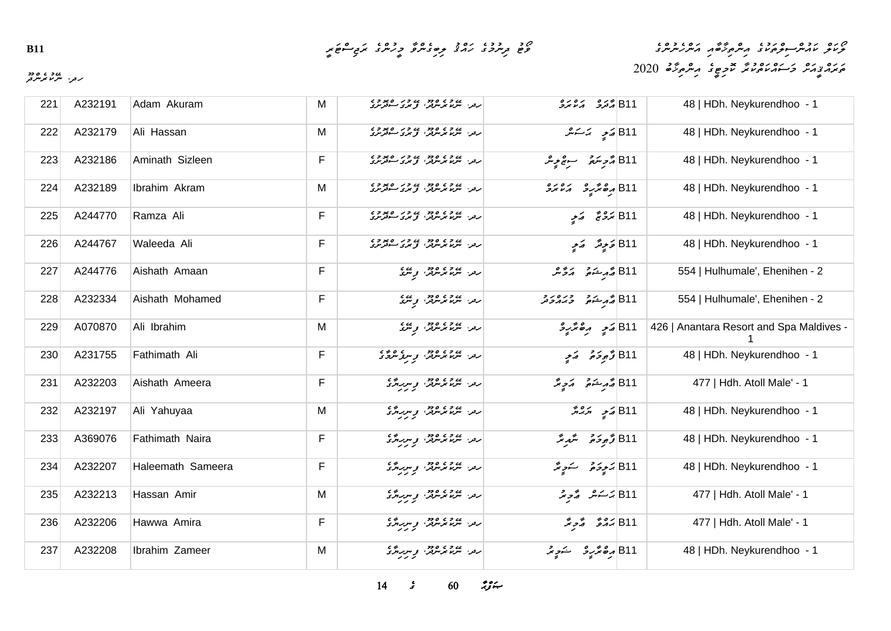| 221 | A232191 | Adam Akuram | M | ރދ. ނޭކުރެންދޫ، ފެހިރޯސްދޯރު | B11 އާދަމް އަކުރަމް | 48 \| HDh. Neykurendhoo - 1 |
|---|---|---|---|---|---|---|
| 222 | A232179 | Ali Hassan | M | ރދ. ނޭކުރެންދޫ، ފެހިރޯސްދޯރު | B11 އަލި ހަސަން | 48 \| HDh. Neykurendhoo - 1 |
| 223 | A232186 | Aminath Sizleen | F | ރދ. ނޭކުރެންދޫ، ފެހިރޯސްދޯރު | B11 އާމިނަތު ސިޒްލީން | 48 \| HDh. Neykurendhoo - 1 |
| 224 | A232189 | Ibrahim Akram | M | ރދ. ނޭކުރެންދޫ، ފެހިރޯސްދޯރު | B11 އިބްރާހިމް އަކްރަމް | 48 \| HDh. Neykurendhoo - 1 |
| 225 | A244770 | Ramza Ali | F | ރދ. ނޭކުރެންދޫ، ފެހިރޯސްދޯރު | B11 ރަމްޒާ އަލި | 48 \| HDh. Neykurendhoo - 1 |
| 226 | A244767 | Waleeda Ali | F | ރދ. ނޭކުރެންދޫ، ފެހިރޯސްދޯރު | B11 ވަލީދާ އަލި | 48 \| HDh. Neykurendhoo - 1 |
| 227 | A244776 | Aishath Amaan | F | ރދ. ނޭކުރެންދޫ، ވިންގު | B11 އާއިޝަތު އަމާން | 554 \| Hulhumale', Ehenihen - 2 |
| 228 | A232334 | Aishath Mohamed | F | ރދ. ނޭކުރެންދޫ، ވިންގު | B11 އާއިޝަތު މުޙައްމަދު | 554 \| Hulhumale', Ehenihen - 2 |
| 229 | A070870 | Ali Ibrahim | M | ރދ. ނޭކުރެންދޫ، ވިންގު | B11 އަލި އިބްރާހީމް | 426 \| Anantara Resort and Spa Maldives - 1 |
| 230 | A231755 | Fathimath Ali | F | ރދ. ނޭކުރެންދޫ، ވިނގެރެމާގެ | B11 ފާތިމަތު އަލި | 48 \| HDh. Neykurendhoo - 1 |
| 231 | A232203 | Aishath Ameera | F | ރދ. ނޭކުރެންދޫ، ވިނިނިމާގެ | B11 އާއިޝަތު އަމީރާ | 477 \| Hdh. Atoll Male' - 1 |
| 232 | A232197 | Ali Yahuyaa | M | ރދ. ނޭކުރެންދޫ، ވިނިނިމާގެ | B11 އަލި یަحیی | 48 \| HDh. Neykurendhoo - 1 |
| 233 | A369076 | Fathimath Naira | F | ރދ. ނޭކުރެންދޫ، ވިނިނިމާގެ | B11 ފާތިމަތު ނާއިރާ | 48 \| HDh. Neykurendhoo - 1 |
| 234 | A232207 | Haleemath Sameera | F | ރދ. ނޭކުރެންދޫ، ވިނިނިމާގެ | B11 ހަލީމަތު ސަމީރާ | 48 \| HDh. Neykurendhoo - 1 |
| 235 | A232213 | Hassan Amir | M | ރދ. ނޭކުރެންދޫ، ވިނިނިމާގެ | B11 ހަސަން އާމިރު | 477 \| Hdh. Atoll Male' - 1 |
| 236 | A232206 | Hawwa Amira | F | ރދ. ނޭކުރެންދޫ، ވިނިނިމާގެ | B11 ހައްވާ އާމިރާ | 477 \| Hdh. Atoll Male' - 1 |
| 237 | A232208 | Ibrahim Zameer | M | ރދ. ނޭކުރެންދޫ، ވިނިނިމާގެ | B11 އިބްރާހިމް ޒަމީރު | 48 \| HDh. Neykurendhoo - 1 |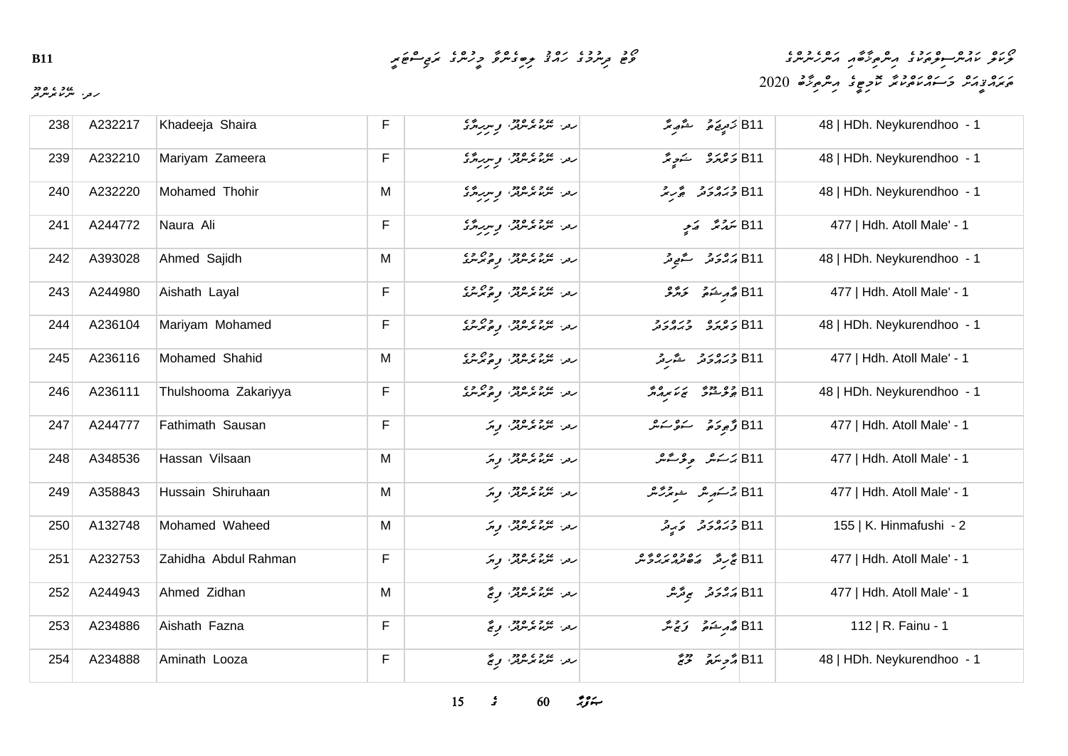| 238 | A232217 | Khadeeja Shaira | F | رىر. ﯩﺮﯨﺪﯩﺮﯨﺮﯨﺘﯩﺮﺩ، ﯞﯨﺮﯨﺮﯨﺘﯩﺮﯨﺮﯨ | B11 ﺯَﻣِﺮﯾﯩﮕﯜ ﺷَﮕﯩﺮﯨﻤَّ | 48 \| HDh. Neykurendhoo - 1 |
|---|---|---|---|---|---|---|
| 239 | A232210 | Mariyam Zameera | F | رىر. ﯩﺮﯨﺪﯩﺮﯨﺮﯨﺘﯩﺮﺩ، ﯞﯨﺮﯨﺮﯨﺘﯩﺮﯨﺮﯨ | B11 ﻭَﻤُﺮﯨﺮﯨﺎ ﺳَﻮِﻣَّ | 48 \| HDh. Neykurendhoo - 1 |
| 240 | A232220 | Mohamed Thohir | M | رىر. ﯩﺮﯨﺪﯩﺮﯨﺮﯨﺘﯩﺮﺩ، ﯞﯨﺮﯨﺮﯨﺘﯩﺮﯨﺮﯨ | B11 ﻭﺯﻣﺪﺩﺭ ﮬﻮﺭﻣ | 48 \| HDh. Neykurendhoo - 1 |
| 241 | A244772 | Naura Ali | F | رىر. ﯩﺮﯨﺪﯩﺮﯨﺮﯨﺘﯩﺮﺩ، ﯞﯨﺮﯨﺮﯨﺘﯩﺮﯨﺮﯨ | B11 ﺳَﻤﺪﻣَ ﻣَﻮِ | 477 \| Hdh. Atoll Male' - 1 |
| 242 | A393028 | Ahmed Sajidh | M | رىر. ﯩﺮﯨﺪﯩﺮﯨﺮﯨﺘﯩﺮﺩ، ﯞﯨﻮﯨﺮﯨﺮﯨ | B11 ﻣَﺮﺩﻭﺭ ﺳَﮕﻮﺭ | 48 \| HDh. Neykurendhoo - 1 |
| 243 | A244980 | Aishath Layal | F | رىر. ﯩﺮﯨﺪﯩﺮﯨﺮﯨﺘﯩﺮﺩ، ﯞﯨﻮﯨﺮﯨﺮﯨ | B11 ﻣَّﻣِﺮﺷَﻤﻮ ﻭَﻣَّﻮ | 477 \| Hdh. Atoll Male' - 1 |
| 244 | A236104 | Mariyam Mohamed | F | رىر. ﯩﺮﯨﺪﯩﺮﯨﺮﯨﺘﯩﺮﺩ، ﯞﯨﻮﯨﺮﯨﺮﯨ | B11 ﻭَﻤُﺮﯨﺮﯨﺎ ﻭﺯﻣﺪﺩﺭ | 48 \| HDh. Neykurendhoo - 1 |
| 245 | A236116 | Mohamed Shahid | M | رىر. ﯩﺮﯨﺪﯩﺮﯨﺮﯨﺘﯩﺮﺩ، ﯞﯨﻮﯨﺮﯨﺮﯨ | B11 ﻭﺯﻣﺪﺩﺭ ﺷَﮕﻮﺭ | 477 \| Hdh. Atoll Male' - 1 |
| 246 | A236111 | Thulshooma Zakariyya | F | رىر. ﯩﺮﯨﺪﯩﺮﯨﺮﯨﺘﯩﺮﺩ، ﯞﯨﻮﯨﺮﯨﺮﯨ | B11 ﮬﻮﻭﺷﻮﺩ ﯾَﻤﺎﺑﺮﻣﻪ | 48 \| HDh. Neykurendhoo - 1 |
| 247 | A244777 | Fathimath Sausan | F | رىر. ﯩﺮﯨﺪﯩﺮﯨﺮﯨﺘﯩﺮﺩ، ﻭِﻣَ | B11 ﯞَّﻮِﻭَﻣﻮ ﺳَﻮﯩﺴَﻤَﺮ | 477 \| Hdh. Atoll Male' - 1 |
| 248 | A348536 | Hassan Vilsaan | M | رىر. ﯩﺮﯨﺪﯩﺮﯨﺮﯨﺘﯩﺮﺩ، ﻭِﻣَ | B11 ﺑَﺴَﻤَﺮ ﻭِﻭﺳَّﻤﺮ | 477 \| Hdh. Atoll Male' - 1 |
| 249 | A358843 | Hussain Shiruhaan | M | رىر. ﯩﺮﯨﺪﯩﺮﯨﺮﯨﺘﯩﺮﺩ، ﻭِﻣَ | B11 ﺑﺮﺳَﻤﺮﻣﺮ ﺷِﻮﺭﺭَّﻣﺮ | 477 \| Hdh. Atoll Male' - 1 |
| 250 | A132748 | Mohamed Waheed | M | رىر. ﯩﺮﯨﺪﯩﺮﯨﺮﯨﺘﯩﺮﺩ، ﻭِﻣَ | B11 ﻭﺯﻣﺪﺩﺭ ﻭَﻣِﺮﺭ | 155 \| K. Hinmafushi - 2 |
| 251 | A232753 | Zahidha Abdul Rahman | F | رىر. ﯩﺮﯨﺪﯩﺮﯨﺮﯨﺘﯩﺮﺩ، ﻭِﻣَ | B11 ﯨَّﻣِﺮﻣَ ﻣَﻤﻮﺩﻣﻤﺮﻣﺮﺩﻣﺮ | 477 \| Hdh. Atoll Male' - 1 |
| 252 | A244943 | Ahmed Zidhan | M | رىر. ﯩﺮﯨﺪﯩﺮﯨﺮﯨﺘﯩﺮﺩ، ﻭِﮕ | B11 ﻣَﺮﺩﻭﺭ ﻣِﻮﺭَّﻣﺮ | 477 \| Hdh. Atoll Male' - 1 |
| 253 | A234886 | Aishath Fazna | F | رىر. ﯩﺮﯨﺪﯩﺮﯨﺮﯨﺘﯩﺮﺩ، ﻭِﮕ | B11 ﻣَّﻣِﺮﺷَﻤﻮ ﻭَﮕﻣَّ | 112 \| R. Fainu - 1 |
| 254 | A234888 | Aminath Looza | F | رىر. ﯩﺮﯨﺪﯩﺮﯨﺮﯨﺘﯩﺮﺩ، ﻭِﮕ | B11 ﻣَّﻮِﻣَﻤﻮ ﻭﻭﮕ | 48 \| HDh. Neykurendhoo - 1 |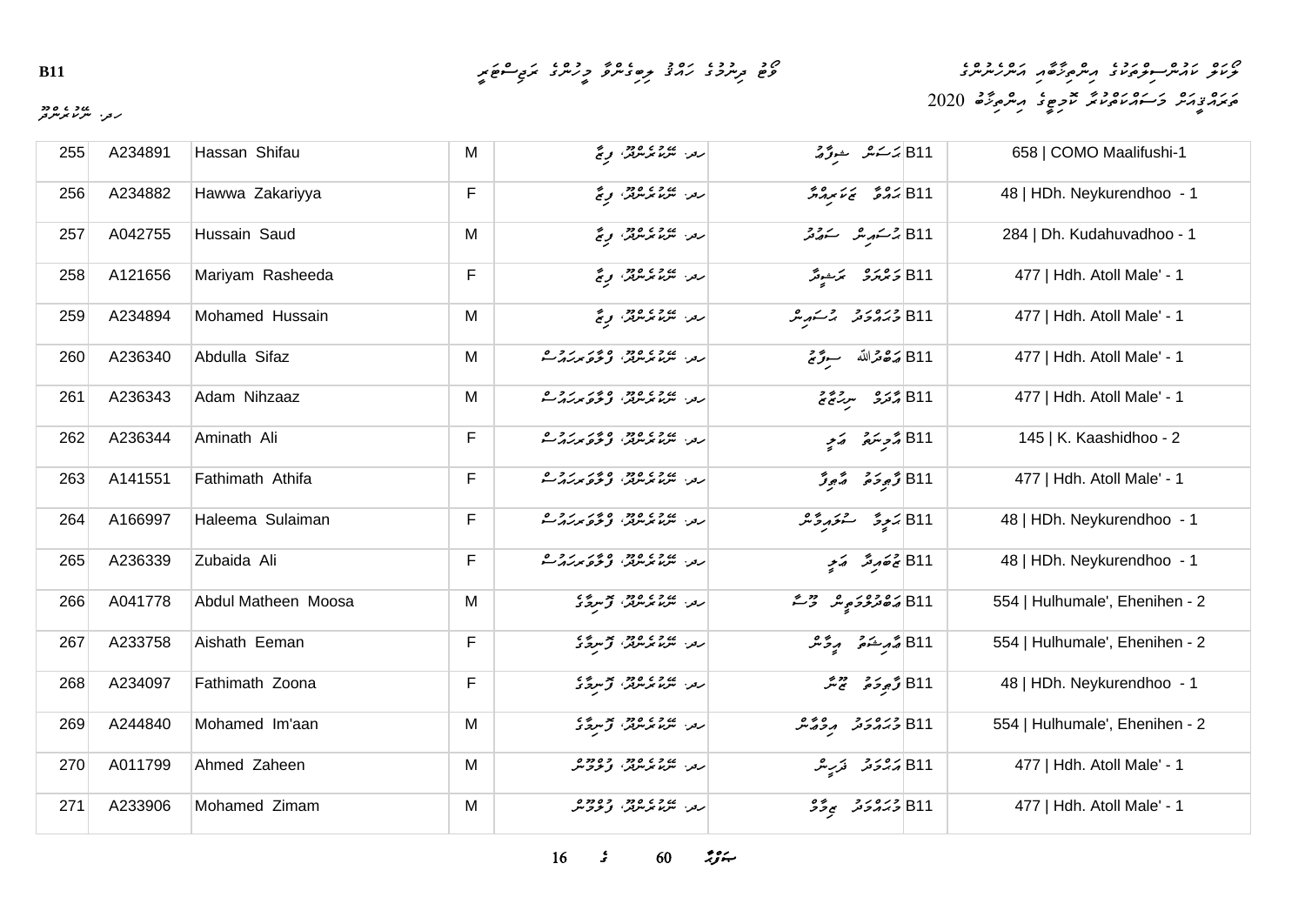| 255 | A234891 | Hassan Shifau | M | رعر· سُرْءُ بُرْسْرُبْرُ، وِجٌ | B11 بَرَسَسْ شِوَرَّةُ | 658 \| COMO Maalifushi-1 |
|---|---|---|---|---|---|---|
| 256 | A234882 | Hawwa Zakariyya | F | رعر· سُرْءُ بُرْسْرُبْرُ، وِجٌ | B11 بَرْهُ وَّ يَ نَامِرِ هُرَ | 48 \| HDh. Neykurendhoo - 1 |
| 257 | A042755 | Hussain Saud | M | رعر· سُرْءُ بُرْسْرُبْرُ، وِجٌ | B11 بُرْسَهِرِ سْ سَهَرُ تُرُ | 284 \| Dh. Kudahuvadhoo - 1 |
| 258 | A121656 | Mariyam Rasheeda | F | رعر· سُرْءُ بُرْسْرُبْرُ، وِجٌ | B11 وَ بُرْ بَرْ وَ بَرْشِيْ تَرُ | 477 \| Hdh. Atoll Male' - 1 |
| 259 | A234894 | Mohamed Hussain | M | رعر· سُرْءُ بُرْسْرُبْرُ، وِجٌ | B11 وُبَرْ هُ وَ تَرْ بُرْسَهِرِ سْ | 477 \| Hdh. Atoll Male' - 1 |
| 260 | A236340 | Abdulla Sifaz | M | رعر· سُرْءُ بُرْسْرُبْرُ، وُنُوَ بُرْنَهُرْ ہ | B11 مَهْ قْرَاللهِ سِوَّجْ | 477 \| Hdh. Atoll Male' - 1 |
| 261 | A236343 | Adam Nihzaaz | M | رعر· سُرْءُ بُرْسْرُبْرُ، وُنُوَ بُرْنَهُرْ ہ | B11 مُرَتَرُ وْ سِرْجْ جْ | 477 \| Hdh. Atoll Male' - 1 |
| 262 | A236344 | Aminath Ali | F | رعر· سُرْءُ بُرْسْرُبْرُ، وُنُوَ بُرْنَهُرْ ہ | B11 مُّحِ سَّعْ مَ بِهِ | 145 \| K. Kaashidhoo - 2 |
| 263 | A141551 | Fathimath Athifa | F | رعر· سُرْءُ بُرْسْرُبْرُ، وُنُوَ بُرْنَهُرْ ہ | B11 وَّ جِوَ حْ مَّ جِوِ وَّ | 477 \| Hdh. Atoll Male' - 1 |
| 264 | A166997 | Haleema Sulaiman | F | رعر· سُرْءُ بُرْسْرُبْرُ، وُنُوَ بُرْنَهُرْ ہ | B11 بَرْ جِوِ دَّ سُرْ حَرْ وَرِ وَّ سْ | 48 \| HDh. Neykurendhoo - 1 |
| 265 | A236339 | Zubaida Ali | F | رعر· سُرْءُ بُرْسْرُبْرُ، وُنُوَ بُرْنَهُرْ ہ | B11 جُ صَهِرِ مَّرْ مَ بِهِ | 48 \| HDh. Neykurendhoo - 1 |
| 266 | A041778 | Abdul Matheen Moosa | M | رعر· سُرْءُ بُرْسْرُبْرُ، وَّ سِرِ وَّ جْ | B11 مَهْ صُرْ وُ جُرْ وِ سْ وُّ سَّ | 554 \| Hulhumale', Ehenihen - 2 |
| 267 | A233758 | Aishath Eeman | F | رعر· سُرْءُ بُرْسْرُبْرُ، وَّ سِرِ وَّ جْ | B11 مُّرِ شَوَ حْ مِرِ وَّ سْ | 554 \| Hulhumale', Ehenihen - 2 |
| 268 | A234097 | Fathimath Zoona | F | رعر· سُرْءُ بُرْسْرُبْرُ، وَّ سِرِ وَّ جْ | B11 وَّ جِوَ حْ يُّ سَّ | 48 \| HDh. Neykurendhoo - 1 |
| 269 | A244840 | Mohamed Im'aan | M | رعر· سُرْءُ بُرْسْرُبْرُ، وَّ سِرِ وَّ جْ | B11 وُبَرْ هُ وَ تَرْ مِرْ وُّ مَّ سْ | 554 \| Hulhumale', Ehenihen - 2 |
| 270 | A011799 | Ahmed Zaheen | M | رعر· سُرْءُ بُرْسْرُبْرُ، وُ وُ وُّ سْ | B11 مَرْ وَ تَرْ تَرَ بِرِ سْ | 477 \| Hdh. Atoll Male' - 1 |
| 271 | A233906 | Mohamed Zimam | M | رعر· سُرْءُ بُرْسْرُبْرُ، وُ وُ وُّ سْ | B11 وُبَرْ هُ وَ تَرْ بِرِ وَّ وْ | 477 \| Hdh. Atoll Male' - 1 |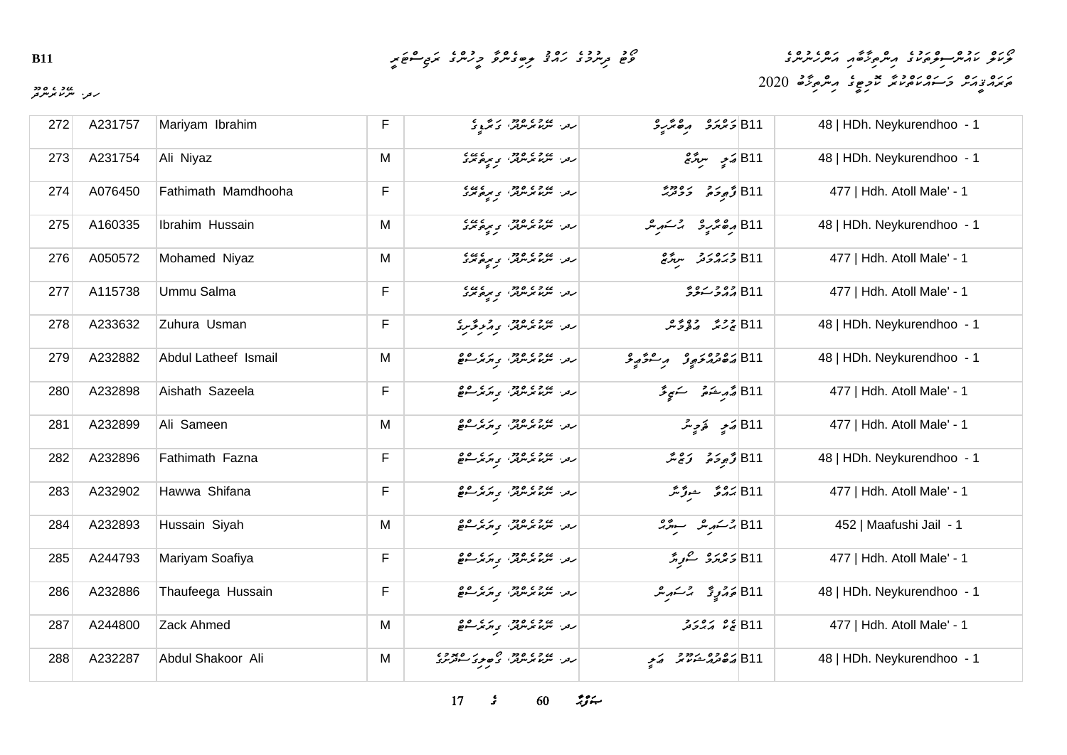| 272 | A231757 | Mariyam Ibrahim | F | ހދ. ނޭކުރެންދޫ، ގަރާޖު ގެ | B11  މަރިޔަމް އިބްރާހީމް | 48 \| HDh. Neykurendhoo - 1 |
|---|---|---|---|---|---|---|
| 273 | A231754 | Ali Niyaz | M | ހދ. ނޭކުރެންދޫ، ވިނިވާރގެ | B11 އަލި ނިޔާޒް | 48 \| HDh. Neykurendhoo - 1 |
| 274 | A076450 | Fathimath Mamdhooha | F | ހދ. ނޭކުރެންދޫ، ވިނިވާރގެ | B11 ފާތިމަތު މަމްދޫހާ | 477 \| Hdh. Atoll Male' - 1 |
| 275 | A160335 | Ibrahim Hussain | M | ހދ. ނޭކުރެންދޫ، ވިނިވާރގެ | B11 އިބްރާހީމް ހުސައިން | 48 \| HDh. Neykurendhoo - 1 |
| 276 | A050572 | Mohamed Niyaz | M | ހދ. ނޭކުރެންދޫ، ވިނިވާރގެ | B11 މުހައްމަދު ނިޔާޒް | 477 \| Hdh. Atoll Male' - 1 |
| 277 | A115738 | Ummu Salma | F | ހދ. ނޭކުރެންދޫ، ވިނިވާރގެ | B11 އުއްމު ސަލްމާ | 477 \| Hdh. Atoll Male' - 1 |
| 278 | A233632 | Zuhura Usman | F | ހދ. ނޭކުރެންދޫ، ވިއުލާގެ | B11 ޒުހުރާ އުސްމާން | 48 \| HDh. Neykurendhoo - 1 |
| 279 | A232882 | Abdul Latheef Ismail | M | ހދ. ނޭކުރެންދޫ، ވިނަރެސްޓް | B11 އަބްދުއްލަތީފު އިސްމާއިލް | 48 \| HDh. Neykurendhoo - 1 |
| 280 | A232898 | Aishath Sazeela | F | ހދ. ނޭކުރެންދޫ، ވިނަރެސްޓް | B11 އައިޝަތު ސަޒީލާ | 477 \| Hdh. Atoll Male' - 1 |
| 281 | A232899 | Ali Sameen | M | ހދ. ނޭކުރެންދޫ، ވިނަރެސްޓް | B11 އަލި ސަމީން | 477 \| Hdh. Atoll Male' - 1 |
| 282 | A232896 | Fathimath Fazna | F | ހދ. ނޭކުރެންދޫ، ވިނަރެސްޓް | B11 ފާތިމަތު ފަޒްނާ | 48 \| HDh. Neykurendhoo - 1 |
| 283 | A232902 | Hawwa Shifana | F | ހދ. ނޭކުރެންދޫ، ވިނަރެސްޓް | B11 ހައްވާ ޝިފާނާ | 477 \| Hdh. Atoll Male' - 1 |
| 284 | A232893 | Hussain Siyah | M | ހދ. ނޭކުރެންދޫ، ވިނަރެސްޓް | B11 ހުސައިން ސިޔާހް | 452 \| Maafushi Jail - 1 |
| 285 | A244793 | Mariyam Soafiya | F | ހދ. ނޭކުރެންދޫ، ވިނަރެސްޓް | B11 މަރިޔަމް ސޯފިޔާ | 477 \| Hdh. Atoll Male' - 1 |
| 286 | A232886 | Thaufeega Hussain | F | ހދ. ނޭކުރެންދޫ، ވިނަރެސްޓް | B11 ތައުފީގާ ހުސައިން | 48 \| HDh. Neykurendhoo - 1 |
| 287 | A244800 | Zack Ahmed | M | ހދ. ނޭކުރެންދޫ، ވިނަރެސްޓް | B11 ޒެކް އަހްމަދު | 477 \| Hdh. Atoll Male' - 1 |
| 288 | A232287 | Abdul Shakoor Ali | M | ހދ. ނޭކުރެންދޫ، ވޮލީބޯޅަދަނޑުގެ | B11 އަބްދުއްޝަކޫރު އަލި | 48 \| HDh. Neykurendhoo - 1 |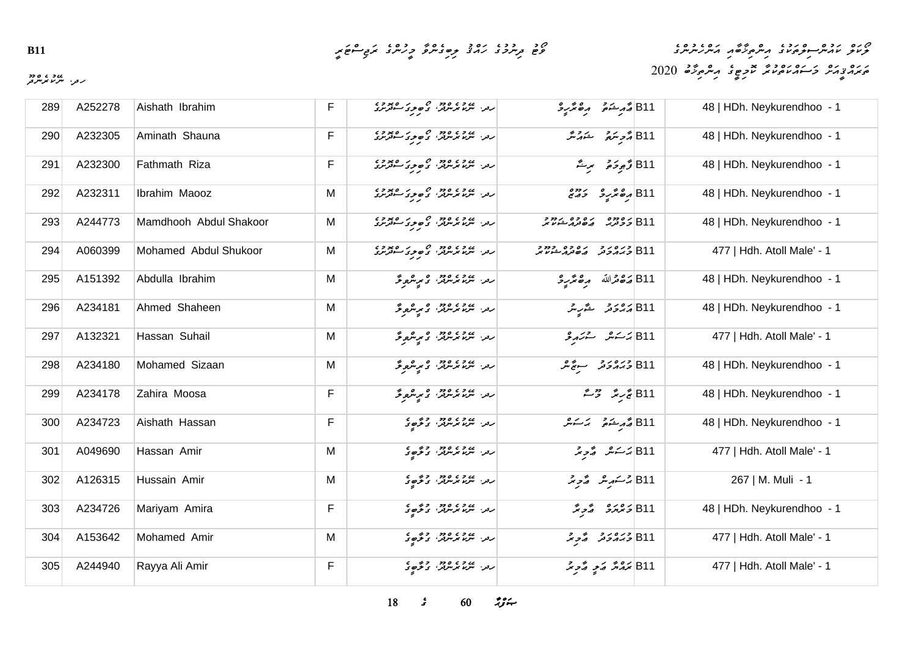| 289 | A252278 | Aishath Ibrahim | F | ربر. سرباترسرتر، ژّھورَ سوترسری | B11 مُّہرِ شَمَعُ مِرْھَمَّرِ وُ | 48 \| HDh. Neykurendhoo - 1 |
|---|---|---|---|---|---|---|
| 290 | A232305 | Aminath Shauna | F | ربر. سرباترسرتر، ژّھورَ سوترسری | B11 مُّہ جِ سَمَعُ شَہُمَّہُ | 48 \| HDh. Neykurendhoo - 1 |
| 291 | A232300 | Fathmath Riza | F | ربر. سرباترسرتر، ژّھورَ سوترسری | B11 وُّجِ وَمُ بِرِسَّ | 48 \| HDh. Neykurendhoo - 1 |
| 292 | A232311 | Ibrahim Maooz | M | ربر. سرباترسرتر، ژّھورَ سوترسری | B11 مِرْھَمَّرِ وُ دَمِرُّحَ | 48 \| HDh. Neykurendhoo - 1 |
| 293 | A244773 | Mamdhooh Abdul Shakoor | M | ربر. سرباترسرتر، ژّھورَ سوترسری | B11 دَوْدُرْ مَھْتَرْمُ شَمَّا بَرْ | 48 \| HDh. Neykurendhoo - 1 |
| 294 | A060399 | Mohamed Abdul Shukoor | M | ربر. سرباترسرتر، ژّھورَ سوترسری | B11 وَبَرْمُوَتَرْ مَھْتَرْمُ شَمَّا بَرْ | 477 \| Hdh. Atoll Male' - 1 |
| 295 | A151392 | Abdulla Ibrahim | M | ربر. سرباترسرتر، ژّبرِ سرُّو وُّ | B11 مَھْتَرُاللّٰہ مِرْھَمَّرِ وُ | 48 \| HDh. Neykurendhoo - 1 |
| 296 | A234181 | Ahmed Shaheen | M | ربر. سرباترسرتر، ژّبرِ سرُّو وُّ | B11 مَرْدَوَتَرْ شَمَرِ سَرْ | 48 \| HDh. Neykurendhoo - 1 |
| 297 | A132321 | Hassan Suhail | M | ربر. سرباترسرتر، ژّبرِ سرُّو وُّ | B11 بَرَسَمْ سُمَرَمِرْوُ | 477 \| Hdh. Atoll Male' - 1 |
| 298 | A234180 | Mohamed Sizaan | M | ربر. سرباترسرتر، ژّبرِ سرُّو وُّ | B11 وَبَرْمُوَتَرْ سِرِجَّ سَرْ | 48 \| HDh. Neykurendhoo - 1 |
| 299 | A234178 | Zahira Moosa | F | ربر. سرباترسرتر، ژّبرِ سرُّو وُّ | B11 جَّ رِیَّ وُ سَّ | 48 \| HDh. Neykurendhoo - 1 |
| 300 | A234723 | Aishath Hassan | F | ربر. سرباترسرتر، وُّوُّھِ ی | B11 مُّہرِ شَمَعُ بَرَسَمْ | 48 \| HDh. Neykurendhoo - 1 |
| 301 | A049690 | Hassan Amir | M | ربر. سرباترسرتر، وُّوُّھِ ی | B11 بَرَسَمْ مُّ وِ بَرُ | 477 \| Hdh. Atoll Male' - 1 |
| 302 | A126315 | Hussain Amir | M | ربر. سرباترسرتر، وُّوُّھِ ی | B11 بُرْسَمَرِ سَرْ مُّ وِ بَرُ | 267 \| M. Muli - 1 |
| 303 | A234726 | Mariyam Amira | F | ربر. سرباترسرتر، وُّوُّھِ ی | B11 دَ بَرْ مَرْدُ مُّ وِ بَرُّ | 48 \| HDh. Neykurendhoo - 1 |
| 304 | A153642 | Mohamed Amir | M | ربر. سرباترسرتر، وُّوُّھِ ی | B11 وَبَرْمُوَتَرْ مُّ وِ بَرُ | 477 \| Hdh. Atoll Male' - 1 |
| 305 | A244940 | Rayya Ali Amir | F | ربر. سرباترسرتر، وُّوُّھِ ی | B11 بَرَمُّہُ مَہِ مُّ وِ بَرُ | 477 \| Hdh. Atoll Male' - 1 |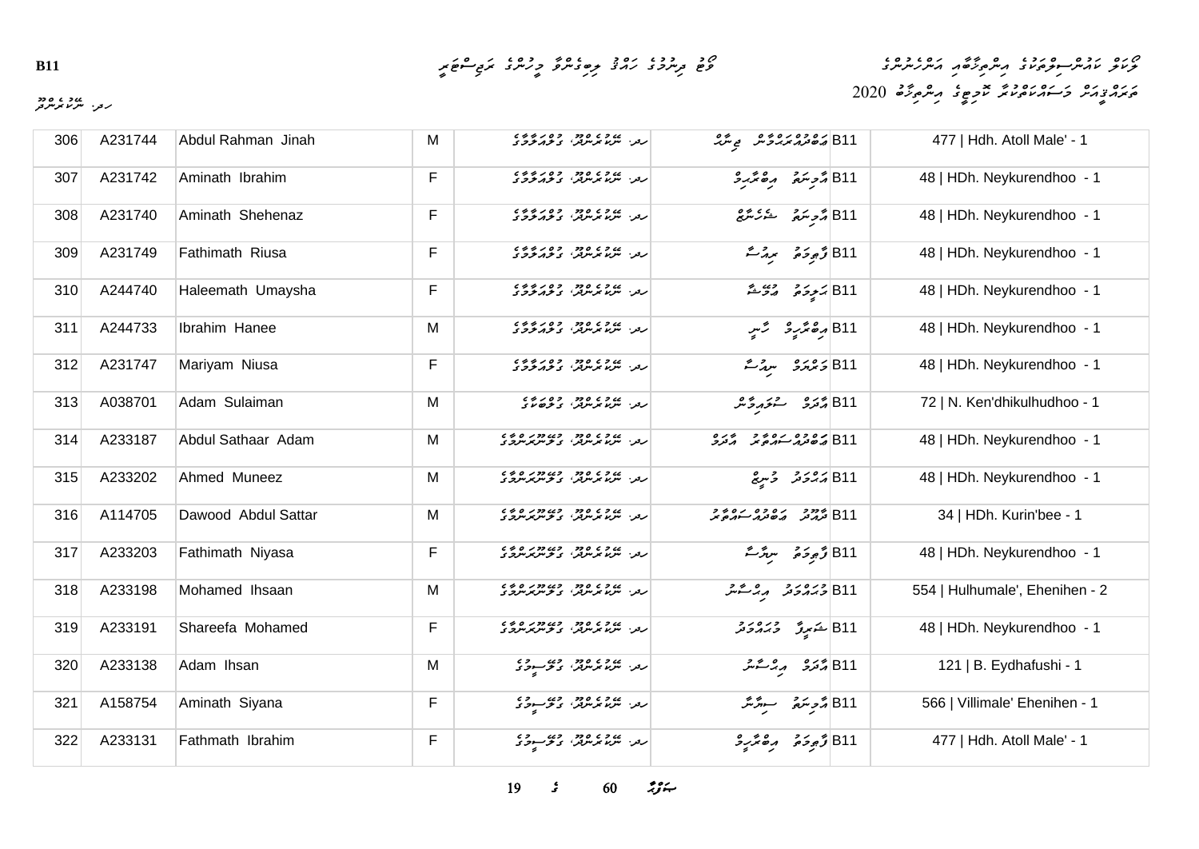| 306 | A231744 | Abdul Rahman Jinah | M | رھ. سُرُمَا مَرُسُرُوْ، وُحُرُمُ وُحُرُدُ | B11 مَرْھُنُرُمُ بُرُرُمُ جِسُرُ | 477 \| Hdh. Atoll Male' - 1 |
|---|---|---|---|---|---|---|
| 307 | A231742 | Aminath Ibrahim | F | رھ. سُرُمَا مَرُسُرُوْ، وُحُرُمُ وُحُرُدُ | B11 مُحِسَمُ مِھْمُرِدُ | 48 \| HDh. Neykurendhoo - 1 |
| 308 | A231740 | Aminath Shehenaz | F | رھ. سُرُمَا مَرُسُرُوْ، وُحُرُمُ وُحُرُدُ | B11 مُحِسَمُ شُرُسُمُ | 48 \| HDh. Neykurendhoo - 1 |
| 309 | A231749 | Fathimath Riusa | F | رھ. سُرُمَا مَرُسُرُوْ، وُحُرُمُ وُحُرُدُ | B11 زُمِودَمُ مِرُدُ | 48 \| HDh. Neykurendhoo - 1 |
| 310 | A244740 | Haleemath Umaysha | F | رھ. سُرُمَا مَرُسُرُوْ، وُحُرُمُ وُحُرُدُ | B11 بَرِوَمُ مُرُشُ | 48 \| HDh. Neykurendhoo - 1 |
| 311 | A244733 | Ibrahim Hanee | M | رھ. سُرُمَا مَرُسُرُوْ، وُحُرُمُ وُحُرُدُ | B11 مِھْمُرِدُ رُسِ | 48 \| HDh. Neykurendhoo - 1 |
| 312 | A231747 | Mariyam Niusa | F | رھ. سُرُمَا مَرُسُرُوْ، وُحُرُمُ وُحُرُدُ | B11 وَمُرُدُ سِرُدُ | 48 \| HDh. Neykurendhoo - 1 |
| 313 | A038701 | Adam Sulaiman | M | رھ. سُرُمَا مَرُسُرُوْ، وُحُھُرُ | B11 مُرُدُ سُحَرِدُسُ | 72 \| N. Ken'dhikulhudhoo - 1 |
| 314 | A233187 | Abdul Sathaar Adam | M | رھ. سُرُمَا مَرُسُرُوْ، وُحُسُرُسُرُدُ | B11 مَھْنُرُمُ سَمْھُرُ مُرُدُ | 48 \| HDh. Neykurendhoo - 1 |
| 315 | A233202 | Ahmed Muneez | M | رھ. سُرُمَا مَرُسُرُوْ، وُحُسُرُسُرُدُ | B11 مَرُدَرُ دُسِرُ | 48 \| HDh. Neykurendhoo - 1 |
| 316 | A114705 | Dawood Abdul Sattar | M | رھ. سُرُمَا مَرُسُرُوْ، وُحُسُرُسُرُدُ | B11 مُرُرُ مَھْنُرُمُ سَمْھُرُ | 34 \| HDh. Kurin'bee - 1 |
| 317 | A233203 | Fathimath Niyasa | F | رھ. سُرُمَا مَرُسُرُوْ، وُحُسُرُسُرُدُ | B11 زُمِودَمُ سِرُدُ | 48 \| HDh. Neykurendhoo - 1 |
| 318 | A233198 | Mohamed Ihsaan | M | رھ. سُرُمَا مَرُسُرُوْ، وُحُسُرُسُرُدُ | B11 دُرَمُدَرُ مِرُسُسُ | 554 \| Hulhumale', Ehenihen - 2 |
| 319 | A233191 | Shareefa Mohamed | F | رھ. سُرُمَا مَرُسُرُوْ، وُحُسُرُسُرُدُ | B11 شَمِرُ دُرَمُدَرُ | 48 \| HDh. Neykurendhoo - 1 |
| 320 | A233138 | Adam Ihsan | M | رھ. سُرُمَا مَرُسُرُوْ، وُحُسِودُ | B11 مُرُدُ مِرُسُسُ | 121 \| B. Eydhafushi - 1 |
| 321 | A158754 | Aminath Siyana | F | رھ. سُرُمَا مَرُسُرُوْ، وُحُسِودُ | B11 مُحِسَمُ سِمُسُ | 566 \| Villimale' Ehenihen - 1 |
| 322 | A233131 | Fathmath Ibrahim | F | رھ. سُرُمَا مَرُسُرُوْ، وُحُسِودُ | B11 زُمِودَمُ مِھْمُرِدُ | 477 \| Hdh. Atoll Male' - 1 |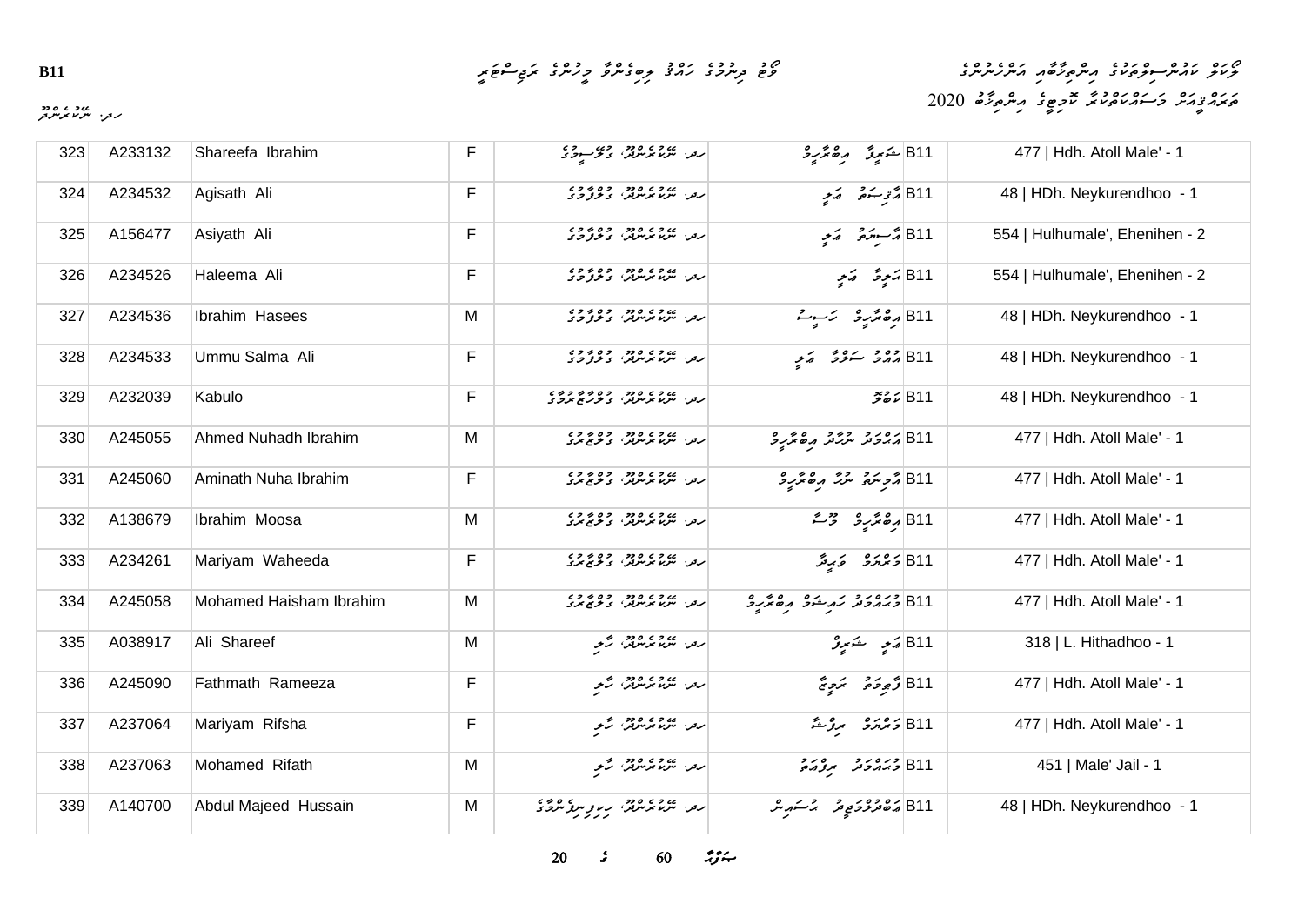| 323 | A233132 | Shareefa Ibrahim | F | رىر. ش‌ހ ﻣﺪ ﻣﻨﻪ ... | ޝަރީފާ އިބްރާހީމް B11 | 477 \| Hdh. Atoll Male' - 1 |
|---|---|---|---|---|---|---|
| 324 | A234532 | Agisath Ali | F | | ޢާގިސަތު ޢަލީ B11 | 48 \| HDh. Neykurendhoo - 1 |
| 325 | A156477 | Asiyath Ali | F | | އާސިޔަތު ޢަލީ B11 | 554 \| Hulhumale', Ehenihen - 2 |
| 326 | A234526 | Haleema Ali | F | | ހަލީމާ ޢަލީ B11 | 554 \| Hulhumale', Ehenihen - 2 |
| 327 | A234536 | Ibrahim Hasees | M | | އިބްރާހީމް ހަސީސް B11 | 48 \| HDh. Neykurendhoo - 1 |
| 328 | A234533 | Ummu Salma Ali | F | | އުއްމު ސަލްމާ ޢަލީ B11 | 48 \| HDh. Neykurendhoo - 1 |
| 329 | A232039 | Kabulo | F | | ކަބުލޯ B11 | 48 \| HDh. Neykurendhoo - 1 |
| 330 | A245055 | Ahmed Nuhadh Ibrahim | M | | އަޙްމަދު ނުހާދު އިބްރާހީމް B11 | 477 \| Hdh. Atoll Male' - 1 |
| 331 | A245060 | Aminath Nuha Ibrahim | F | | އާމިނަތު ނުހާ އިބްރާހީމް B11 | 477 \| Hdh. Atoll Male' - 1 |
| 332 | A138679 | Ibrahim Moosa | M | | އިބްރާހީމް މޫސާ B11 | 477 \| Hdh. Atoll Male' - 1 |
| 333 | A234261 | Mariyam Waheeda | F | | މަރިޔަމް ވަހީދާ B11 | 477 \| Hdh. Atoll Male' - 1 |
| 334 | A245058 | Mohamed Haisham Ibrahim | M | | މުޙައްމަދު ހައިޝަމް އިބްރާހީމް B11 | 477 \| Hdh. Atoll Male' - 1 |
| 335 | A038917 | Ali Shareef | M | | ޢަލީ ޝަރީފް B11 | 318 \| L. Hithadhoo - 1 |
| 336 | A245090 | Fathmath Rameeza | F | | ފާތިމަތު ރަމީޒާ B11 | 477 \| Hdh. Atoll Male' - 1 |
| 337 | A237064 | Mariyam Rifsha | F | | މަރިޔަމް ރިފްޝާ B11 | 477 \| Hdh. Atoll Male' - 1 |
| 338 | A237063 | Mohamed Rifath | M | | މުޙައްމަދު ރިފްޢަތު B11 | 451 \| Male' Jail - 1 |
| 339 | A140700 | Abdul Majeed Hussain | M | | ޢަބްދުލްމަޖީދު ހުސައިން B11 | 48 \| HDh. Neykurendhoo - 1 |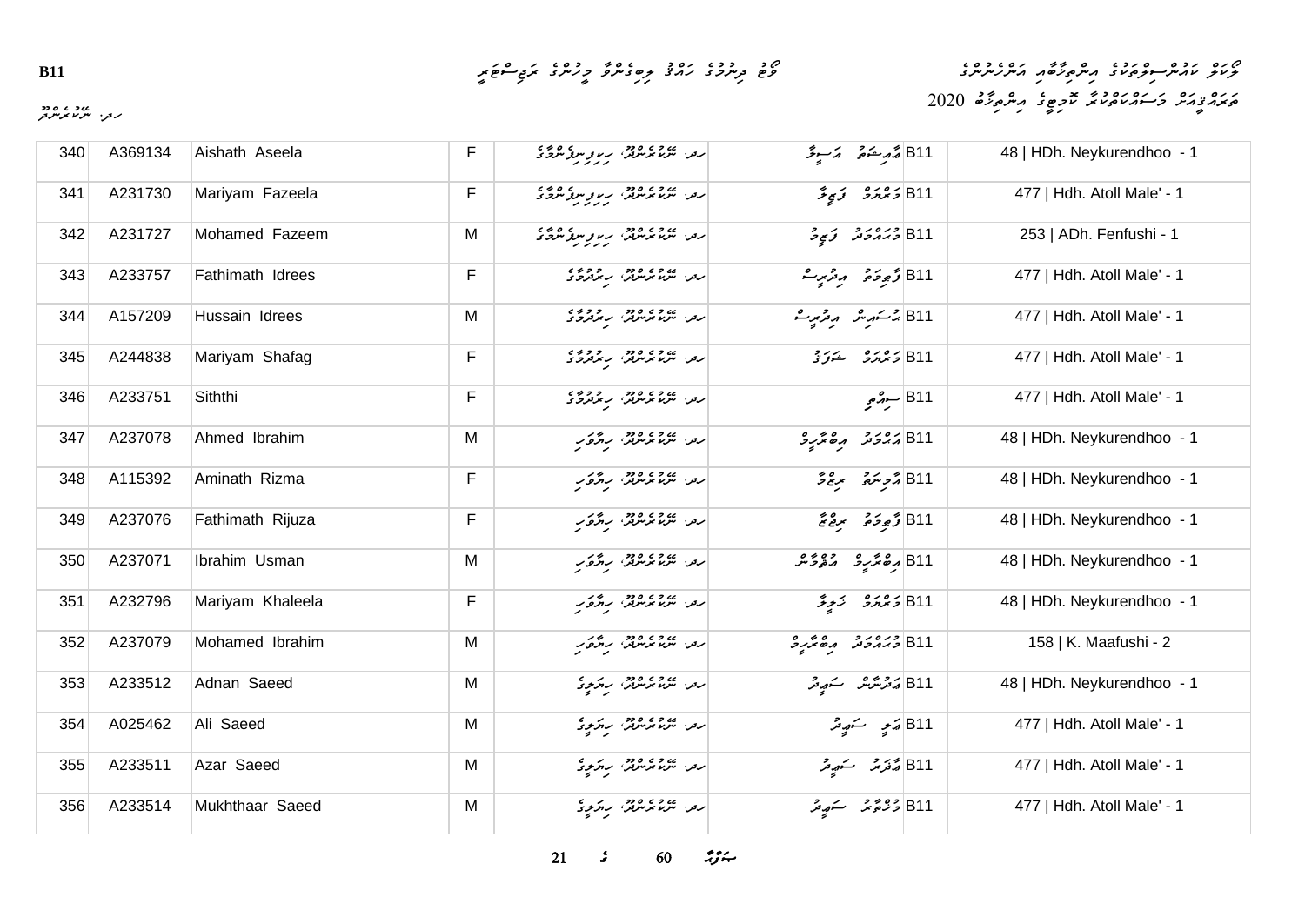| 340 | A369134 | Aishath Aseela | F | رنر، ﺳﺮﻳﺎ ﺑﺮﺳﺮﻳﺮ، ﺭﺳﻮﺳﺮﺗﺮﺳﺮﺗﺮﻯ | B11 ﻣُﻪِﺷَﻪُ ﻣَﺴِﻮَّ | 48 \| HDh. Neykurendhoo - 1 |
|---|---|---|---|---|---|---|
| 341 | A231730 | Mariyam Fazeela | F | رنر، ﺳﺮﻳﺎ ﺑﺮﺳﺮﻳﺮ، ﺭﺳﻮﺳﺮﺗﺮﺳﺮﺗﺮﻯ | B11 ﻭَﺑﺮَﺑﺮُﻭ ﺯَﻳِﻮَّ | 477 \| Hdh. Atoll Male' - 1 |
| 342 | A231727 | Mohamed Fazeem | M | رنر، ﺳﺮﻳﺎ ﺑﺮﺳﺮﻳﺮ، ﺭﺳﻮﺳﺮﺗﺮﺳﺮﺗﺮﻯ | B11 ﻭﺑﺮَﻣﺮﻭَﺗﺮ ﺯَﻳِﻭ | 253 \| ADh. Fenfushi - 1 |
| 343 | A233757 | Fathimath Idrees | F | رنر، ﺳﺮﻳﺎ ﺑﺮﺳﺮﻳﺮ، ﺭﺑﺮﺗﺮﻭﻯ | B11 ﺯَّﻫِﻭَﻣُ ﻣِﺘﺮﺑِﺮِﺳُ | 477 \| Hdh. Atoll Male' - 1 |
| 344 | A157209 | Hussain Idrees | M | رنر، ﺳﺮﻳﺎ ﺑﺮﺳﺮﻳﺮ، ﺭﺑﺮﺗﺮﻭﻯ | B11 ﺑﺮُﺳَﻮﻣِﺮ ﻣِﺘﺮﺑِﺮِﺳُ | 477 \| Hdh. Atoll Male' - 1 |
| 345 | A244838 | Mariyam Shafag | F | رنر، ﺳﺮﻳﺎ ﺑﺮﺳﺮﻳﺮ، ﺭﺑﺮﺗﺮﻭﻯ | B11 ﻭَﺑﺮَﺑﺮُﻭ ﺷَﻮَﺗُﻮ | 477 \| Hdh. Atoll Male' - 1 |
| 346 | A233751 | Siththi | F | رنر، ﺳﺮﻳﺎ ﺑﺮﺳﺮﻳﺮ، ﺭﺑﺮﺗﺮﻭﻯ | B11 ﺳِﻮﻣُّﻮ | 477 \| Hdh. Atoll Male' - 1 |
| 347 | A237078 | Ahmed Ibrahim | M | رنر، ﺳﺮﻳﺎ ﺑﺮﺳﺮﻳﺮ، ﺭﻣﺮﻭَﺭ | B11 ﻣَﺑﺮْﻭَﺗﺮ ﻣِﻫُﺒﺮُﺭِﻭ | 48 \| HDh. Neykurendhoo - 1 |
| 348 | A115392 | Aminath Rizma | F | رنر، ﺳﺮﻳﺎ ﺑﺮﺳﺮﻳﺮ، ﺭﻣﺮﻭَﺭ | B11 ﻣُّﺮِﺳَﻬُ ﺑﺮِﺝُﻭَّ | 48 \| HDh. Neykurendhoo - 1 |
| 349 | A237076 | Fathimath Rijuza | F | رنر، ﺳﺮﻳﺎ ﺑﺮﺳﺮﻳﺮ، ﺭﻣﺮﻭَﺭ | B11 ﺯَّﻫِﻭَﻣُ ﺑﺮِﺝُﺝَّ | 48 \| HDh. Neykurendhoo - 1 |
| 350 | A237071 | Ibrahim Usman | M | رنر، ﺳﺮﻳﺎ ﺑﺮﺳﺮﻳﺮ، ﺭﻣﺮﻭَﺭ | B11 ﻣِﻫُﺒﺮُﺭِﻭ ﻣُﻫُﻭَّﺳﺮ | 48 \| HDh. Neykurendhoo - 1 |
| 351 | A232796 | Mariyam Khaleela | F | رنر، ﺳﺮﻳﺎ ﺑﺮﺳﺮﻳﺮ، ﺭﻣﺮﻭَﺭ | B11 ﻭَﺑﺮَﺑﺮُﻭ ﺯَﻭِﻭَّ | 48 \| HDh. Neykurendhoo - 1 |
| 352 | A237079 | Mohamed Ibrahim | M | رنر، ﺳﺮﻳﺎ ﺑﺮﺳﺮﻳﺮ، ﺭﻣﺮﻭَﺭ | B11 ﻭﺑﺮَﻣﺮﻭَﺗﺮ ﻣِﻫُﺒﺮُﺭِﻭ | 158 \| K. Maafushi - 2 |
| 353 | A233512 | Adnan Saeed | M | رنر، ﺳﺮﻳﺎ ﺑﺮﺳﺮﻳﺮ، ﺭﻣﺮﻭِﻯ | B11 ﻣَﺘﺮﺳﺮُﺳﺮ ﺳَﻮﻣِﺘﺮ | 48 \| HDh. Neykurendhoo - 1 |
| 354 | A025462 | Ali Saeed | M | رنر، ﺳﺮﻳﺎ ﺑﺮﺳﺮﻳﺮ، ﺭﻣﺮﻭِﻯ | B11 ﻣَﻮِ ﺳَﻮﻣِﺘﺮ | 477 \| Hdh. Atoll Male' - 1 |
| 355 | A233511 | Azar Saeed | M | رنر، ﺳﺮﻳﺎ ﺑﺮﺳﺮﻳﺮ، ﺭﻣﺮﻭِﻯ | B11 ﻣُّﺗﺮَﺑﺮ ﺳَﻮﻣِﺘﺮ | 477 \| Hdh. Atoll Male' - 1 |
| 356 | A233514 | Mukhthaar Saeed | M | رنر، ﺳﺮﻳﺎ ﺑﺮﺳﺮﻳﺮ، ﺭﻣﺮﻭِﻯ | B11 ﻭُﺗﺮُﻣُّﺑﺮ ﺳَﻮﻣِﺘﺮ | 477 \| Hdh. Atoll Male' - 1 |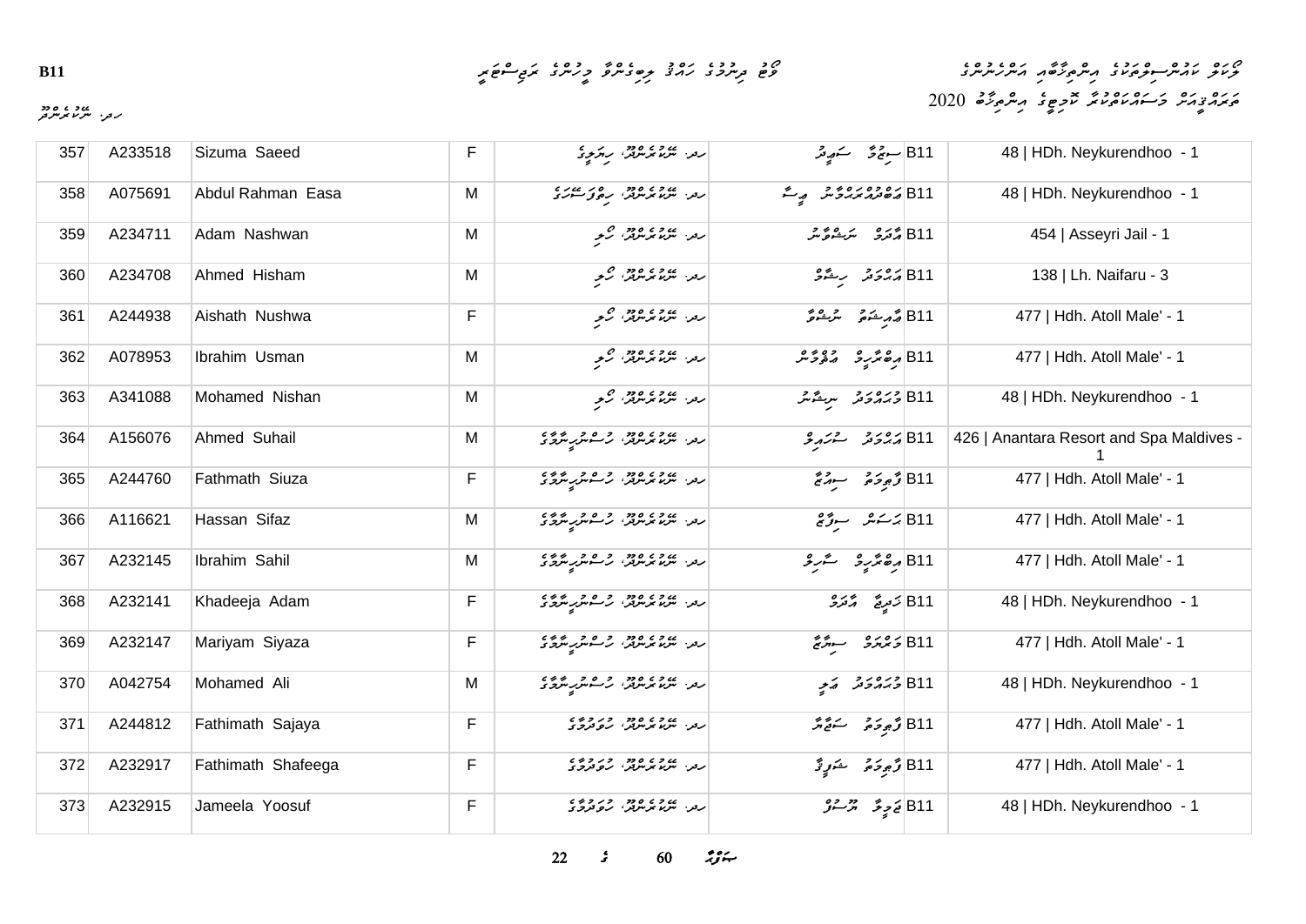| 357 | A233518 | Sizuma Saeed | F | رھ. سَرُ ڈ ھ ھ ، رِمَرِیْ | B11 سِعْرَہ سَہرِ تر | 48 \| HDh. Neykurendhoo - 1 |
|---|---|---|---|---|---|---|
| 358 | A075691 | Abdul Rahman Easa | M | رھ. سَرُ ڈ ھ ھ ، رِھورَ سُرَى | B11 مَەھىرمە بىرە ئىر م سِتَم | 48 \| HDh. Neykurendhoo - 1 |
| 359 | A234711 | Adam Nashwan | M | رھ. سَرُ ڈ ھ ھ ، رُحِر | B11 مَرْتَرُ سَرَشْوَسْ | 454 \| Asseyri Jail - 1 |
| 360 | A234708 | Ahmed Hisham | M | رھ. سَرُ ڈ ھ ھ ، رُحِر | B11 مَرْدَوَتَرْ رِشَّوْ | 138 \| Lh. Naifaru - 3 |
| 361 | A244938 | Aishath Nushwa | F | رھ. سَرُ ڈ ھ ھ ، رُحِر | B11 مَەرشَەمُ سُرشَوَّ | 477 \| Hdh. Atoll Male' - 1 |
| 362 | A078953 | Ibrahim Usman | M | رھ. سَرُ ڈ ھ ھ ، رُحِر | B11 مِعْتَرِیْرِ مُفْوَمَر | 477 \| Hdh. Atoll Male' - 1 |
| 363 | A341088 | Mohamed Nishan | M | رھ. سَرُ ڈ ھ ھ ، رُحِر | B11 دِرَرْمَرَتَرْ سِرِشَتَر | 48 \| HDh. Neykurendhoo - 1 |
| 364 | A156076 | Ahmed Suhail | M | رھ. سَرُ ڈ ھ ھ ، رَسْتَرِسَرَدِّی | B11 مَرْدَوَتَرْ سُرَمْرِفْ | 426 \| Anantara Resort and Spa Maldives - 1 |
| 365 | A244760 | Fathmath Siuza | F | رھ. سَرُ ڈ ھ ھ ، رَسْتَرِسَرَدِّی | B11 دَّموِدَهُ سِمرَّج | 477 \| Hdh. Atoll Male' - 1 |
| 366 | A116621 | Hassan Sifaz | M | رھ. سَرُ ڈ ھ ھ ، رَسْتَرِسَرَدِّی | B11 بَرَسَمَر سِوَّج | 477 \| Hdh. Atoll Male' - 1 |
| 367 | A232145 | Ibrahim Sahil | M | رھ. سَرُ ڈ ھ ھ ، رَسْتَرِسَرَدِّی | B11 مِعْتَرِیْرِ سَرِوْ | 477 \| Hdh. Atoll Male' - 1 |
| 368 | A232141 | Khadeeja Adam | F | رھ. سَرُ ڈ ھ ھ ، رَسْتَرِسَرَدِّی | B11 زَمِرِیْحَ مُرْتَرُ | 48 \| HDh. Neykurendhoo - 1 |
| 369 | A232147 | Mariyam Siyaza | F | رھ. سَرُ ڈ ھ ھ ، رَسْتَرِسَرَدِّی | B11 دَىرْمَرُ سِمرَّجَ | 477 \| Hdh. Atoll Male' - 1 |
| 370 | A042754 | Mohamed Ali | M | رھ. سَرُ ڈ ھ ھ ، رَسْتَرِسَرَدِّی | B11 دِرَرْمَرَتَرْ مَرِ | 48 \| HDh. Neykurendhoo - 1 |
| 371 | A244812 | Fathimath Sajaya | F | رھ. سَرُ ڈ ھ ھ ، رُوَتَرْدِّی | B11 دَّموِدَهُ سَنَجَمَّر | 477 \| Hdh. Atoll Male' - 1 |
| 372 | A232917 | Fathimath Shafeega | F | رھ. سَرُ ڈ ھ ھ ، رُوَتَرْدِّی | B11 دَّموِدَهُ شَوَرِتَّ | 477 \| Hdh. Atoll Male' - 1 |
| 373 | A232915 | Jameela Yoosuf | F | رھ. سَرُ ڈ ھ ھ ، رُوَتَرْدِّی | B11 قَمِرِعَّ مَرْسُوْ | 48 \| HDh. Neykurendhoo - 1 |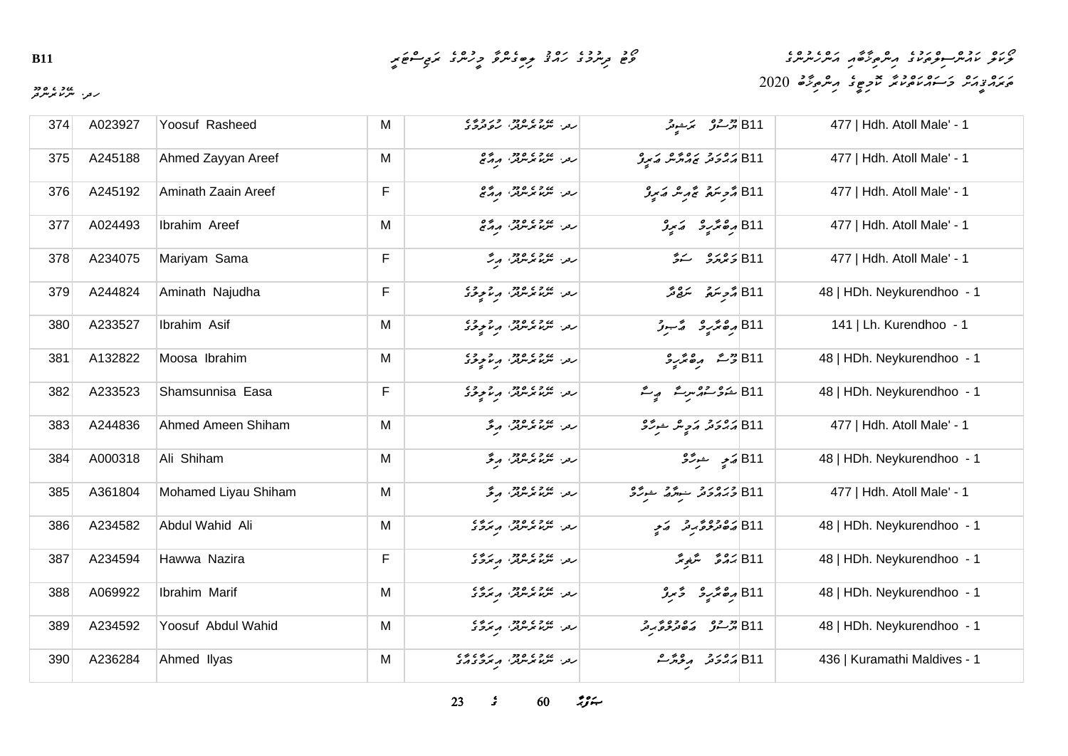| 374 | A023927 | Yoosuf Rasheed | M | رىر. سُرَىٰ مَرَسْرَتْر، رُوَمُرُوَّ | B11 مُرْسُوْ بَرَسُومُ | 477 \| Hdh. Atoll Male' - 1 |
|---|---|---|---|---|---|---|
| 375 | A245188 | Ahmed Zayyan Areef | M | رىر. سُرَىٰ مَرَسْرَتْر، مِرْمَّعْ | B11 مَرْدَدَرْ بَمْ مَرْسُرْ مَبِرْوْ | 477 \| Hdh. Atoll Male' - 1 |
| 376 | A245192 | Aminath Zaain Areef | F | رىر. سُرَىٰ مَرَسْرَتْر، مِرْمَّعْ | B11 مُرْحِسَمْ ثَمِرْسْ مَبِرْوْ | 477 \| Hdh. Atoll Male' - 1 |
| 377 | A024493 | Ibrahim Areef | M | رىر. سُرَىٰ مَرَسْرَتْر، مِرْمَّعْ | B11 مِرْھُمَّرِيْ مَبِرْوْ | 477 \| Hdh. Atoll Male' - 1 |
| 378 | A234075 | Mariyam Sama | F | رىر. سُرَىٰ مَرَسْرَتْر، مِرَّ | B11 دَمْرَدْ سَدَّ | 477 \| Hdh. Atoll Male' - 1 |
| 379 | A244824 | Aminath Najudha | F | رىر. سُرَىٰ مَرَسْرَتْر، مِرْءَ بِوْءِ | B11 مُرْحِسَمْ سَرْقِمْ | 48 \| HDh. Neykurendhoo - 1 |
| 380 | A233527 | Ibrahim Asif | M | رىر. سُرَىٰ مَرَسْرَتْر، مِرْءَ بِوْءِ | B11 مِرْھُمَّرِيْ مَرْسِوْ | 141 \| Lh. Kurendhoo - 1 |
| 381 | A132822 | Moosa Ibrahim | M | رىر. سُرَىٰ مَرَسْرَتْر، مِرْءَ بِوْءِ | B11 دُّسَّ مِرْھُمَّرِيْ | 48 \| HDh. Neykurendhoo - 1 |
| 382 | A233523 | Shamsunnisa Easa | F | رىر. سُرَىٰ مَرَسْرَتْر، مِرْءَ بِوْءِ | B11 شَوْسُهْرِسِرَّ مِرِسَّ | 48 \| HDh. Neykurendhoo - 1 |
| 383 | A244836 | Ahmed Ameen Shiham | M | رىر. سُرَىٰ مَرَسْرَتْر، مِرَّ | B11 مَرْدَدَرْ مَرِسْ شِرْتُرْ | 477 \| Hdh. Atoll Male' - 1 |
| 384 | A000318 | Ali Shiham | M | رىر. سُرَىٰ مَرَسْرَتْر، مِرَّ | B11 مَرِ شِرْتُرْ | 48 \| HDh. Neykurendhoo - 1 |
| 385 | A361804 | Mohamed Liyau Shiham | M | رىر. سُرَىٰ مَرَسْرَتْر، مِرَّ | B11 دُرْمَرْدَرْ سِرْمَرْ شِرْتُرْ | 477 \| Hdh. Atoll Male' - 1 |
| 386 | A234582 | Abdul Wahid Ali | M | رىر. سُرَىٰ مَرَسْرَتْر، مِرْمَرْدَّءَ | B11 مَھْمُرْدُرْمَرْ مَرِ | 48 \| HDh. Neykurendhoo - 1 |
| 387 | A234594 | Hawwa Nazira | F | رىر. سُرَىٰ مَرَسْرَتْر، مِرْمَرْدَّءَ | B11 بَرْدَّ سَّرْمَرَّ | 48 \| HDh. Neykurendhoo - 1 |
| 388 | A069922 | Ibrahim Marif | M | رىر. سُرَىٰ مَرَسْرَتْر، مِرْمَرْدَّءَ | B11 مِرْھُمَّرِيْ دَّمِرْوْ | 48 \| HDh. Neykurendhoo - 1 |
| 389 | A234592 | Yoosuf Abdul Wahid | M | رىر. سُرَىٰ مَرَسْرَتْر، مِرْمَرْدَّءَ | B11 مُرْسُوْ مَھْمُرْدُرْمَرْ | 48 \| HDh. Neykurendhoo - 1 |
| 390 | A236284 | Ahmed Ilyas | M | رىر. سُرَىٰ مَرَسْرَتْر، مِرْمَرْدَّءَمَرْءَ | B11 مَرْدَدَرْ مِرْوِمَرْسُ | 436 \| Kuramathi Maldives - 1 |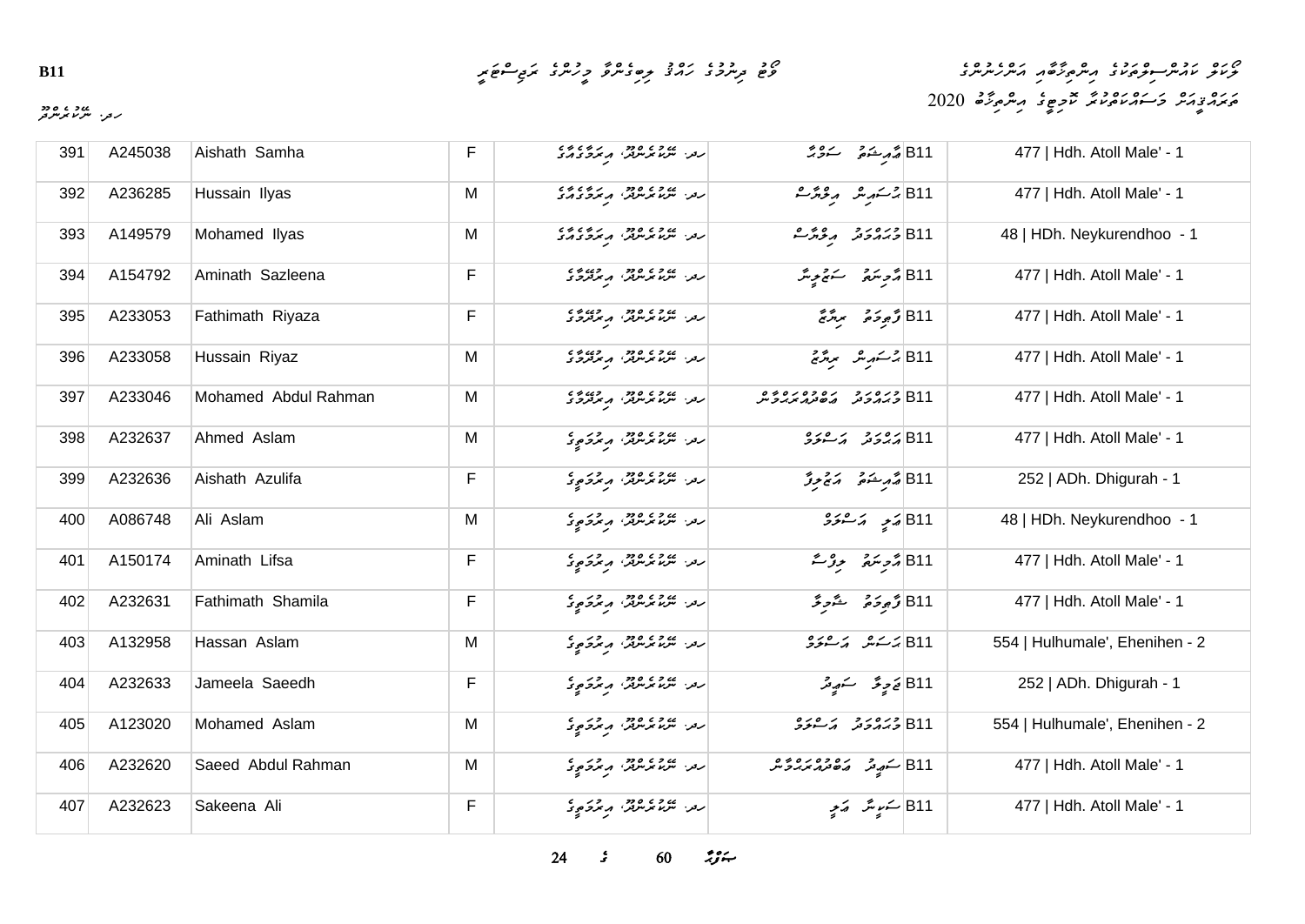| 391 | A245038 | Aishath Samha | F | رش ش ع ع ع ع ع، ع ع ع ع ع | B11 ﺃَمِرِشَمْ سَوْرٌ | 477 \| Hdh. Atoll Male' - 1 |
|---|---|---|---|---|---|---|
| 392 | A236285 | Hussain Ilyas | M | رش ش ع ع ع ع ع، ع ع ع ع ع | B11 بْرْسَمْرِيْرُ مِرْبُرُسُ | 477 \| Hdh. Atoll Male' - 1 |
| 393 | A149579 | Mohamed Ilyas | M | رش ش ع ع ع ع ع، ع ع ع ع ع | B11 وَبَرَمْرَدُرْ مِرْبُرُسُ | 48 \| HDh. Neykurendhoo - 1 |
| 394 | A154792 | Aminath Sazleena | F | رش ش ع ع ع ع ع، ع ع ع ع ع | B11 مُرْسِرَمْ سَبْمَرِسُرُ | 477 \| Hdh. Atoll Male' - 1 |
| 395 | A233053 | Fathimath Riyaza | F | رش ش ع ع ع ع ع، ع ع ع ع ع | B11 وَمِوَمْ مِرْتَرُ | 477 \| Hdh. Atoll Male' - 1 |
| 396 | A233058 | Hussain Riyaz | M | رش ش ع ع ع ع ع، ع ع ع ع ع | B11 بْرْسَمْرِيْرُ مِرْتَرُ | 477 \| Hdh. Atoll Male' - 1 |
| 397 | A233046 | Mohamed Abdul Rahman | M | رش ش ع ع ع ع ع، ع ع ع ع ع | B11 وَبَرَمْرَدُرْ مَصْرَمْرَبَرْمَرْسُرُ | 477 \| Hdh. Atoll Male' - 1 |
| 398 | A232637 | Ahmed Aslam | M | رش ش ع ع ع ع ع، ع ع ع ع ع | B11 مَرْرَمْرُ مَرْسُوَمْرُ | 477 \| Hdh. Atoll Male' - 1 |
| 399 | A232636 | Aishath Azulifa | F | رش ش ع ع ع ع ع، ع ع ع ع ع | B11 ﺃَمِرِشَمْ مَبْحِرُرُ | 252 \| ADh. Dhigurah - 1 |
| 400 | A086748 | Ali Aslam | M | رش ش ع ع ع ع ع، ع ع ع ع ع | B11 مَيِ مَرْسُوَمْرُ | 48 \| HDh. Neykurendhoo - 1 |
| 401 | A150174 | Aminath Lifsa | F | رش ش ع ع ع ع ع، ع ع ع ع ع | B11 مُرْسِرَمْ مِرْسُرُ | 477 \| Hdh. Atoll Male' - 1 |
| 402 | A232631 | Fathimath Shamila | F | رش ش ع ع ع ع ع، ع ع ع ع ع | B11 وَمِوَمْ شَرْمِرُ | 477 \| Hdh. Atoll Male' - 1 |
| 403 | A132958 | Hassan Aslam | M | رش ش ع ع ع ع ع، ع ع ع ع ع | B11 بَرَسَمْرُ مَرْسُوَمْرُ | 554 \| Hulhumale', Ehenihen - 2 |
| 404 | A232633 | Jameela Saeedh | F | رش ش ع ع ع ع ع، ع ع ع ع ع | B11 يَمِرِرُ سَمْرِرُ | 252 \| ADh. Dhigurah - 1 |
| 405 | A123020 | Mohamed Aslam | M | رش ش ع ع ع ع ع، ع ع ع ع ع | B11 وَبَرَمْرَدُرْ مَرْسُوَمْرُ | 554 \| Hulhumale', Ehenihen - 2 |
| 406 | A232620 | Saeed Abdul Rahman | M | رش ش ع ع ع ع ع، ع ع ع ع ع | B11 سَمْرِرُ مَصْرَمْرَبَرْمَرْسُرُ | 477 \| Hdh. Atoll Male' - 1 |
| 407 | A232623 | Sakeena Ali | F | رش ش ع ع ع ع ع، ع ع ع ع ع | B11 سَيْرُ مَيِ | 477 \| Hdh. Atoll Male' - 1 |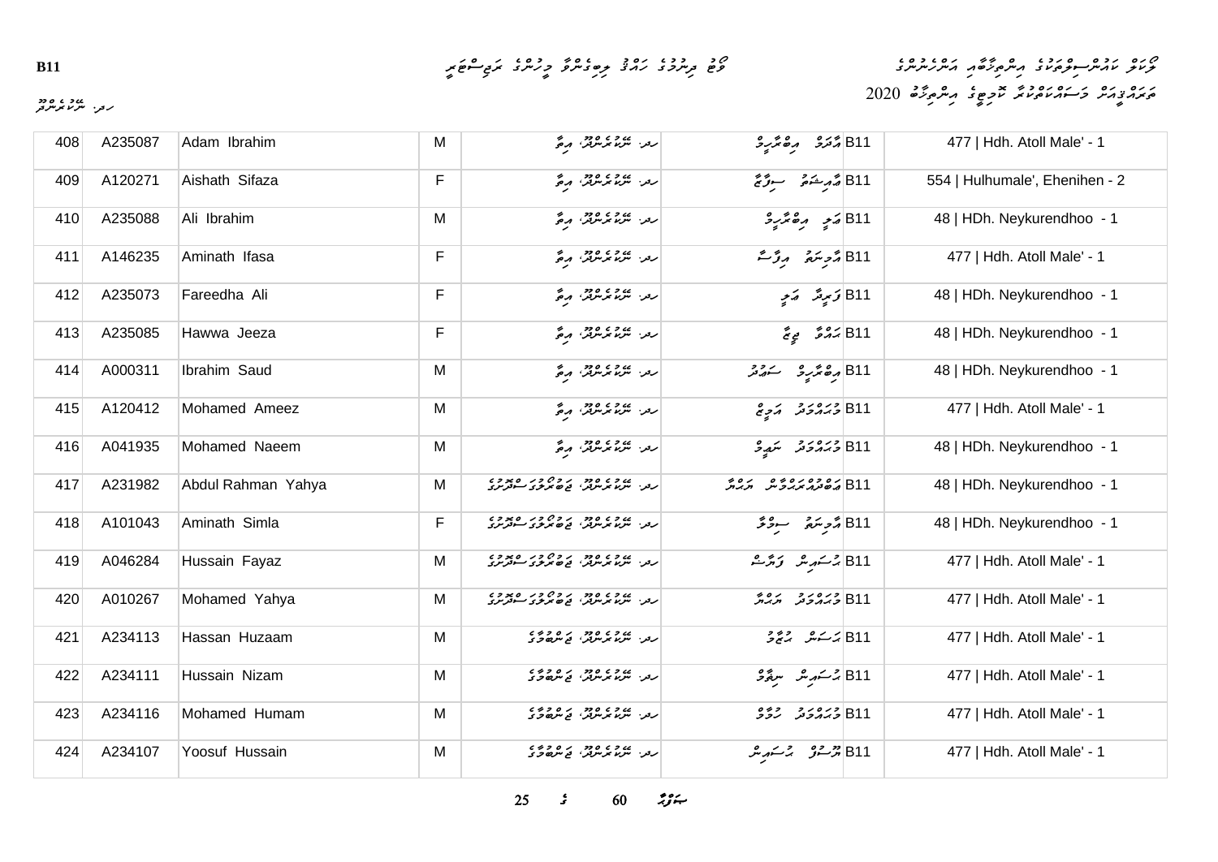| 408 | A235087 | Adam Ibrahim | M | ހދ. ނޭކުރެންދޫ، އިތާ | B11 އާދަމް އިބްރާހީމް | 477 \| Hdh. Atoll Male' - 1 |
|---|---|---|---|---|---|---|
| 409 | A120271 | Aishath Sifaza | F | ހދ. ނޭކުރެންދޫ، އިތާ | B11 އާއިޝަތު ސިފާޒާ | 554 \| Hulhumale', Ehenihen - 2 |
| 410 | A235088 | Ali Ibrahim | M | ހދ. ނޭކުރެންދޫ، އިތާ | B11 އަލި އިބްރާހީމް | 48 \| HDh. Neykurendhoo - 1 |
| 411 | A146235 | Aminath Ifasa | F | ހދ. ނޭކުރެންދޫ، އިތާ | B11 އާމިނަތު އިފާސާ | 477 \| Hdh. Atoll Male' - 1 |
| 412 | A235073 | Fareedha Ali | F | ހދ. ނޭކުރެންދޫ، އިތާ | B11 ފަރީދާ އަލި | 48 \| HDh. Neykurendhoo - 1 |
| 413 | A235085 | Hawwa Jeeza | F | ހދ. ނޭކުރެންދޫ، އިތާ | B11 ހައްވާ ޖީޒާ | 48 \| HDh. Neykurendhoo - 1 |
| 414 | A000311 | Ibrahim Saud | M | ހދ. ނޭކުރެންދޫ، އިތާ | B11 އިބްރާހީމް ސައުދު | 48 \| HDh. Neykurendhoo - 1 |
| 415 | A120412 | Mohamed Ameez | M | ހދ. ނޭކުރެންދޫ، އިތާ | B11 މުހައްމަދު އަމީޒު | 477 \| Hdh. Atoll Male' - 1 |
| 416 | A041935 | Mohamed Naeem | M | ހދ. ނޭކުރެންދޫ، އިތާ | B11 މުހައްމަދު ނައީމް | 48 \| HDh. Neykurendhoo - 1 |
| 417 | A231982 | Abdul Rahman Yahya | M | ހދ. ނޭކުރެންދޫ، ޖަބަރުވާދީ ސްޓޯރސް | B11 އަބްދުއްރަހްމާން ޔަޙްޔާ | 48 \| HDh. Neykurendhoo - 1 |
| 418 | A101043 | Aminath Simla | F | ހދ. ނޭކުރެންދޫ، ޖަބަރުވާދީ ސްޓޯރސް | B11 އާމިނަތު ސިމްލާ | 48 \| HDh. Neykurendhoo - 1 |
| 419 | A046284 | Hussain Fayaz | M | ހދ. ނޭކުރެންދޫ، ޖަބަރުވާދީ ސްޓޯރސް | B11 ހުސައިން ފަޔާޒް | 477 \| Hdh. Atoll Male' - 1 |
| 420 | A010267 | Mohamed Yahya | M | ހދ. ނޭކުރެންދޫ، ޖަބަރުވާދީ ސްޓޯރސް | B11 މުހައްމަދު ޔަޙްޔާ | 477 \| Hdh. Atoll Male' - 1 |
| 421 | A234113 | Hassan Huzaam | M | ހދ. ނޭކުރެންދޫ، ޖަނބުމާގެ | B11 ހަސަން ހުޒާމް | 477 \| Hdh. Atoll Male' - 1 |
| 422 | A234111 | Hussain Nizam | M | ހދ. ނޭކުރެންދޫ، ޖަނބުމާގެ | B11 ހުސައިން ނިޒާމް | 477 \| Hdh. Atoll Male' - 1 |
| 423 | A234116 | Mohamed Humam | M | ހދ. ނޭކުރެންދޫ، ޖަނބުމާގެ | B11 މުހައްމަދު ހުމާމް | 477 \| Hdh. Atoll Male' - 1 |
| 424 | A234107 | Yoosuf Hussain | M | ހދ. ނޭކުރެންދޫ، ޖަނބުމާގެ | B11 ޔޫސުފް ހުސައިން | 477 \| Hdh. Atoll Male' - 1 |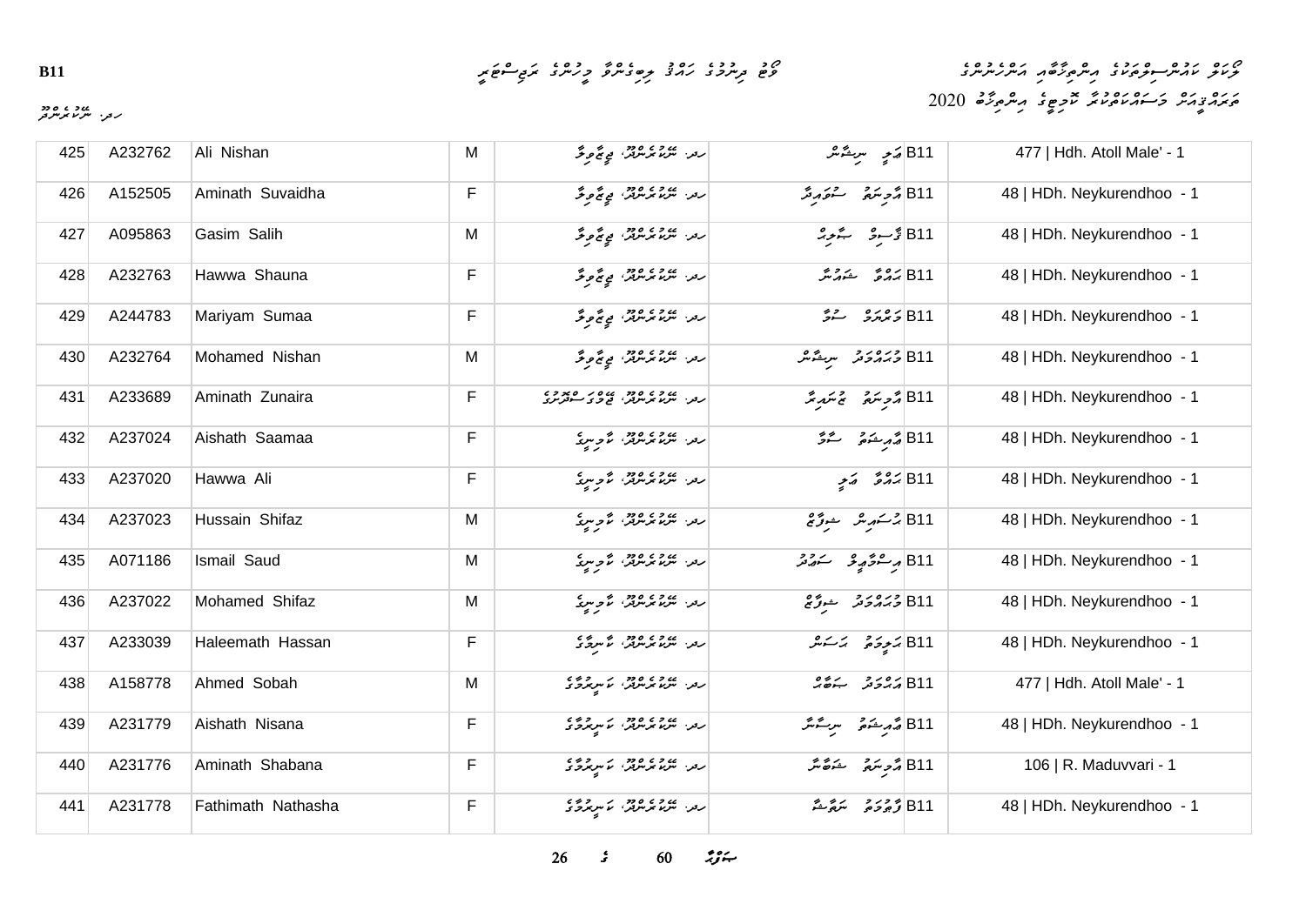| 425 | A232762 | Ali Nishan | M | رغز. سرنا برسرفر، ویچوڅ | B11 ړې سرېشمه | 477 \| Hdh. Atoll Male' - 1 |
|---|---|---|---|---|---|---|
| 426 | A152505 | Aminath Suvaidha | F | رغز. سرنا برسرفر، ویچوڅ | B11 ړڅ سرچ ستوړتر | 48 \| HDh. Neykurendhoo - 1 |
| 427 | A095863 | Gasim Salih | M | رغز. سرنا برسرفر، ویچوڅ | B11 ټرسوی سڅوړ | 48 \| HDh. Neykurendhoo - 1 |
| 428 | A232763 | Hawwa Shauna | F | رغز. سرنا برسرفر، ویچوڅ | B11 بروی شوړتر | 48 \| HDh. Neykurendhoo - 1 |
| 429 | A244783 | Mariyam Sumaa | F | رغز. سرنا برسرفر، ویچوڅ | B11 وبربرو سوڅ | 48 \| HDh. Neykurendhoo - 1 |
| 430 | A232764 | Mohamed Nishan | M | رغز. سرنا برسرفر، ویچوڅ | B11 ورودتر سرشتر | 48 \| HDh. Neykurendhoo - 1 |
| 431 | A233689 | Aminath Zunaira | F | رغز. سرنا برسرفر، پروی سترسری | B11 ړڅ سرچ ی سرپر | 48 \| HDh. Neykurendhoo - 1 |
| 432 | A237024 | Aishath Saamaa | F | رغز. سرنا برسرفر، گوسری | B11 ړړ شوی سڅ | 48 \| HDh. Neykurendhoo - 1 |
| 433 | A237020 | Hawwa Ali | F | رغز. سرنا برسرفر، گوسری | B11 بروی ړې | 48 \| HDh. Neykurendhoo - 1 |
| 434 | A237023 | Hussain Shifaz | M | رغز. سرنا برسرفر، گوسری | B11 برستهر شروچ | 48 \| HDh. Neykurendhoo - 1 |
| 435 | A071186 | Ismail Saud | M | رغز. سرنا برسرفر، گوسری | B11 پرسڅوړو ستهرتر | 48 \| HDh. Neykurendhoo - 1 |
| 436 | A237022 | Mohamed Shifaz | M | رغز. سرنا برسرفر، گوسری | B11 ورودتر شروچ | 48 \| HDh. Neykurendhoo - 1 |
| 437 | A233039 | Haleemath Hassan | F | رغز. سرنا برسرفر، گسرچی | B11 بروچو برسکر | 48 \| HDh. Neykurendhoo - 1 |
| 438 | A158778 | Ahmed Sobah | M | رغز. سرنا برسرفر، ټسربرڅی | B11 ړبرونر سرځ | 477 \| Hdh. Atoll Male' - 1 |
| 439 | A231779 | Aishath Nisana | F | رغز. سرنا برسرفر، ټسربرڅی | B11 ړړ شوی سرسکر | 48 \| HDh. Neykurendhoo - 1 |
| 440 | A231776 | Aminath Shabana | F | رغز. سرنا برسرفر، ټسربرڅی | B11 ړڅ سرچ شوځتر | 106 \| R. Maduvvari - 1 |
| 441 | A231778 | Fathimath Nathasha | F | رغز. سرنا برسرفر، ټسربرڅی | B11 ژوچو سرڅش | 48 \| HDh. Neykurendhoo - 1 |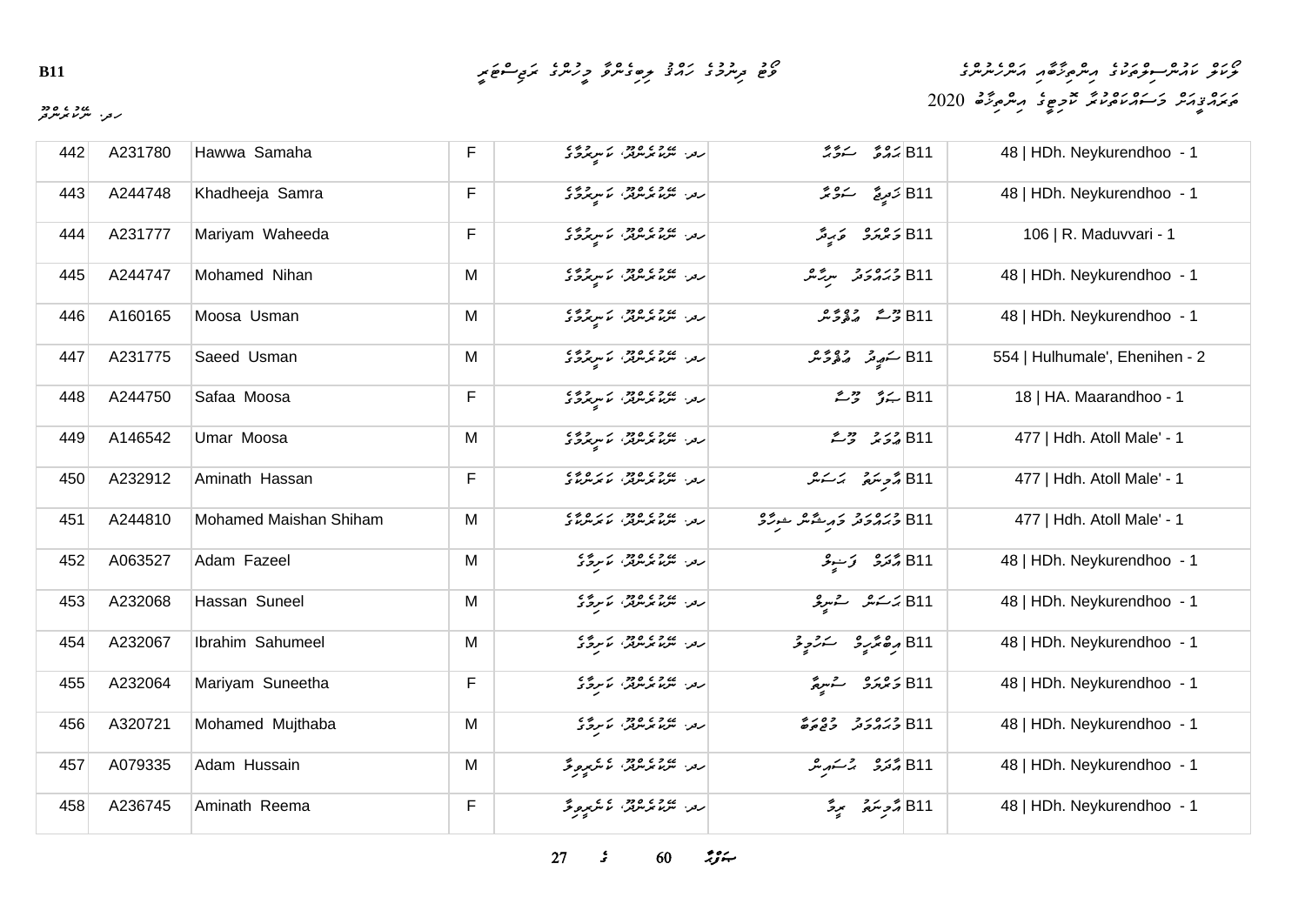| 442 | A231780 | Hawwa Samaha | F | رفر. سَرْءُ عَرَسْرَتْرَ، عَ سِرِيحُرُّى | B11 بَرْدَءُ سَوَّبَّرُ | 48 \| HDh. Neykurendhoo - 1 |
|---|---|---|---|---|---|---|
| 443 | A244748 | Khadheeja Samra | F | رفر. سَرْءُ عَرَسْرَتْرَ، عَ سِرِيحُرُّى | B11 زَمِرِيَّ سَوْيَّرُ | 48 \| HDh. Neykurendhoo - 1 |
| 444 | A231777 | Mariyam Waheeda | F | رفر. سَرْءُ عَرَسْرَتْرَ، عَ سِرِيحُرُّى | B11 وَمُرْمَرْدُ وَبِيَّرُ | 106 \| R. Maduvvari - 1 |
| 445 | A244747 | Mohamed Nihan | M | رفر. سَرْءُ عَرَسْرَتْرَ، عَ سِرِيحُرُّى | B11 وَبَرُدُوَتْرُ سِرَّسْرُ | 48 \| HDh. Neykurendhoo - 1 |
| 446 | A160165 | Moosa Usman | M | رفر. سَرْءُ عَرَسْرَتْرَ، عَ سِرِيحُرُّى | B11 تْرُسَّہ مُحَوَّرَّسْرُ | 48 \| HDh. Neykurendhoo - 1 |
| 447 | A231775 | Saeed Usman | M | رفر. سَرْءُ عَرَسْرَتْرَ، عَ سِرِيحُرُّى | B11 سَہِرِتْرُ مُحَوَّرَّسْرُ | 554 \| Hulhumale', Ehenihen - 2 |
| 448 | A244750 | Safaa Moosa | F | رفر. سَرْءُ عَرَسْرَتْرَ، عَ سِرِيحُرُّى | B11 بَدَوَّ تْرُسَّہ | 18 \| HA. Maarandhoo - 1 |
| 449 | A146542 | Umar Moosa | M | رفر. سَرْءُ عَرَسْرَتْرَ، عَ سِرِيحُرُّى | B11 مُحَرَّبْرُ تْرُسَّہ | 477 \| Hdh. Atoll Male' - 1 |
| 450 | A232912 | Aminath Hassan | F | رفر. سَرْءُ عَرَسْرَتْرَ، عَ مَرْسُرَءُ ی | B11 مُحَرِسَهُ بَرَسَسْرُ | 477 \| Hdh. Atoll Male' - 1 |
| 451 | A244810 | Mohamed Maishan Shiham | M | رفر. سَرْءُ عَرَسْرَتْرَ، عَ مَرْسُرَءُ ی | B11 وَبَرُدُوَتْرُ وَمِرِشَسْرُ شِرَرُّو | 477 \| Hdh. Atoll Male' - 1 |
| 452 | A063527 | Adam Fazeel | M | رفر. سَرْءُ عَرَسْرَتْرَ، عَ سِرِحُرُّى | B11 مُحَرَّدُ وَسِيِوُ | 48 \| HDh. Neykurendhoo - 1 |
| 453 | A232068 | Hassan Suneel | M | رفر. سَرْءُ عَرَسْرَتْرَ، عَ سِرِحُرُّى | B11 بَرَسَسْرُ سُسِيِوُ | 48 \| HDh. Neykurendhoo - 1 |
| 454 | A232067 | Ibrahim Sahumeel | M | رفر. سَرْءُ عَرَسْرَتْرَ، عَ سِرِحُرُّى | B11 مِرْصَمَّرِدُ سَرْوِوُ | 48 \| HDh. Neykurendhoo - 1 |
| 455 | A232064 | Mariyam Suneetha | F | رفر. سَرْءُ عَرَسْرَتْرَ، عَ سِرِحُرُّى | B11 وَمُرْمَرْدُ سُسِيِعُ | 48 \| HDh. Neykurendhoo - 1 |
| 456 | A320721 | Mohamed Mujthaba | M | رفر. سَرْءُ عَرَسْرَتْرَ، عَ سِرِحُرُّى | B11 وَبَرُدُوَتْرُ وُجْهَوَهُ | 48 \| HDh. Neykurendhoo - 1 |
| 457 | A079335 | Adam Hussain | M | رفر. سَرْءُ عَرَسْرَتْرَ، عَ سُرِمِرِوُتْرُ | B11 مُحَرَّدُ بُرْسَهرِسْرُ | 48 \| HDh. Neykurendhoo - 1 |
| 458 | A236745 | Aminath Reema | F | رفر. سَرْءُ عَرَسْرَتْرَ، عَ سُرِمِرِوُتْرُ | B11 مُحَرِسَهُ سِرِدُّ | 48 \| HDh. Neykurendhoo - 1 |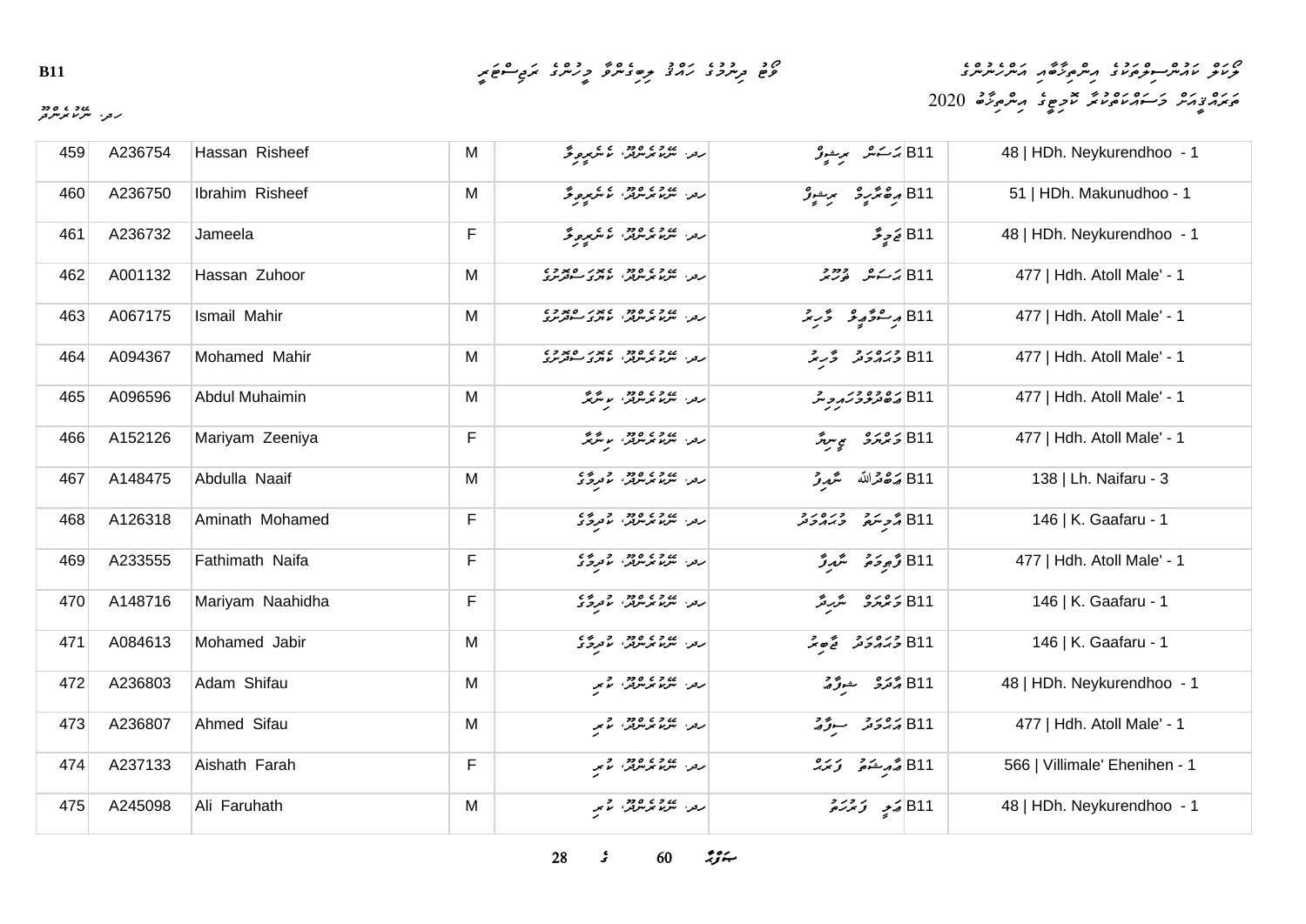| 459 | A236754 | Hassan Risheef | M | رەر. ﯩﺘﯩﺮﯨ ﺒﯩﺮﯨﺘﯩﺮﯨ, ﺋﺎ ﯩﺘﯩﺮﯨﻴﻮﯕ | B11 ﺑﺮﯨﺴﯩﺮ ﺑﯩﺮﯨﺸﯩﻮ | 48 \| HDh. Neykurendhoo - 1 |
|---|---|---|---|---|---|---|
| 460 | A236750 | Ibrahim Risheef | M | رەر. ﯩﺘﯩﺮﯨ ﺒﯩﺮﯨﺘﯩﺮﯨ, ﺋﺎ ﯩﺘﯩﺮﯨﻴﻮﯕ | B11 ﺭﮬﯩﺪﯨﺮﯨ ﺑﯩﺮﯨﺸﯩﻮ | 51 \| HDh. Makunudhoo - 1 |
| 461 | A236732 | Jameela | F | رەر. ﯩﺘﯩﺮﯨ ﺒﯩﺮﯨﺘﯩﺮﯨ, ﺋﺎ ﯩﺘﯩﺮﯨﻴﻮﯕ | B11 ﺟﯩﻤﯩﻴﺎ | 48 \| HDh. Neykurendhoo - 1 |
| 462 | A001132 | Hassan Zuhoor | M | رەر. ﯩﺘﯩﺮﯨ ﺒﯩﺮﯨﺘﯩﺮﯨ, ﺋﺎﺗﯩﺮﯨ ﺳﯩﺘﯩﺮﯨﺮﯨ | B11 ﺑﺮﯨﺴﯩﺮ ﺟﯩﺮﯨﺮ | 477 \| Hdh. Atoll Male' - 1 |
| 463 | A067175 | Ismail Mahir | M | رەر. ﯩﺘﯩﺮﯨ ﺒﯩﺮﯨﺘﯩﺮﯨ, ﺋﺎﺗﯩﺮﯨ ﺳﯩﺘﯩﺮﯨﺮﯨ | B11 ﺭﺳﯩﺪﯨﺮﯨ ﺟﯩﺮﯨﺮ | 477 \| Hdh. Atoll Male' - 1 |
| 464 | A094367 | Mohamed Mahir | M | رەر. ﯩﺘﯩﺮﯨ ﺒﯩﺮﯨﺘﯩﺮﯨ, ﺋﺎﺗﯩﺮﯨ ﺳﯩﺘﯩﺮﯨﺮﯨ | B11 ﺟﯩﺮﯨﺪﯨﺮ ﺟﯩﺮﯨﺮ | 477 \| Hdh. Atoll Male' - 1 |
| 465 | A096596 | Abdul Muhaimin | M | رەر. ﯩﺘﯩﺮﯨ ﺒﯩﺮﯨﺘﯩﺮﯨ, ﺑﯩﺘﯩﺮ | B11 ﺭﮬﯩﺪﯨﺮﯨﺮﯨﺘﯩﺮ | 477 \| Hdh. Atoll Male' - 1 |
| 466 | A152126 | Mariyam Zeeniya | F | رەر. ﯩﺘﯩﺮﯨ ﺒﯩﺮﯨﺘﯩﺮﯨ, ﺑﯩﺘﯩﺮ | B11 ﺟﯩﺮﯨﺮﯨ ﺑﯩﺮﯨﺘﯩﺮ | 477 \| Hdh. Atoll Male' - 1 |
| 467 | A148475 | Abdulla Naaif | M | رەر. ﯩﺘﯩﺮﯨ ﺒﯩﺮﯨﺘﯩﺮﯨ, ﺋﺎﺗﯩﺮﯨ | B11 ﺭﮬﯩﺪﯨﺮﺍﷲ ﺳﯩﺮﯨﺘ | 138 \| Lh. Naifaru - 3 |
| 468 | A126318 | Aminath Mohamed | F | رەر. ﯩﺘﯩﺮﯨ ﺒﯩﺮﯨﺘﯩﺮﯨ, ﺋﺎﺗﯩﺮﯨ | B11 ﺭﯩﺮﯨﺘﯩﺮ ﺟﯩﺮﯨﺪﯨﺮ | 146 \| K. Gaafaru - 1 |
| 469 | A233555 | Fathimath Naifa | F | رەر. ﯩﺘﯩﺮﯨ ﺒﯩﺮﯨﺘﯩﺮﯨ, ﺋﺎﺗﯩﺮﯨ | B11 ﺗﯩﺮﯨﺮﯨ ﺳﯩﺮﯨﺘ | 477 \| Hdh. Atoll Male' - 1 |
| 470 | A148716 | Mariyam Naahidha | F | رەر. ﯩﺘﯩﺮﯨ ﺒﯩﺮﯨﺘﯩﺮﯨ, ﺋﺎﺗﯩﺮﯨ | B11 ﺟﯩﺮﯨﺮﯨ ﺳﯩﺮﯨﺘ | 146 \| K. Gaafaru - 1 |
| 471 | A084613 | Mohamed Jabir | M | رەر. ﯩﺘﯩﺮﯨ ﺒﯩﺮﯨﺘﯩﺮﯨ, ﺋﺎﺗﯩﺮﯨ | B11 ﺟﯩﺮﯨﺪﯨﺮ ﺟﯩﺮﯨﺮ | 146 \| K. Gaafaru - 1 |
| 472 | A236803 | Adam Shifau | M | رەر. ﯩﺘﯩﺮﯨ ﺒﯩﺮﯨﺘﯩﺮﯨ, ﺋﺎﺑﯩﺮ | B11 ﺭﯩﺮﯨ ﺷﯩﺮﯨﺘ | 48 \| HDh. Neykurendhoo - 1 |
| 473 | A236807 | Ahmed Sifau | M | رەر. ﯩﺘﯩﺮﯨ ﺒﯩﺮﯨﺘﯩﺮﯨ, ﺋﺎﺑﯩﺮ | B11 ﺭﯩﺮﯨﺪﯨﺮ ﺳﯩﺮﯨﺘ | 477 \| Hdh. Atoll Male' - 1 |
| 474 | A237133 | Aishath Farah | F | رەر. ﯩﺘﯩﺮﯨ ﺒﯩﺮﯨﺘﯩﺮﯨ, ﺋﺎﺑﯩﺮ | B11 ﺭﯩﺮﯨﺘﯩﺮ ﺗﯩﺮﯨﺮ | 566 \| Villimale' Ehenihen - 1 |
| 475 | A245098 | Ali Faruhath | M | رەر. ﯩﺘﯩﺮﯨ ﺒﯩﺮﯨﺘﯩﺮﯨ, ﺋﺎﺑﯩﺮ | B11 ﺭﯩﺮ ﺗﯩﺮﯨﺮﯨﺘ | 48 \| HDh. Neykurendhoo - 1 |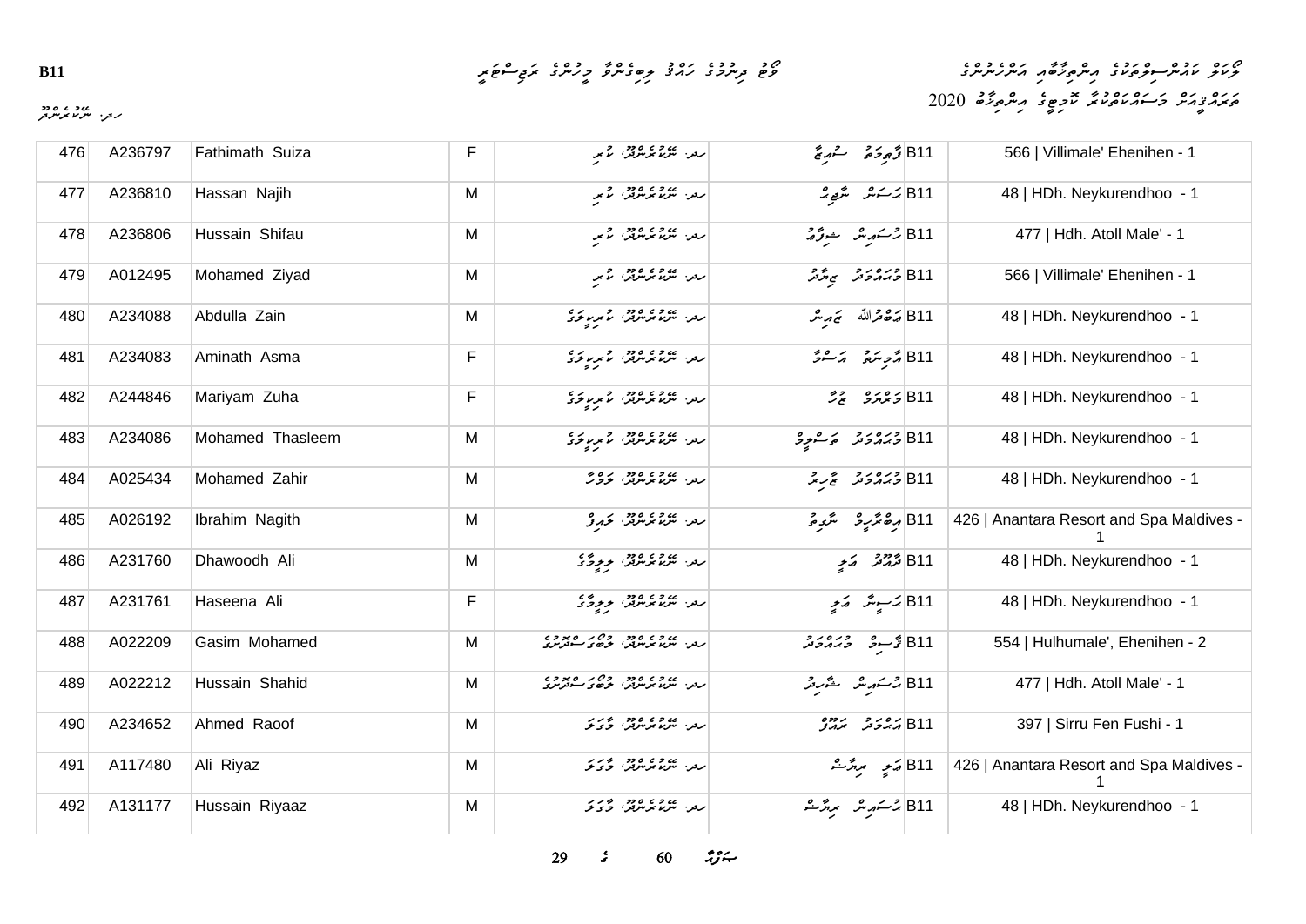ރދ. ނޮޅިވަރަމް

| 476 | A236797 | Fathimath Suiza | F | ރދ. ނޮޅިވަރަމް، ކުރި | B11 ފާތިމަތު ސުއިޒާ | 566 \| Villimale' Ehenihen - 1 |
|---|---|---|---|---|---|---|
| 477 | A236810 | Hassan Najih | M | ރދ. ނޮޅިވަރަމް، ކުރި | B11 ހަސަން ނާޖިހު | 48 \| HDh. Neykurendhoo - 1 |
| 478 | A236806 | Hussain Shifau | M | ރދ. ނޮޅިވަރަމް، ކުރި | B11 ހުސައިން ޝިފާއު | 477 \| Hdh. Atoll Male' - 1 |
| 479 | A012495 | Mohamed Ziyad | M | ރދ. ނޮޅިވަރަމް، ކުރި | B11 މުހައްމަދު ޒިޔާދު | 566 \| Villimale' Ehenihen - 1 |
| 480 | A234088 | Abdulla Zain | M | ރދ. ނޮޅިވަރަމް، ކުރިކިޔަވާ | B11 އަބްދުﷲ ޒައިން | 48 \| HDh. Neykurendhoo - 1 |
| 481 | A234083 | Aminath Asma | F | ރދ. ނޮޅިވަރަމް، ކުރިކިޔަވާ | B11 އާމިނަތު އަސްމާ | 48 \| HDh. Neykurendhoo - 1 |
| 482 | A244846 | Mariyam Zuha | F | ރދ. ނޮޅިވަރަމް، ކުރިކިޔަވާ | B11 މަރިޔަމް ޒުހާ | 48 \| HDh. Neykurendhoo - 1 |
| 483 | A234086 | Mohamed Thasleem | M | ރދ. ނޮޅިވަރަމް، ކުރިކިޔަވާ | B11 މުހައްމަދު ތަސްލީމް | 48 \| HDh. Neykurendhoo - 1 |
| 484 | A025434 | Mohamed Zahir | M | ރދ. ނޮޅިވަރަމް، ގަލޮޅު | B11 މުހައްމަދު ޒާހިރު | 48 \| HDh. Neykurendhoo - 1 |
| 485 | A026192 | Ibrahim Nagith | M | ރދ. ނޮޅިވަރަމް، ގައުލް | B11 އިބްރާހީމް ނާގިތު | 426 \| Anantara Resort and Spa Maldives - 1 |
| 486 | A231760 | Dhawoodh Ali | M | ރދ. ނޮޅިވަރަމް، ވިލިމާގެ | B11 ދާއޫދު އަލީ | 48 \| HDh. Neykurendhoo - 1 |
| 487 | A231761 | Haseena Ali | F | ރދ. ނޮޅިވަރަމް، ވިލިމާގެ | B11 ހަސީނާ އަލީ | 48 \| HDh. Neykurendhoo - 1 |
| 488 | A022209 | Gasim Mohamed | M | ރދ. ނޮޅިވަރަމް، ވެލިގަސްދޮށުގެ | B11 ޤާސިމް މުހައްމަދު | 554 \| Hulhumale', Ehenihen - 2 |
| 489 | A022212 | Hussain Shahid | M | ރދ. ނޮޅިވަރަމް، ވެލިގަސްދޮށުގެ | B11 ހުސައިން ޝާހިދު | 477 \| Hdh. Atoll Male' - 1 |
| 490 | A234652 | Ahmed Raoof | M | ރދ. ނޮޅިވަރަމް، މާގަމު | B11 އަޙްމަދު ރައޫފް | 397 \| Sirru Fen Fushi - 1 |
| 491 | A117480 | Ali Riyaz | M | ރދ. ނޮޅިވަރަމް، މާގަމު | B11 އަލީ ރިޔާޒް | 426 \| Anantara Resort and Spa Maldives - 1 |
| 492 | A131177 | Hussain Riyaaz | M | ރދ. ނޮޅިވަރަމް، މާގަމު | B11 ހުސައިން ރިޔާޒް | 48 \| HDh. Neykurendhoo - 1 |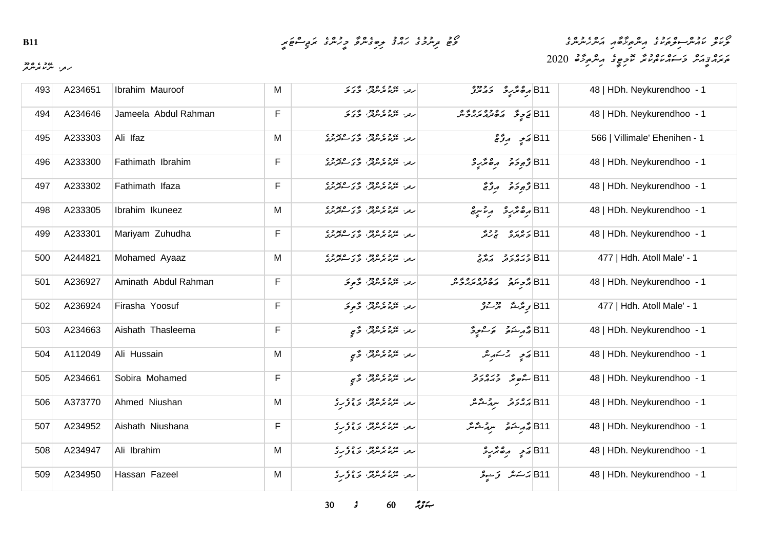| 493 | A234651 | Ibrahim Mauroof | M | ރދ. ނޭކުރެންދޫ، މާގަލ | B11  އިބްރާހީމް މައުރޫފް | 48 \| HDh. Neykurendhoo - 1 |
|---|---|---|---|---|---|---|
| 494 | A234646 | Jameela Abdul Rahman | F | ރދ. ނޭކުރެންދޫ، މާގަލ | B11 ޖަމީލާ އަބްދުއްރަޙްމާން | 48 \| HDh. Neykurendhoo - 1 |
| 495 | A233303 | Ali Ifaz | M | ރދ. ނޭކުރެންދޫ، މާގަސްދޫރު | B11 އަލީ އިފާޒް | 566 \| Villimale' Ehenihen - 1 |
| 496 | A233300 | Fathimath Ibrahim | F | ރދ. ނޭކުރެންދޫ، މާގަސްދޫރު | B11 ފާތިމަތު އިބްރާހީމް | 48 \| HDh. Neykurendhoo - 1 |
| 497 | A233302 | Fathimath Ifaza | F | ރދ. ނޭކުރެންދޫ، މާގަސްދޫރު | B11 ފާތިމަތު އިފާޒާ | 48 \| HDh. Neykurendhoo - 1 |
| 498 | A233305 | Ibrahim Ikuneez | M | ރދ. ނޭކުރެންދޫ، މާގަސްދޫރު | B11 އިބްރާހީމް އިކުނީޒް | 48 \| HDh. Neykurendhoo - 1 |
| 499 | A233301 | Mariyam Zuhudha | F | ރދ. ނޭކުރެންދޫ، މާގަސްދޫރު | B11 މަރިޔަމް ޒުހުދާ | 48 \| HDh. Neykurendhoo - 1 |
| 500 | A244821 | Mohamed Ayaaz | M | ރދ. ނޭކުރެންދޫ، މާގަސްދޫރު | B11 މުޙައްމަދު އަޔާޒް | 477 \| Hdh. Atoll Male' - 1 |
| 501 | A236927 | Aminath Abdul Rahman | F | ރދ. ނޭކުރެންދޫ، މާލަމ | B11 އާމިނަތު އަބްދުއްރަޙްމާން | 48 \| HDh. Neykurendhoo - 1 |
| 502 | A236924 | Firasha Yoosuf | F | ރދ. ނޭކުރެންދޫ، މާލަމ | B11 ފިރާޝާ ޔޫސުފް | 477 \| Hdh. Atoll Male' - 1 |
| 503 | A234663 | Aishath Thasleema | F | ރދ. ނޭކުރެންދޫ، މާލި | B11 އާއިޝަތު ތަސްލީމާ | 48 \| HDh. Neykurendhoo - 1 |
| 504 | A112049 | Ali Hussain | M | ރދ. ނޭކުރެންދޫ، މާލި | B11 އަލީ ހުސައިން | 48 \| HDh. Neykurendhoo - 1 |
| 505 | A234661 | Sobira Mohamed | F | ރދ. ނޭކުރެންދޫ، މާލި | B11 ޞާބިރާ މުޙައްމަދު | 48 \| HDh. Neykurendhoo - 1 |
| 506 | A373770 | Ahmed Niushan | M | ރދ. ނޭކުރެންދޫ، މަޖުވާރީ | B11 އަޙްމަދު ނިއުޝާން | 48 \| HDh. Neykurendhoo - 1 |
| 507 | A234952 | Aishath Niushana | F | ރދ. ނޭކުރެންދޫ، މަޖުވާރީ | B11 އާއިޝަތު ނިއުޝާނާ | 48 \| HDh. Neykurendhoo - 1 |
| 508 | A234947 | Ali Ibrahim | M | ރދ. ނޭކުރެންދޫ، މަޖުވާރީ | B11 އަލީ އިބްރާހީމް | 48 \| HDh. Neykurendhoo - 1 |
| 509 | A234950 | Hassan Fazeel | M | ރދ. ނޭކުރެންދޫ، މަޖުވާރީ | B11 ހަސަން ފަޒީލް | 48 \| HDh. Neykurendhoo - 1 |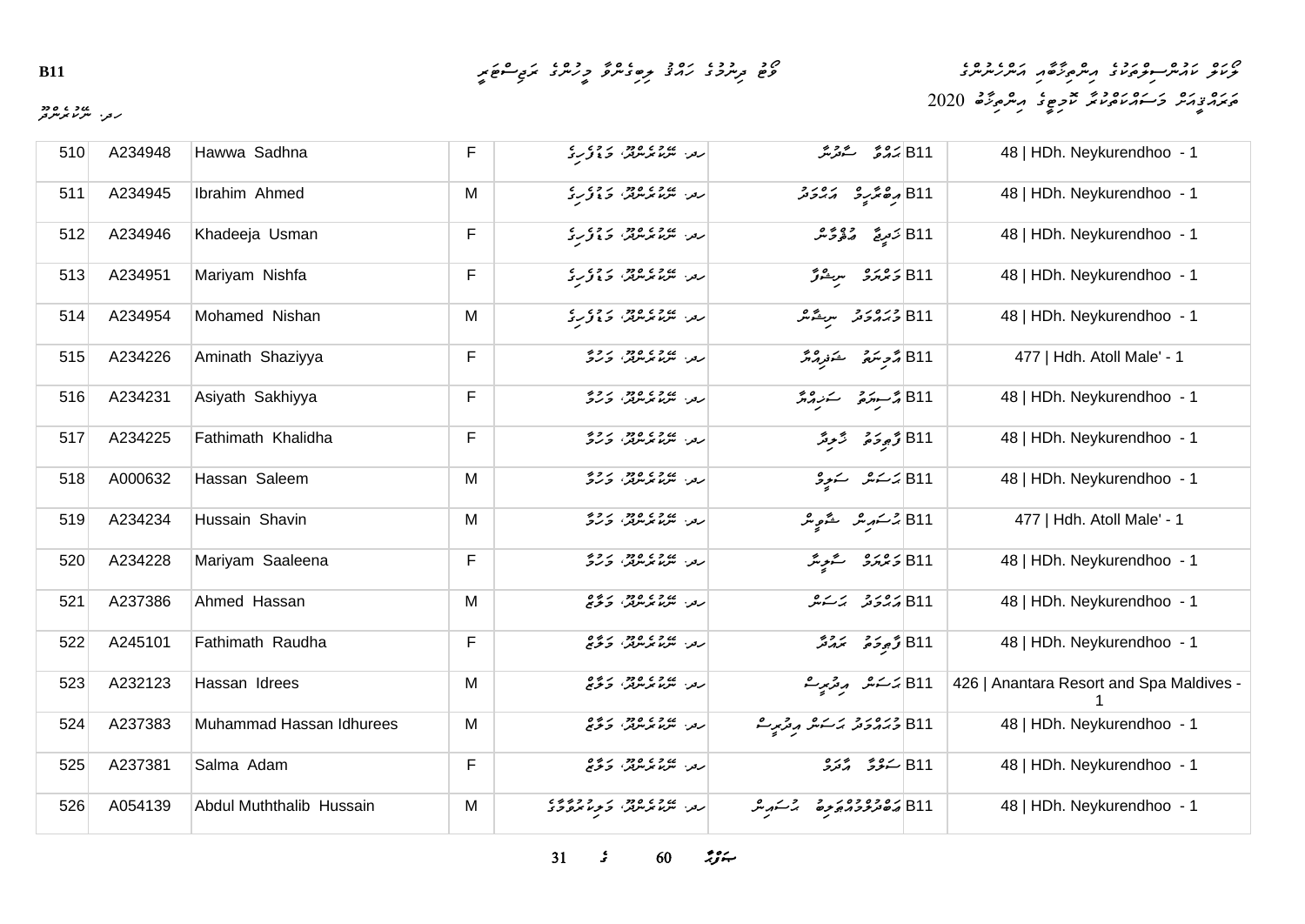| 510 | A234948 | Hawwa Sadhna | F | ހދ. ނޭކުރެންދޫ، މަޖުވާރީގެ | B11 ހައްވާ ސާދުނާ | 48 \| HDh. Neykurendhoo - 1 |
|---|---|---|---|---|---|---|
| 511 | A234945 | Ibrahim Ahmed | M | ހދ. ނޭކުރެންދޫ، މަޖުވާރީގެ | B11 އިބްރާހީމް އަޙްމަދު | 48 \| HDh. Neykurendhoo - 1 |
| 512 | A234946 | Khadeeja Usman | F | ހދ. ނޭކުރެންދޫ، މަޖުވާރީގެ | B11 ޚަދީޖާ ޢުސްމާން | 48 \| HDh. Neykurendhoo - 1 |
| 513 | A234951 | Mariyam Nishfa | F | ހދ. ނޭކުރެންދޫ، މަޖުވާރީގެ | B11 މަރިޔަމް ނިޝްފާ | 48 \| HDh. Neykurendhoo - 1 |
| 514 | A234954 | Mohamed Nishan | M | ހދ. ނޭކުރެންދޫ، މަޖުވާރީގެ | B11 މުޙައްމަދު ނިޝާން | 48 \| HDh. Neykurendhoo - 1 |
| 515 | A234226 | Aminath Shaziyya | F | ހދ. ނޭކުރެންދޫ، މަހުލާ | B11 އާމިނަތު ޝަޒިއްޔާ | 477 \| Hdh. Atoll Male' - 1 |
| 516 | A234231 | Asiyath Sakhiyya | F | ހދ. ނޭކުރެންދޫ، މަހުލާ | B11 އާސިޔަތު ސަޚިއްޔާ | 48 \| HDh. Neykurendhoo - 1 |
| 517 | A234225 | Fathimath Khalidha | F | ހދ. ނޭކުރެންދޫ، މަހުލާ | B11 ފާތިމަތު ޚާލިދާ | 48 \| HDh. Neykurendhoo - 1 |
| 518 | A000632 | Hassan Saleem | M | ހދ. ނޭކުރެންދޫ، މަހުލާ | B11 ހަސަން ސަލީމް | 48 \| HDh. Neykurendhoo - 1 |
| 519 | A234234 | Hussain Shavin | M | ހދ. ނޭކުރެންދޫ، މަހުލާ | B11 ހުސައިން ޝާވިން | 477 \| Hdh. Atoll Male' - 1 |
| 520 | A234228 | Mariyam Saaleena | F | ހދ. ނޭކުރެންދޫ، މަހުލާ | B11 މަރިޔަމް ސާލީނާ | 48 \| HDh. Neykurendhoo - 1 |
| 521 | A237386 | Ahmed Hassan | M | ހދ. ނޭކުރެންދޫ، މަވާޖް | B11 އަޙްމަދު ހަސަން | 48 \| HDh. Neykurendhoo - 1 |
| 522 | A245101 | Fathimath Raudha | F | ހދ. ނޭކުރެންދޫ، މަވާޖް | B11 ފާތިމަތު ރައުދާ | 48 \| HDh. Neykurendhoo - 1 |
| 523 | A232123 | Hassan Idrees | M | ހދ. ނޭކުރެންދޫ، މަވާޖް | B11 ހަސަން އިދުރީސް | 426 \| Anantara Resort and Spa Maldives - 1 |
| 524 | A237383 | Muhammad Hassan Idhurees | M | ހދ. ނޭކުރެންދޫ، މަވާޖް | B11 މުޙައްމަދު ހަސަން އިދުރީސް | 48 \| HDh. Neykurendhoo - 1 |
| 525 | A237381 | Salma Adam | F | ހދ. ނޭކުރެންދޫ، މަވާޖް | B11 ސަލްމާ އާދަމް | 48 \| HDh. Neykurendhoo - 1 |
| 526 | A054139 | Abdul Muththalib Hussain | M | ހދ. ނޭކުރެންދޫ، މަލިކުދުވާގެ | B11 އަބްދުލްމުއްތަލިބު ހުސައިން | 48 \| HDh. Neykurendhoo - 1 |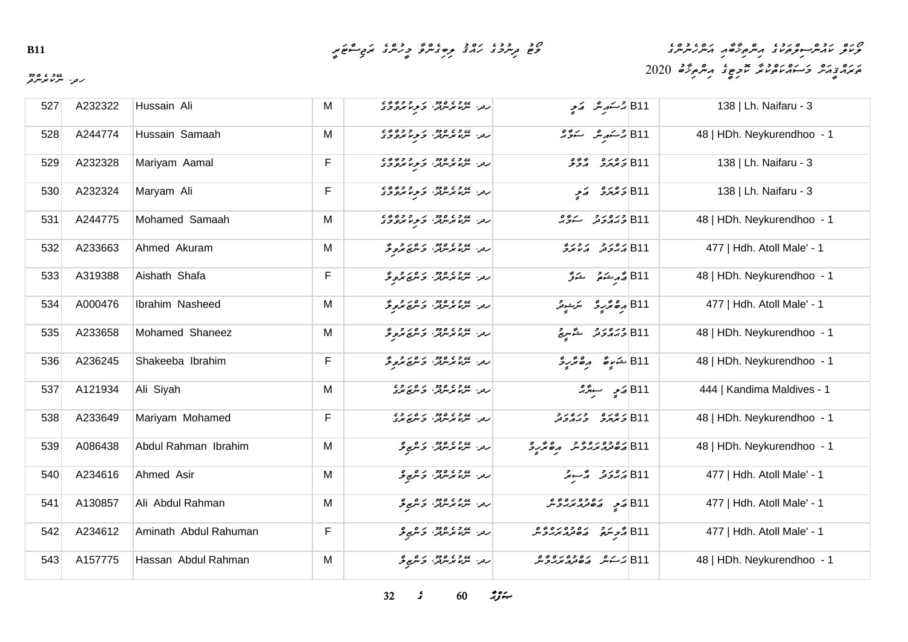| 527 | A232322 | Hussain Ali | M | رىر. سرىرىكىرىدى، كەرىكىرىمى | B11 ﺑﯘﺳﻪﻳﻦ ﺃﻟﻰ | 138 \| Lh. Naifaru - 3 |
|---|---|---|---|---|---|---|
| 528 | A244774 | Hussain Samaah | M | رىر. سرىرىكىرىدى، كەرىكىرىمى | B11 | 48 \| HDh. Neykurendhoo - 1 |
| 529 | A232328 | Mariyam Aamal | F | رىر. سرىرىكىرىدى، كەرىكىرىمى | B11 | 138 \| Lh. Naifaru - 3 |
| 530 | A232324 | Maryam Ali | F | رىر. سرىرىكىرىدى، كەرىكىرىمى | B11 | 138 \| Lh. Naifaru - 3 |
| 531 | A244775 | Mohamed Samaah | M | رىر. سرىرىكىرىدى، كەرىكىرىمى | B11 | 48 \| HDh. Neykurendhoo - 1 |
| 532 | A233663 | Ahmed Akuram | M | | B11 | 477 \| Hdh. Atoll Male' - 1 |
| 533 | A319388 | Aishath Shafa | F | | B11 | 48 \| HDh. Neykurendhoo - 1 |
| 534 | A000476 | Ibrahim Nasheed | M | | B11 | 477 \| Hdh. Atoll Male' - 1 |
| 535 | A233658 | Mohamed Shaneez | M | | B11 | 48 \| HDh. Neykurendhoo - 1 |
| 536 | A236245 | Shakeeba Ibrahim | F | | B11 | 48 \| HDh. Neykurendhoo - 1 |
| 537 | A121934 | Ali Siyah | M | | B11 | 444 \| Kandima Maldives - 1 |
| 538 | A233649 | Mariyam Mohamed | F | | B11 | 48 \| HDh. Neykurendhoo - 1 |
| 539 | A086438 | Abdul Rahman Ibrahim | M | | B11 | 48 \| HDh. Neykurendhoo - 1 |
| 540 | A234616 | Ahmed Asir | M | | B11 | 477 \| Hdh. Atoll Male' - 1 |
| 541 | A130857 | Ali Abdul Rahman | M | | B11 | 477 \| Hdh. Atoll Male' - 1 |
| 542 | A234612 | Aminath Abdul Rahuman | F | | B11 | 477 \| Hdh. Atoll Male' - 1 |
| 543 | A157775 | Hassan Abdul Rahman | M | | B11 | 48 \| HDh. Neykurendhoo - 1 |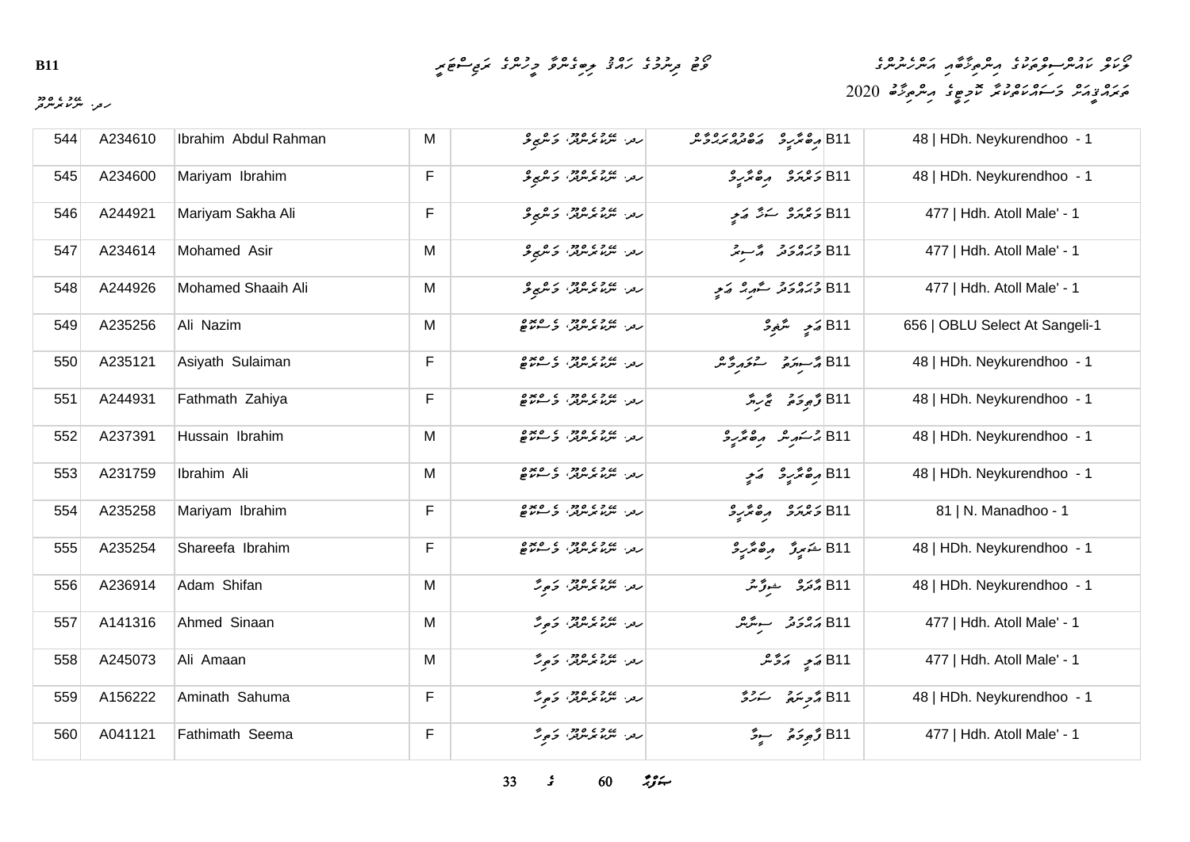| 544 | A234610 | Ibrahim Abdul Rahman | M | ރދ. ނޮޅުދަންފަރު، ވަނިލާ | B11  އިބްރާހީމް ޢަބްދުއްރަޙްމާން | 48 \| HDh. Neykurendhoo - 1 |
|---|---|---|---|---|---|---|
| 545 | A234600 | Mariyam Ibrahim | F | ރދ. ނޮޅުދަންފަރު، ވަނިލާ | B11 މަރިޔަމް އިބްރާހީމް | 48 \| HDh. Neykurendhoo - 1 |
| 546 | A244921 | Mariyam Sakha Ali | F | ރދ. ނޮޅުދަންފަރު، ވަނިލާ | B11 މަރިޔަމް ސަޚާ ޢަލީ | 477 \| Hdh. Atoll Male' - 1 |
| 547 | A234614 | Mohamed Asir | M | ރދ. ނޮޅުދަންފަރު، ވަނިލާ | B11 މުޙައްމަދު އާސިރު | 477 \| Hdh. Atoll Male' - 1 |
| 548 | A244926 | Mohamed Shaaih Ali | M | ރދ. ނޮޅުދަންފަރު، ވަނިލާ | B11 މުޙައްމަދު ޝާއިޙް ޢަލީ | 477 \| Hdh. Atoll Male' - 1 |
| 549 | A235256 | Ali Nazim | M | ރދ. ނޮޅުދަންފަރު، ވެސްޓެޖް | B11 ޢަލީ ނާޒިމް | 656 \| OBLU Select At Sangeli-1 |
| 550 | A235121 | Asiyath Sulaiman | F | ރދ. ނޮޅުދަންފަރު، ވެސްޓެޖް | B11 އާސިޔަތު ސުލައިމާން | 48 \| HDh. Neykurendhoo - 1 |
| 551 | A244931 | Fathmath Zahiya | F | ރދ. ނޮޅުދަންފަރު، ވެސްޓެޖް | B11 ފާތިމަތު ޒާހިޔާ | 48 \| HDh. Neykurendhoo - 1 |
| 552 | A237391 | Hussain Ibrahim | M | ރދ. ނޮޅުދަންފަރު، ވެސްޓެޖް | B11 ޙުސައިން އިބްރާހީމް | 48 \| HDh. Neykurendhoo - 1 |
| 553 | A231759 | Ibrahim Ali | M | ރދ. ނޮޅުދަންފަރު، ވެސްޓެޖް | B11 އިބްރާހީމް ޢަލީ | 48 \| HDh. Neykurendhoo - 1 |
| 554 | A235258 | Mariyam Ibrahim | F | ރދ. ނޮޅުދަންފަރު، ވެސްޓެޖް | B11 މަރިޔަމް އިބްރާހީމް | 81 \| N. Manadhoo - 1 |
| 555 | A235254 | Shareefa Ibrahim | F | ރދ. ނޮޅުދަންފަރު، ވެސްޓެޖް | B11 ޝަރީފާ އިބްރާހީމް | 48 \| HDh. Neykurendhoo - 1 |
| 556 | A236914 | Adam Shifan | M | ރދ. ނޮޅުދަންފަރު، ވަތީ | B11 އާދަމް ޝިފާން | 48 \| HDh. Neykurendhoo - 1 |
| 557 | A141316 | Ahmed Sinaan | M | ރދ. ނޮޅުދަންފަރު، ވަތީ | B11 އަޙްމަދު ސިނާން | 477 \| Hdh. Atoll Male' - 1 |
| 558 | A245073 | Ali Amaan | M | ރދ. ނޮޅުދަންފަރު، ވަތީ | B11 ޢަލީ އަމާން | 477 \| Hdh. Atoll Male' - 1 |
| 559 | A156222 | Aminath Sahuma | F | ރދ. ނޮޅުދަންފަރު، ވަތީ | B11 އާމިނަތު ސަހުމާ | 48 \| HDh. Neykurendhoo - 1 |
| 560 | A041121 | Fathimath Seema | F | ރދ. ނޮޅުދަންފަރު، ވަތީ | B11 ފާތިމަތު ސީމާ | 477 \| Hdh. Atoll Male' - 1 |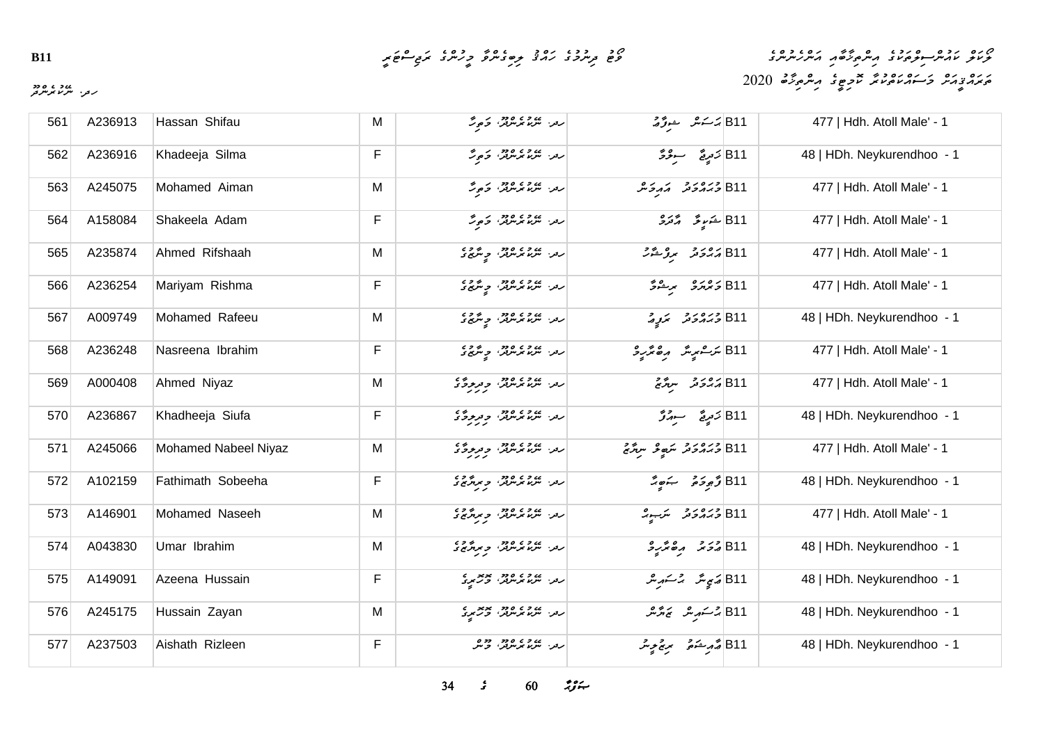| 561 | A236913 | Hassan Shifau | M | ރދ. ނޔކުރެންދޫ. ވަލިހާ | B11 ހަސަން ޝިފާއު | 477 \| Hdh. Atoll Male' - 1 |
|---|---|---|---|---|---|---|
| 562 | A236916 | Khadeeja Silma | F | ރދ. ނޔކުރެންދޫ. ވަލިހާ | B11 ޚަދީޖާ ސިލްމާ | 48 \| HDh. Neykurendhoo - 1 |
| 563 | A245075 | Mohamed Aiman | M | ރދ. ނޔކުރެންދޫ. ވަލިހާ | B11 މުޙައްމަދު އައިމަން | 477 \| Hdh. Atoll Male' - 1 |
| 564 | A158084 | Shakeela Adam | F | ރދ. ނޔކުރެންދޫ. ވަލިހާ | B11 ޝަކީލާ އާދަމް | 477 \| Hdh. Atoll Male' - 1 |
| 565 | A235874 | Ahmed Rifshaah | M | ރދ. ނޔކުރެންދޫ. ވިންޑީގެ | B11 އަޙްމަދު ރިފްޝާހު | 477 \| Hdh. Atoll Male' - 1 |
| 566 | A236254 | Mariyam Rishma | F | ރދ. ނޔކުރެންދޫ. ވިންޑީގެ | B11 މަރިޔަމް ރިޝްމާ | 477 \| Hdh. Atoll Male' - 1 |
| 567 | A009749 | Mohamed Rafeeu | M | ރދ. ނޔކުރެންދޫ. ވިންޑީގެ | B11 މުޙައްމަދު ރަފީއު | 48 \| HDh. Neykurendhoo - 1 |
| 568 | A236248 | Nasreena Ibrahim | F | ރދ. ނޔކުރެންދޫ. ވިންޑީގެ | B11 ނަސްރީނާ އިބްރާހީމް | 477 \| Hdh. Atoll Male' - 1 |
| 569 | A000408 | Ahmed Niyaz | M | ރދ. ނޔކުރެންދޫ. ވިލުވިލާގެ | B11 އަޙްމަދު ނިޔާޒު | 477 \| Hdh. Atoll Male' - 1 |
| 570 | A236867 | Khadheeja Siufa | F | ރދ. ނޔކުރެންދޫ. ވިލުވިލާގެ | B11 ޚަދީޖާ ސިއުފާ | 48 \| HDh. Neykurendhoo - 1 |
| 571 | A245066 | Mohamed Nabeel Niyaz | M | ރދ. ނޔކުރެންދޫ. ވިލުވިލާގެ | B11 މުޙައްމަދު ނަބީލް ނިޔާޒު | 477 \| Hdh. Atoll Male' - 1 |
| 572 | A102159 | Fathimath Sobeeha | F | ރދ. ނޔކުރެންދޫ. ވިރިއާޖެގެ | B11 ފާތިމަތު ސަބީހާ | 48 \| HDh. Neykurendhoo - 1 |
| 573 | A146901 | Mohamed Naseeh | M | ރދ. ނޔކުރެންދޫ. ވިރިއާޖެގެ | B11 މުޙައްމަދު ނަސީހު | 477 \| Hdh. Atoll Male' - 1 |
| 574 | A043830 | Umar Ibrahim | M | ރދ. ނޔކުރެންދޫ. ވިރިއާޖެގެ | B11 އުމަރު އިބްރާހީމް | 48 \| HDh. Neykurendhoo - 1 |
| 575 | A149091 | Azeena Hussain | F | ރދ. ނޔކުރެންދޫ. ވޮޓަރީގެ | B11 އަޒީނާ ހުސައިން | 48 \| HDh. Neykurendhoo - 1 |
| 576 | A245175 | Hussain Zayan | M | ރދ. ނޔކުރެންދޫ. ވޮޓަރީގެ | B11 ހުސައިން ޒަޔާން | 48 \| HDh. Neykurendhoo - 1 |
| 577 | A237503 | Aishath Rizleen | F | ރދ. ނޔކުރެންދޫ. ވޮން | B11 އާއިޝަތު ރިޒްލީން | 48 \| HDh. Neykurendhoo - 1 |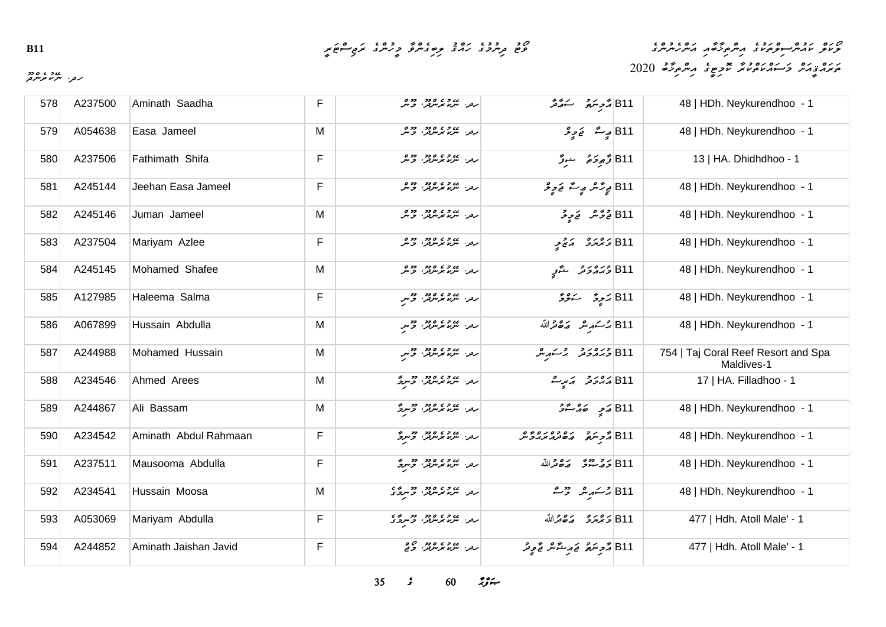| 578 | A237500 | Aminath Saadha | F | ރދ. ނޭކުރެންދޫ، ވޮނ | B11 އާމިނަތު ސަޢަދާ | 48 \| HDh. Neykurendhoo - 1 |
|---|---|---|---|---|---|---|
| 579 | A054638 | Easa Jameel | M | ރދ. ނޭކުރެންދޫ، ވޮނ | B11 ޢީސާ ޖަމީލު | 48 \| HDh. Neykurendhoo - 1 |
| 580 | A237506 | Fathimath Shifa | F | ރދ. ނޭކުރެންދޫ، ވޮނ | B11 ފާތިމަތު ޝިފާ | 13 \| HA. Dhidhdhoo - 1 |
| 581 | A245144 | Jeehan Easa Jameel | F | ރދ. ނޭކުރެންދޫ، ވޮނ | B11 ޖީހާން ޢީސާ ޖަމީލު | 48 \| HDh. Neykurendhoo - 1 |
| 582 | A245146 | Juman Jameel | M | ރދ. ނޭކުރެންދޫ، ވޮނ | B11 ޖުމާން ޖަމީލު | 48 \| HDh. Neykurendhoo - 1 |
| 583 | A237504 | Mariyam Azlee | F | ރދ. ނޭކުރެންދޫ، ވޮނ | B11 މަރިޔަމް އަޒްލީ | 48 \| HDh. Neykurendhoo - 1 |
| 584 | A245145 | Mohamed Shafee | M | ރދ. ނޭކުރެންދޫ، ވޮނ | B11 މުޙައްމަދު ޝާފީ | 48 \| HDh. Neykurendhoo - 1 |
| 585 | A127985 | Haleema Salma | F | ރދ. ނޭކުރެންދޫ، ވޮނި | B11 ހަލީމާ ސަލްމާ | 48 \| HDh. Neykurendhoo - 1 |
| 586 | A067899 | Hussain Abdulla | M | ރދ. ނޭކުރެންދޫ، ވޮނި | B11 ހުސައިން އަބްދުﷲ | 48 \| HDh. Neykurendhoo - 1 |
| 587 | A244988 | Mohamed Hussain | M | ރދ. ނޭކުރެންދޫ، ވޮނި | B11 މުޙައްމަދު ހުސައިން | 754 \| Taj Coral Reef Resort and Spa Maldives-1 |
| 588 | A234546 | Ahmed Arees | M | ރދ. ނޭކުރެންދޫ، ވޮނިމާ | B11 އަޙްމަދު އަރީސް | 17 \| HA. Filladhoo - 1 |
| 589 | A244867 | Ali Bassam | M | ރދ. ނޭކުރެންދޫ، ވޮނިމާ | B11 އަލި ބައްސާމު | 48 \| HDh. Neykurendhoo - 1 |
| 590 | A234542 | Aminath Abdul Rahmaan | F | ރދ. ނޭކުރެންދޫ، ވޮނިމާ | B11 އާމިނަތު އަބްދުއްރަޙްމާން | 48 \| HDh. Neykurendhoo - 1 |
| 591 | A237511 | Mausooma Abdulla | F | ރދ. ނޭކުރެންދޫ، ވޮނިމާ | B11 މައުޞޫމާ އަބްދުﷲ | 48 \| HDh. Neykurendhoo - 1 |
| 592 | A234541 | Hussain Moosa | M | ރދ. ނޭކުރެންދޫ، ވޮނިމާގެ | B11 ހުސައިން މޫސާ | 48 \| HDh. Neykurendhoo - 1 |
| 593 | A053069 | Mariyam Abdulla | F | ރދ. ނޭކުރެންދޫ، ވޮނިމާގެ | B11 މަރިޔަމް އަބްދުﷲ | 477 \| Hdh. Atoll Male' - 1 |
| 594 | A244852 | Aminath Jaishan Javid | F | ރދ. ނޭކުރެންދޫ، ވޯޖ | B11 އާމިނަތު ޖައިޝާން ޖާވިދު | 477 \| Hdh. Atoll Male' - 1 |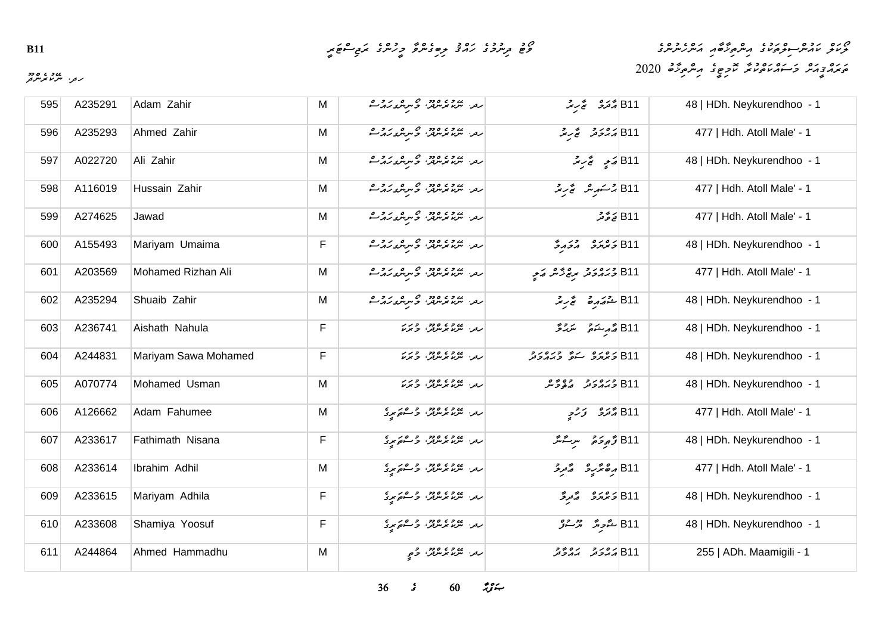| 595 | A235291 | Adam Zahir | M | رحہ سرسرسرسر، وسرسرسرسرسرس | B11 مُحَمَّد جَبر | 48 \| HDh. Neykurendhoo - 1 |
|---|---|---|---|---|---|---|
| 596 | A235293 | Ahmed Zahir | M | رحہ سرسرسرسر، وسرسرسرسرسرس | B11 مَدْكَرْ جَبر | 477 \| Hdh. Atoll Male' - 1 |
| 597 | A022720 | Ali Zahir | M | رحہ سرسرسرسر، وسرسرسرسرسرس | B11 مَعِ جَبر | 48 \| HDh. Neykurendhoo - 1 |
| 598 | A116019 | Hussain Zahir | M | رحہ سرسرسرسر، وسرسرسرسرسرس | B11 بُرْسَمِرْ جَبر | 477 \| Hdh. Atoll Male' - 1 |
| 599 | A274625 | Jawad | M | رحہ سرسرسرسر، وسرسرسرسرسرس | B11 جَوَادْ | 477 \| Hdh. Atoll Male' - 1 |
| 600 | A155493 | Mariyam Umaima | F | رحہ سرسرسرسر، وسرسرسرسرسرس | B11 وَمَرَدْ مَرْمَة | 48 \| HDh. Neykurendhoo - 1 |
| 601 | A203569 | Mohamed Rizhan Ali | M | رحہ سرسرسرسر، وسرسرسرسرسرس | B11 وَرَمْكَرْ مِرْجَانْ مَعِ | 477 \| Hdh. Atoll Male' - 1 |
| 602 | A235294 | Shuaib Zahir | M | رحہ سرسرسرسر، وسرسرسرسرسرس | B11 شُعَيْبْ جَبر | 48 \| HDh. Neykurendhoo - 1 |
| 603 | A236741 | Aishath Nahula | F | رحہ سرسرسرسر، وَمَرَ | B11 مَمِشَةْ سَرَدَّ | 48 \| HDh. Neykurendhoo - 1 |
| 604 | A244831 | Mariyam Sawa Mohamed | F | رحہ سرسرسرسر، وَمَرَ | B11 وَمَرَدْ سَوَّ وَرَمْكَرْ | 48 \| HDh. Neykurendhoo - 1 |
| 605 | A070774 | Mohamed Usman | M | رحہ سرسرسرسر، وَمَرَ | B11 وَرَمْكَرْ مُسْوَانْ | 48 \| HDh. Neykurendhoo - 1 |
| 606 | A126662 | Adam Fahumee | M | رحہ سرسرسرسر، وسْعَمِرِ | B11 مُحَمَّد وَرْمِ | 477 \| Hdh. Atoll Male' - 1 |
| 607 | A233617 | Fathimath Nisana | F | رحہ سرسرسرسر، وسْعَمِرِ | B11 وَمِوَدْ سِرَسَّر | 48 \| HDh. Neykurendhoo - 1 |
| 608 | A233614 | Ibrahim Adhil | M | رحہ سرسرسرسر، وسْعَمِرِ | B11 مِعْرَمِرْ مُعِرْ | 477 \| Hdh. Atoll Male' - 1 |
| 609 | A233615 | Mariyam Adhila | F | رحہ سرسرسرسر، وسْعَمِرِ | B11 وَمَرَدْ مُعِرَّ | 48 \| HDh. Neykurendhoo - 1 |
| 610 | A233608 | Shamiya Yoosuf | F | رحہ سرسرسرسر، وسْعَمِرِ | B11 شَوِمَّ مُسَوْ | 48 \| HDh. Neykurendhoo - 1 |
| 611 | A244864 | Ahmed Hammadhu | M | رحہ سرسرسرسر، وَمِ | B11 مَدْكَرْ بَرْوَكَرْ | 255 \| ADh. Maamigili - 1 |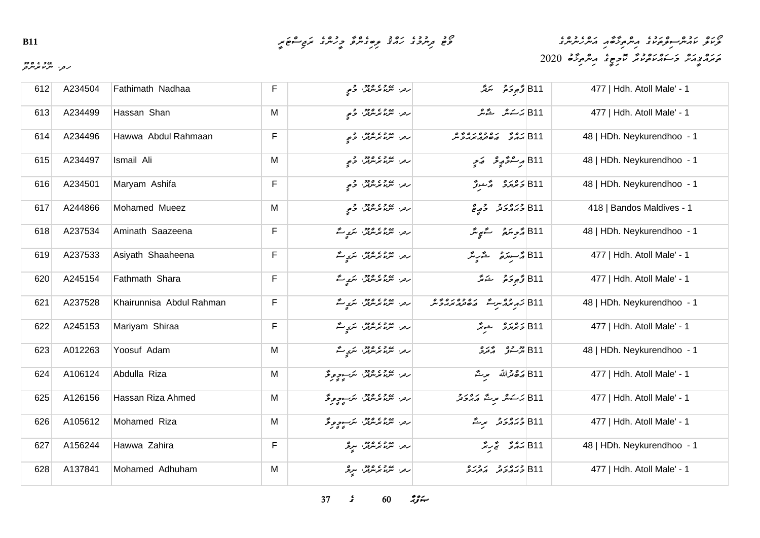| 612 | A234504 | Fathimath Nadhaa | F | رقر. سرنا برسرقر، دحمو | B11 تر بوځ تو سرقر | 477 \| Hdh. Atoll Male' - 1 |
|---|---|---|---|---|---|---|
| 613 | A234499 | Hassan Shan | M | رقر. سرنا برسرقر، دحمو | B11 برسکس شکس | 477 \| Hdh. Atoll Male' - 1 |
| 614 | A234496 | Hawwa Abdul Rahmaan | F | رقر. سرنا برسرقر، دحمو | B11 برمحو مەھىرمەبرىرمحس | 48 \| HDh. Neykurendhoo - 1 |
| 615 | A234497 | Ismail Ali | M | رقر. سرنا برسرقر، دحمو | B11 مرسو تحمر تحر مکر | 48 \| HDh. Neykurendhoo - 1 |
| 616 | A234501 | Maryam Ashifa | F | رقر. سرنا برسرقر، دحمو | B11 تر برمرد م شوقر | 48 \| HDh. Neykurendhoo - 1 |
| 617 | A244866 | Mohamed Mueez | M | رقر. سرنا برسرقر، دحمو | B11 تر برمرد تر تر مرج | 418 \| Bandos Maldives - 1 |
| 618 | A237534 | Aminath Saazeena | F | رقر. سرنا برسرقر، سرىرسقر | B11 مر تر سرقح ستمبر سر | 48 \| HDh. Neykurendhoo - 1 |
| 619 | A237533 | Asiyath Shaaheena | F | رقر. سرنا برسرقر، سرىرسقر | B11 مر سوتر قر شترىر سر | 477 \| Hdh. Atoll Male' - 1 |
| 620 | A245154 | Fathmath Shara | F | رقر. سرنا برسرقر، سرىرسقر | B11 تر بوځ تو شکتر | 477 \| Hdh. Atoll Male' - 1 |
| 621 | A237528 | Khairunnisa Abdul Rahman | F | رقر. سرنا برسرقر، سرىرسقر | B11 ترمر برقرمر سرسقر مەھىرمەبرىرمحس | 48 \| HDh. Neykurendhoo - 1 |
| 622 | A245153 | Mariyam Shiraa | F | رقر. سرنا برسرقر، سرىرسقر | B11 تر برمرد شومرقر | 477 \| Hdh. Atoll Male' - 1 |
| 623 | A012263 | Yoosuf Adam | M | رقر. سرنا برسرقر، سرىرسقر | B11 تر سرقر مرقرد | 48 \| HDh. Neykurendhoo - 1 |
| 624 | A106124 | Abdulla Riza | M | رقر. سرنا برسرقر، سرسوور وقر | B11 مرھقراللہ مرسقر | 477 \| Hdh. Atoll Male' - 1 |
| 625 | A126156 | Hassan Riza Ahmed | M | رقر. سرنا برسرقر، سرسوور وقر | B11 برسکس مرسقر مرمرحرقر | 477 \| Hdh. Atoll Male' - 1 |
| 626 | A105612 | Mohamed Riza | M | رقر. سرنا برسرقر، سرسوور وقر | B11 تر برمرد تر مرسقر | 477 \| Hdh. Atoll Male' - 1 |
| 627 | A156244 | Hawwa Zahira | F | رقر. سرنا برسرقر، سرقر | B11 برمحو تج مرقر | 48 \| HDh. Neykurendhoo - 1 |
| 628 | A137841 | Mohamed Adhuham | M | رقر. سرنا برسرقر، سرقر | B11 تر برمرد تر مرقرمرد | 477 \| Hdh. Atoll Male' - 1 |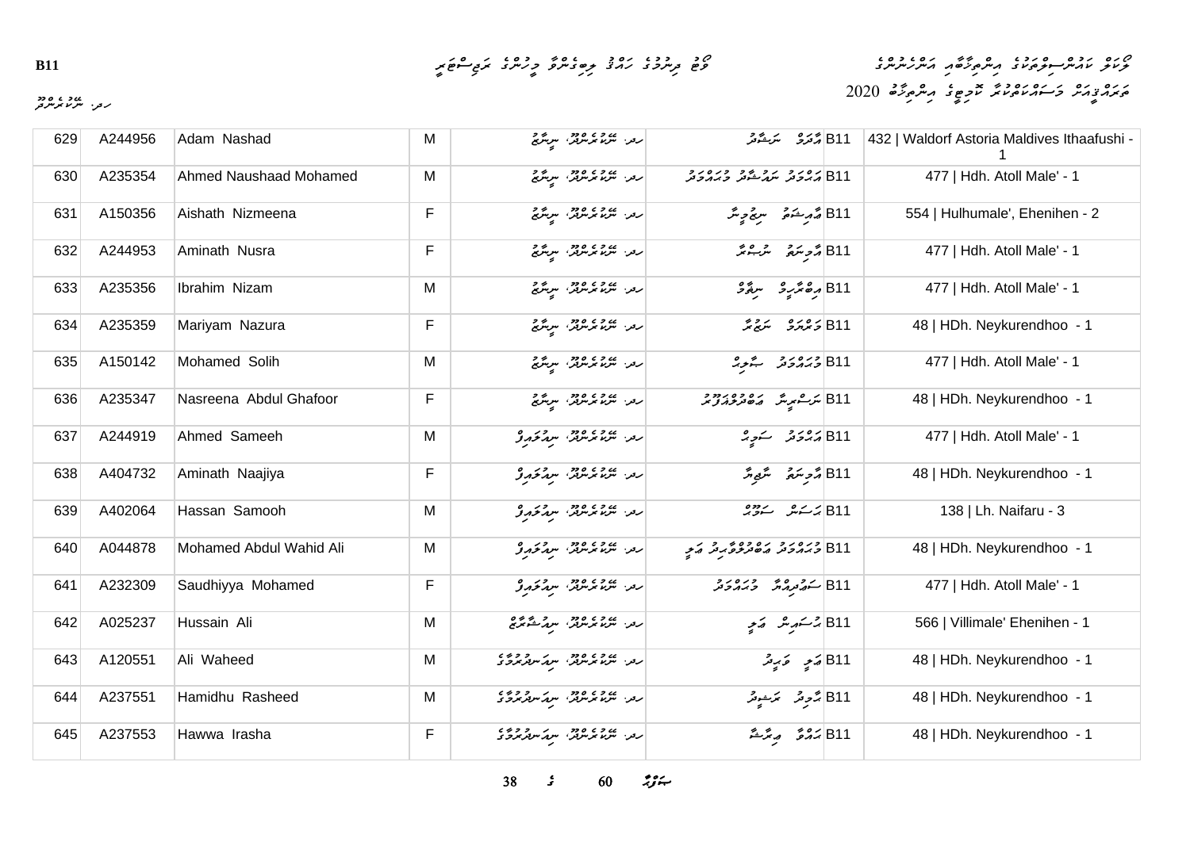| 629 | A244956 | Adam Nashad | M | ހދ. ނޭކުރެންދޫ، ނިޔާޒު | B11 އާދަމް ނަޝާދު | 432 \| Waldorf Astoria Maldives Ithaafushi - 1 |
|---|---|---|---|---|---|---|
| 630 | A235354 | Ahmed Naushaad Mohamed | M | ހދ. ނޭކުރެންދޫ، ނިޔާޒު | B11 އަހުމަދު ނައުޝާދު މުހައްމަދު | 477 \| Hdh. Atoll Male' - 1 |
| 631 | A150356 | Aishath Nizmeena | F | ހދ. ނޭކުރެންދޫ، ނިޔާޒު | B11 އާއިޝަތު ނިޒްމީނާ | 554 \| Hulhumale', Ehenihen - 2 |
| 632 | A244953 | Aminath Nusra | F | ހދ. ނޭކުރެންދޫ، ނިޔާޒު | B11 އާމިނަތު ނުސްރާ | 477 \| Hdh. Atoll Male' - 1 |
| 633 | A235356 | Ibrahim Nizam | M | ހދ. ނޭކުރެންދޫ، ނިޔާޒު | B11 އިބްރާހީމް ނިޒާމް | 477 \| Hdh. Atoll Male' - 1 |
| 634 | A235359 | Mariyam Nazura | F | ހދ. ނޭކުރެންދޫ، ނިޔާޒު | B11 މަރިޔަމް ނަޒޫރާ | 48 \| HDh. Neykurendhoo - 1 |
| 635 | A150142 | Mohamed Solih | M | ހދ. ނޭކުރެންދޫ، ނިޔާޒު | B11 މުހައްމަދު ޞާލިޙް | 477 \| Hdh. Atoll Male' - 1 |
| 636 | A235347 | Nasreena Abdul Ghafoor | F | ހދ. ނޭކުރެންދޫ، ނިޔާޒު | B11 ނަސްރީނާ އަބްދުލްޣަފޫރު | 48 \| HDh. Neykurendhoo - 1 |
| 637 | A244919 | Ahmed Sameeh | M | ހދ. ނޭކުރެންދޫ، ނިއުމަރިލް | B11 އަހުމަދު ސަމީހު | 477 \| Hdh. Atoll Male' - 1 |
| 638 | A404732 | Aminath Naajiya | F | ހދ. ނޭކުރެންދޫ، ނިއުމަރިލް | B11 އާމިނަތު ނާޖިޔާ | 48 \| HDh. Neykurendhoo - 1 |
| 639 | A402064 | Hassan Samooh | M | ހދ. ނޭކުރެންދޫ، ނިއުމަރިލް | B11 ހަސަން ސަމޫހު | 138 \| Lh. Naifaru - 3 |
| 640 | A044878 | Mohamed Abdul Wahid Ali | M | ހދ. ނޭކުރެންދޫ، ނިއުމަރިލް | B11 މުހައްމަދު އަބްދުލްވާހިދު އަލި | 48 \| HDh. Neykurendhoo - 1 |
| 641 | A232309 | Saudhiyya Mohamed | F | ހދ. ނޭކުރެންދޫ، ނިއުމަރިލް | B11 ސައުދިއްޔާ މުހައްމަދު | 477 \| Hdh. Atoll Male' - 1 |
| 642 | A025237 | Hussain Ali | M | ހދ. ނޭކުރެންދޫ، ނިއުޝާރާމް | B11 ހުސައިން އަލި | 566 \| Villimale' Ehenihen - 1 |
| 643 | A120551 | Ali Waheed | M | ހދ. ނޭކުރެންދޫ، ނިއަނިލްގުރުގޭ | B11 އަލި ވަހީދު | 48 \| HDh. Neykurendhoo - 1 |
| 644 | A237551 | Hamidhu Rasheed | M | ހދ. ނޭކުރެންދޫ، ނިއަނިލްގުރުގޭ | B11 ހާމިދު ރަޝީދު | 48 \| HDh. Neykurendhoo - 1 |
| 645 | A237553 | Hawwa Irasha | F | ހދ. ނޭކުރެންދޫ، ނިއަނިލްގުރުގޭ | B11 ހައްވާ އިރާޝާ | 48 \| HDh. Neykurendhoo - 1 |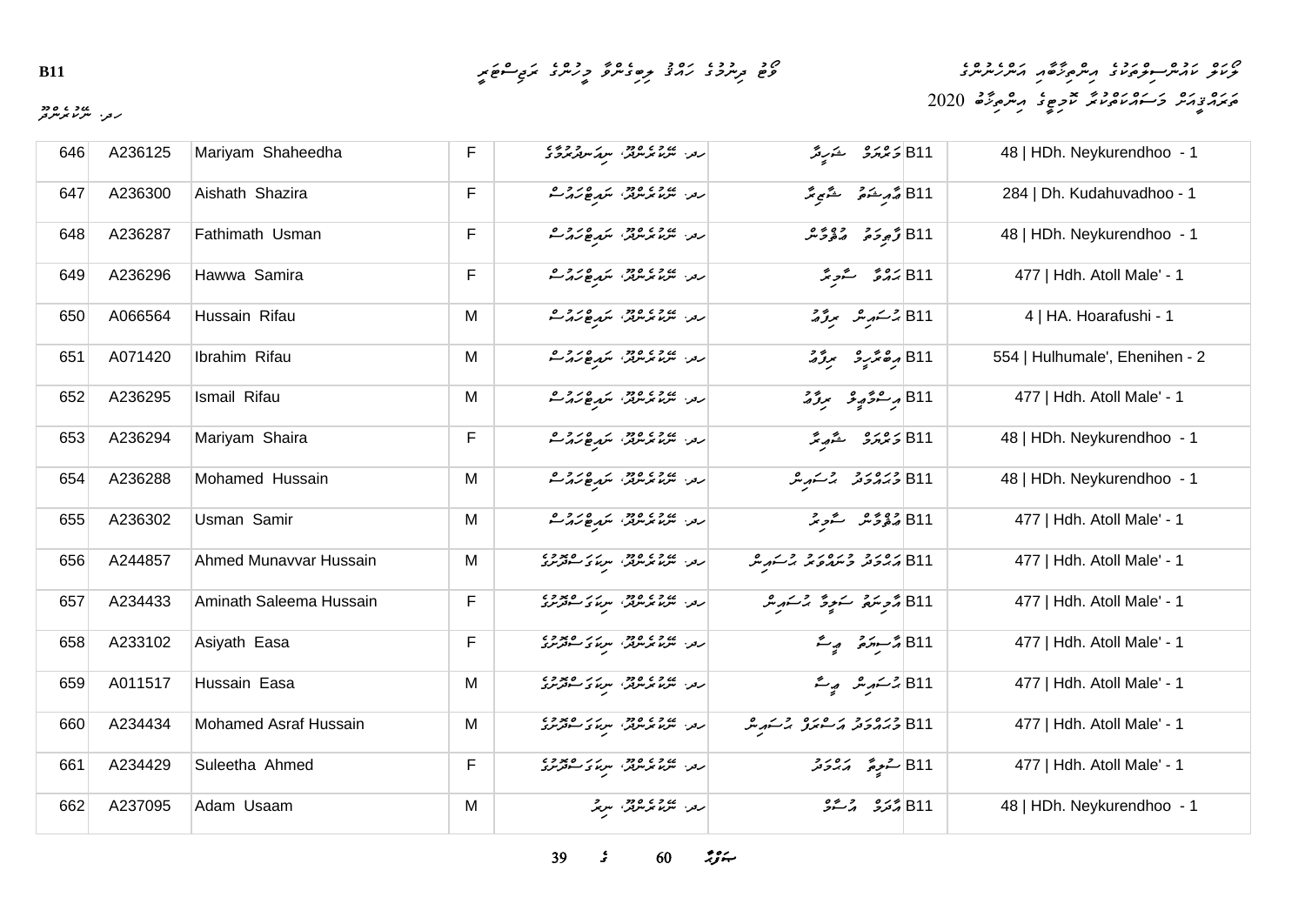| 646 | A236125 | Mariyam Shaheedha | F | رىر. ئىرىدىرىدى، سرە سرىرىرىگ | B11 ۋىرىرى شەرىگە | 48 \| HDh. Neykurendhoo - 1 |
|---|---|---|---|---|---|---|
| 647 | A236300 | Aishath Shazira | F | رىر. ئىرىدىرىدى، سەر ھەرمەسە | B11 ۋەرىشەق شەھرىگە | 284 \| Dh. Kudahuvadhoo - 1 |
| 648 | A236287 | Fathimath Usman | F | رىر. ئىرىدىرىدى، سەر ھەرمەسە | B11 ۋەجەۋ ۋەۋۋىر | 48 \| HDh. Neykurendhoo - 1 |
| 649 | A236296 | Hawwa Samira | F | رىر. ئىرىدىرىدى، سەر ھەرمەسە | B11 ئەرۋ سەرىگە | 477 \| Hdh. Atoll Male' - 1 |
| 650 | A066564 | Hussain Rifau | M | رىر. ئىرىدىرىدى، سەر ھەرمەسە | B11 ئىسەر بىرۋە | 4 \| HA. Hoarafushi - 1 |
| 651 | A071420 | Ibrahim Rifau | M | رىر. ئىرىدىرىدى، سەر ھەرمەسە | B11 ەرھەترى بىرۋە | 554 \| Hulhumale', Ehenihen - 2 |
| 652 | A236295 | Ismail Rifau | M | رىر. ئىرىدىرىدى، سەر ھەرمەسە | B11 ەرسۇمەيۇ بىرۋە | 477 \| Hdh. Atoll Male' - 1 |
| 653 | A236294 | Mariyam Shaira | F | رىر. ئىرىدىرىدى، سەر ھەرمەسە | B11 ۋىرىرى شەرىگە | 48 \| HDh. Neykurendhoo - 1 |
| 654 | A236288 | Mohamed Hussain | M | رىر. ئىرىدىرىدى، سەر ھەرمەسە | B11 ۋىرەۋەر ئىسەرىش | 48 \| HDh. Neykurendhoo - 1 |
| 655 | A236302 | Usman Samir | M | رىر. ئىرىدىرىدى، سەر ھەرمەسە | B11 ەۋۋىش سەرىگە | 477 \| Hdh. Atoll Male' - 1 |
| 656 | A244857 | Ahmed Munavvar Hussain | M | رىر. ئىرىدىرىدى، سرەرى سەترىرى | B11 ەرەۋىر ۋسەۋەر ئىسەرىش | 477 \| Hdh. Atoll Male' - 1 |
| 657 | A234433 | Aminath Saleema Hussain | F | رىر. ئىرىدىرىدى، سرەرى سەترىرى | B11 ەرسەھ سەرۋ ئىسەرىش | 477 \| Hdh. Atoll Male' - 1 |
| 658 | A233102 | Asiyath Easa | F | رىر. ئىرىدىرىدى، سرەرى سەترىرى | B11 ەسەرۇ ەرسە | 477 \| Hdh. Atoll Male' - 1 |
| 659 | A011517 | Hussain Easa | M | رىر. ئىرىدىرىدى، سرەرى سەترىرى | B11 ئىسەرىش ەرسە | 477 \| Hdh. Atoll Male' - 1 |
| 660 | A234434 | Mohamed Asraf Hussain | M | رىر. ئىرىدىرىدى، سرەرى سەترىرى | B11 ۋىرەۋەر ەسۇرۇ ئىسەرىش | 477 \| Hdh. Atoll Male' - 1 |
| 661 | A234429 | Suleetha Ahmed | F | رىر. ئىرىدىرىدى، سرەرى سەترىرى | B11 سۇرۇ ەرەۋەر | 477 \| Hdh. Atoll Male' - 1 |
| 662 | A237095 | Adam Usaam | M | رىر. ئىرىدىرىدى، سرىگە | B11 ەترى ەسۇۋ | 48 \| HDh. Neykurendhoo - 1 |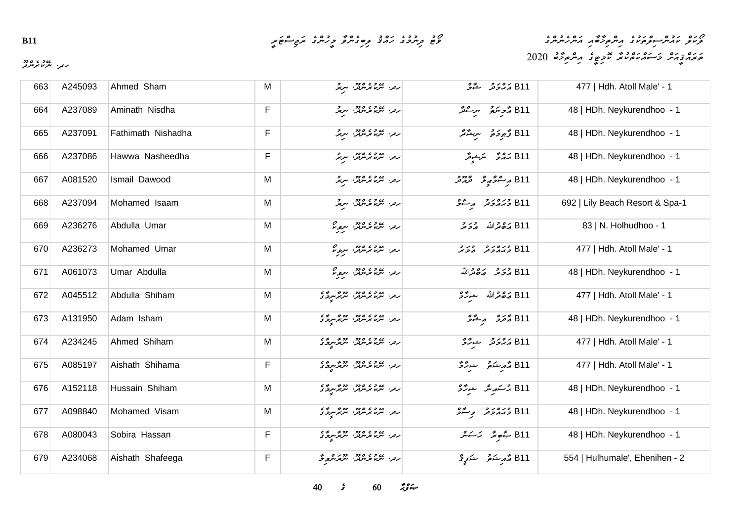| 663 | A245093 | Ahmed Sham | M | ހދ. ނޭކުރެންދޫ، ސިރާ | B11 އަޙްމަދު ޝާމް | 477 \| Hdh. Atoll Male' - 1 |
|---|---|---|---|---|---|---|
| 664 | A237089 | Aminath Nisdha | F | ހދ. ނޭކުރެންދޫ، ސިރާ | B11 އާމިނަތު ނިސްދާ | 48 \| HDh. Neykurendhoo - 1 |
| 665 | A237091 | Fathimath Nishadha | F | ހދ. ނޭކުރެންދޫ، ސިރާ | B11 ފާތިމަތު ނިޝާދާ | 48 \| HDh. Neykurendhoo - 1 |
| 666 | A237086 | Hawwa Nasheedha | F | ހދ. ނޭކުރެންދޫ، ސިރާ | B11 ހައްވާ ނަޝީދާ | 48 \| HDh. Neykurendhoo - 1 |
| 667 | A081520 | Ismail Dawood | M | ހދ. ނޭކުރެންދޫ، ސިރާ | B11 އިސްމާއީލް ދާއޫދު | 48 \| HDh. Neykurendhoo - 1 |
| 668 | A237094 | Mohamed Isaam | M | ހދ. ނޭކުރެންދޫ، ސިރާ | B11 މުޙައްމަދު އިސާމް | 692 \| Lily Beach Resort & Spa-1 |
| 669 | A236276 | Abdulla Umar | M | ހދ. ނޭކުރެންދޫ، ސިލްކް | B11 އަބްދުﷲ އުމަރު | 83 \| N. Holhudhoo - 1 |
| 670 | A236273 | Mohamed Umar | M | ހދ. ނޭކުރެންދޫ، ސިލްކް | B11 މުޙައްމަދު އުމަރު | 477 \| Hdh. Atoll Male' - 1 |
| 671 | A061073 | Umar Abdulla | M | ހދ. ނޭކުރެންދޫ، ސިލްކް | B11 އުމަރު އަބްދުﷲ | 48 \| HDh. Neykurendhoo - 1 |
| 672 | A045512 | Abdulla Shiham | M | ހދ. ނޭކުރެންދޫ، ނޫރާނީގެ | B11 އަބްދުﷲ ޝިހާމް | 477 \| Hdh. Atoll Male' - 1 |
| 673 | A131950 | Adam Isham | M | ހދ. ނޭކުރެންދޫ، ނޫރާނީގެ | B11 އާދަމް އިޝާމް | 48 \| HDh. Neykurendhoo - 1 |
| 674 | A234245 | Ahmed Shiham | M | ހދ. ނޭކުރެންދޫ، ނޫރާނީގެ | B11 އަޙްމަދު ޝިހާމް | 477 \| Hdh. Atoll Male' - 1 |
| 675 | A085197 | Aishath Shihama | F | ހދ. ނޭކުރެންދޫ، ނޫރާނީގެ | B11 އާއިޝަތު ޝިހާމާ | 477 \| Hdh. Atoll Male' - 1 |
| 676 | A152118 | Hussain Shiham | M | ހދ. ނޭކުރެންދޫ، ނޫރާނީގެ | B11 ހުސައިން ޝިހާމް | 48 \| HDh. Neykurendhoo - 1 |
| 677 | A098840 | Mohamed Visam | M | ހދ. ނޭކުރެންދޫ، ނޫރާނީގެ | B11 މުޙައްމަދު ވިސާމް | 48 \| HDh. Neykurendhoo - 1 |
| 678 | A080043 | Sobira Hassan | F | ހދ. ނޭކުރެންދޫ، ނޫރާނީގެ | B11 ޞާބިރާ ހަސަން | 48 \| HDh. Neykurendhoo - 1 |
| 679 | A234068 | Aishath Shafeega | F | ހދ. ނޭކުރެންދޫ، ނޫރަންވިލާ | B11 އާއިޝަތު ޝަފީގާ | 554 \| Hulhumale', Ehenihen - 2 |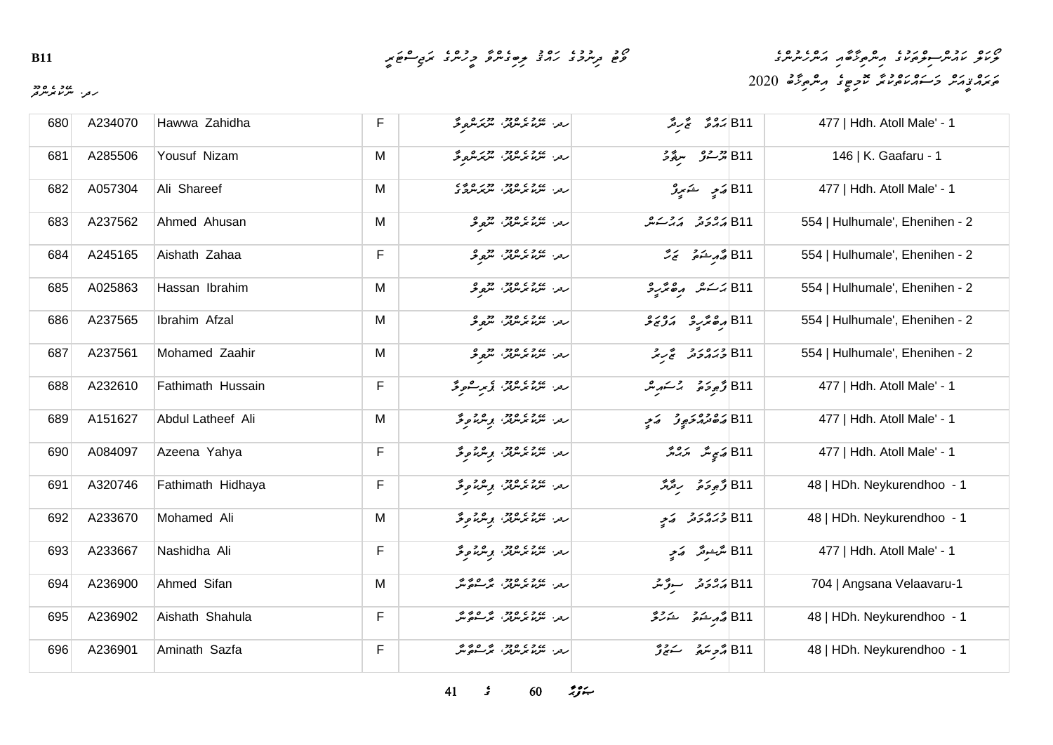| 680 | A234070 | Hawwa Zahidha | F | رىر. ئىرىم ئىرىترىش، ئىرىترىش ھۆ ئى | B11 بَرْدُوَّ يَّ رِمَّ | 477 \| Hdh. Atoll Male' - 1 |
|---|---|---|---|---|---|---|
| 681 | A285506 | Yousuf Nizam | M | رىر. ئىرىم ئىرىترىش، ئىرىترىش ھۆ ئى | B11 ترْسِعْرُ سِعْرُ | 146 \| K. Gaafaru - 1 |
| 682 | A057304 | Ali Shareef | M | رىر. ئىرىم ئىرىترىش، ئىرىترىشرى ئ | B11 مَرِ شَمِرِوْ | 477 \| Hdh. Atoll Male' - 1 |
| 683 | A237562 | Ahmed Ahusan | M | رىر. ئىرىم ئىرىترىش، ئىرىمۇ ئ | B11 مَرْدُوَتْرَ مَرْدُسَ مَرْ | 554 \| Hulhumale', Ehenihen - 2 |
| 684 | A245165 | Aishath Zahaa | F | رىر. ئىرىم ئىرىترىش، ئىرىمۇ ئ | B11 مَّەرِ شَوَ تَ مَرَّ | 554 \| Hulhumale', Ehenihen - 2 |
| 685 | A025863 | Hassan Ibrahim | M | رىر. ئىرىم ئىرىترىش، ئىرىمۇ ئ | B11 بَرَسَتْرَ مِرْهُ تَرْرِدْ | 554 \| Hulhumale', Ehenihen - 2 |
| 686 | A237565 | Ibrahim Afzal | M | رىر. ئىرىم ئىرىترىش، ئىرىمۇ ئ | B11 مِرْهُ مَرْرِدْ مَرْدُيَ دْ | 554 \| Hulhumale', Ehenihen - 2 |
| 687 | A237561 | Mohamed Zaahir | M | رىر. ئىرىم ئىرىترىش، ئىرىمۇ ئ | B11 وَيَرْمُرُو تَرْ يَمْ رِ مُرْ | 554 \| Hulhumale', Ehenihen - 2 |
| 688 | A232610 | Fathimath Hussain | F | رىر. ئىرىم ئىرىترىش، ئۇ ئىر سو ئوئى | B11 تَوْجِوَمْ بِرْسَهرِ سْرْ | 477 \| Hdh. Atoll Male' - 1 |
| 689 | A151627 | Abdul Latheef Ali | M | رىر. ئىرىم ئىرىترىش، بو ئىرىم ئوئى | B11 مَرْهُ تَرْمُرْ قُوْمِوْ مَرْمِ | 477 \| Hdh. Atoll Male' - 1 |
| 690 | A084097 | Azeena Yahya | F | رىر. ئىرىم ئىرىترىش، بو ئىرىم ئوئى | B11 مَرِسْرُ مَرْمُرْ | 477 \| Hdh. Atoll Male' - 1 |
| 691 | A320746 | Fathimath Hidhaya | F | رىر. ئىرىم ئىرىترىش، بو ئىرىم ئوئى | B11 تَوْجِوَمْ رِمَرْدَرْ | 48 \| HDh. Neykurendhoo - 1 |
| 692 | A233670 | Mohamed Ali | M | رىر. ئىرىم ئىرىترىش، بو ئىرىم ئوئى | B11 وَيَرْمُرُو تَرْ مَرْمِ | 48 \| HDh. Neykurendhoo - 1 |
| 693 | A233667 | Nashidha Ali | F | رىر. ئىرىم ئىرىترىش، بو ئىرىم ئوئى | B11 مَرْشِوْرُ مَرْمِ | 477 \| Hdh. Atoll Male' - 1 |
| 694 | A236900 | Ahmed Sifan | M | رىر. ئىرىم ئىرىترىش، ئىر سو ئوئىر | B11 مَرْدُوَتْرَ سِوْرُسْرُ | 704 \| Angsana Velaavaru-1 |
| 695 | A236902 | Aishath Shahula | F | رىر. ئىرىم ئىرىترىش، ئىر سو ئوئىر | B11 مَّەرِ شَوَ شَرْرُ دْ | 48 \| HDh. Neykurendhoo - 1 |
| 696 | A236901 | Aminath Sazfa | F | رىر. ئىرىم ئىرىترىش، ئىر سو ئوئىر | B11 مَّرِسَمْ سَيِّ دْ | 48 \| HDh. Neykurendhoo - 1 |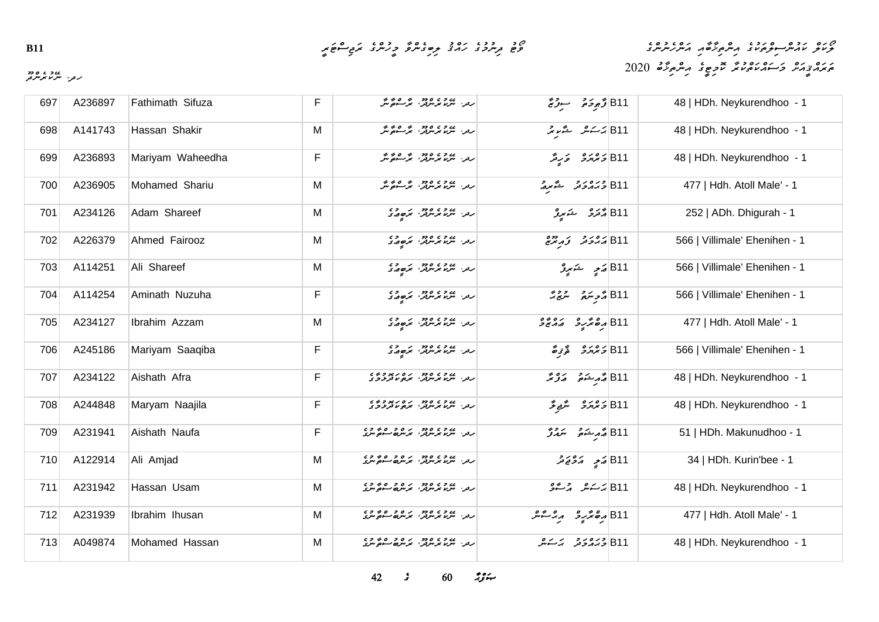| 697 | A236897 | Fathimath Sifuza | F | رىز. سرىئا برىرى، بۇ سىۋىر | B11 ۇجوخۇ سورگچ | 48 \| HDh. Neykurendhoo - 1 |
|---|---|---|---|---|---|---|
| 698 | A141743 | Hassan Shakir | M | رىز. سرىئا برىرى، بۇ سىۋىر | B11 ئەسەر ھەرىر | 48 \| HDh. Neykurendhoo - 1 |
| 699 | A236893 | Mariyam Waheedha | F | رىز. سرىئا برىرى، بۇ سىۋىر | B11 ۋىرىرو ۋرىگر | 48 \| HDh. Neykurendhoo - 1 |
| 700 | A236905 | Mohamed Shariu | M | رىز. سرىئا برىرى، بۇ سىۋىر | B11 ۋىرەۋىر ھەمرە | 477 \| Hdh. Atoll Male' - 1 |
| 701 | A234126 | Adam Shareef | M | رىز. سرىئا برىرى، برھەدى | B11 ەرىرو ھەمىرۇ | 252 \| ADh. Dhigurah - 1 |
| 702 | A226379 | Ahmed Fairooz | M | رىز. سرىئا برىرى، برھەدى | B11 ەرەۋىر ۋەرىرە | 566 \| Villimale' Ehenihen - 1 |
| 703 | A114251 | Ali Shareef | M | رىز. سرىئا برىرى، برھەدى | B11 ەرىر ھەمىرۇ | 566 \| Villimale' Ehenihen - 1 |
| 704 | A114254 | Aminath Nuzuha | F | رىز. سرىئا برىرى، برھەدى | B11 ەرىرىرو سرىرە | 566 \| Villimale' Ehenihen - 1 |
| 705 | A234127 | Ibrahim Azzam | M | رىز. سرىئا برىرى، برھەدى | B11 ەرھەررە ەرەۋى | 477 \| Hdh. Atoll Male' - 1 |
| 706 | A245186 | Mariyam Saaqiba | F | رىز. سرىئا برىرى، برھەدى | B11 ۋىرىرو ھۇۋە | 566 \| Villimale' Ehenihen - 1 |
| 707 | A234122 | Aishath Afra | F | رىز. سرىئا برىرى، برەرىرۇۋى | B11 ەرىھەر ەرۇىر | 48 \| HDh. Neykurendhoo - 1 |
| 708 | A244848 | Maryam Naajila | F | رىز. سرىئا برىرى، برەرىرۇۋى | B11 ۋىرىرو سرىۋ | 48 \| HDh. Neykurendhoo - 1 |
| 709 | A231941 | Aishath Naufa | F | رىز. سرىئا برىرى، برىرھ ھەۋىرى | B11 ەرىھەر سرەۋ | 51 \| HDh. Makunudhoo - 1 |
| 710 | A122914 | Ali Amjad | M | رىز. سرىئا برىرى، برىرھ ھەۋىرى | B11 ەرىر ەرۋىر | 34 \| HDh. Kurin'bee - 1 |
| 711 | A231942 | Hassan Usam | M | رىز. سرىئا برىرى، برىرھ ھەۋىرى | B11 ئەسەر ەرسۇ | 48 \| HDh. Neykurendhoo - 1 |
| 712 | A231939 | Ibrahim Ihusan | M | رىز. سرىئا برىرى، برىرھ ھەۋىرى | B11 ەرھەررە ەرەسەر | 477 \| Hdh. Atoll Male' - 1 |
| 713 | A049874 | Mohamed Hassan | M | رىز. سرىئا برىرى، برىرھ ھەۋىرى | B11 ۋىرەۋىر ئەسەر | 48 \| HDh. Neykurendhoo - 1 |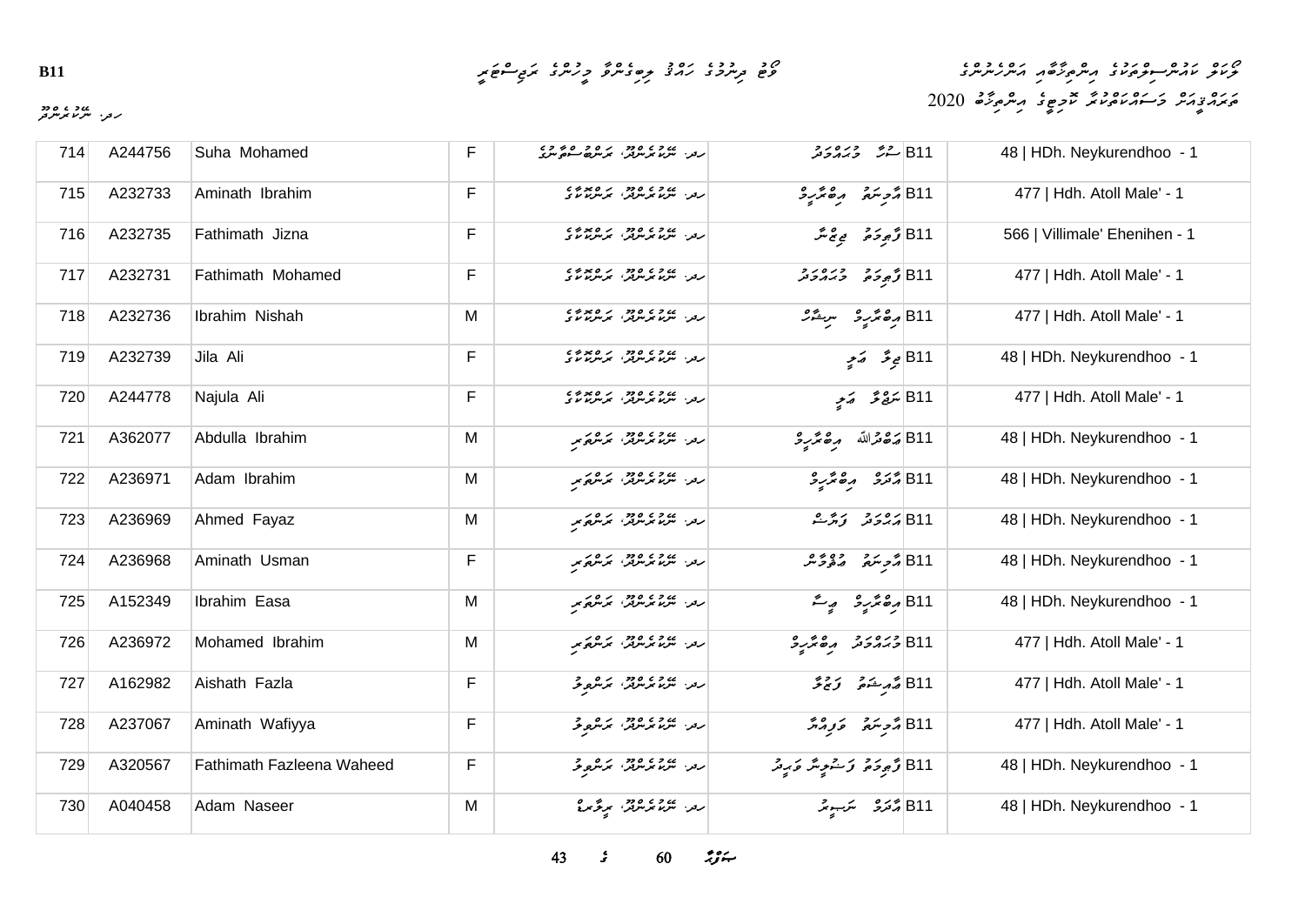| 714 | A244756 | Suha Mohamed | F | رعر. سرمانا برسرفر، برسرھ سگوسری | B11 سترٌ وبرەدىر | 48 \| HDh. Neykurendhoo - 1 |
|---|---|---|---|---|---|---|
| 715 | A232733 | Aminath Ibrahim | F | رعر. سرمانا برسرفر، برسرمانا ی | B11 أَمُّ جِسَمَۃِ مِرْھَتَرِیْرُ | 477 \| Hdh. Atoll Male' - 1 |
| 716 | A232735 | Fathimath Jizna | F | رعر. سرمانا برسرفر، برسرمانا ی | B11 وَّجِوَدَة فِيِ مَيْ سَرِ | 566 \| Villimale' Ehenihen - 1 |
| 717 | A232731 | Fathimath Mohamed | F | رعر. سرمانا برسرفر، برسرمانا ی | B11 وَّجِوَدَة وَبَرْ مُحَمَّدَ | 477 \| Hdh. Atoll Male' - 1 |
| 718 | A232736 | Ibrahim Nishah | M | رعر. سرمانا برسرفر، برسرمانا ی | B11 مِرْھَتَرِیْرُ سرِشَتْر | 477 \| Hdh. Atoll Male' - 1 |
| 719 | A232739 | Jila Ali | F | رعر. سرمانا برسرفر، برسرمانا ی | B11 مِحَ مَعَ | 48 \| HDh. Neykurendhoo - 1 |
| 720 | A244778 | Najula Ali | F | رعر. سرمانا برسرفر، برسرمانا ی | B11 سَهْجُو مَعَ | 477 \| Hdh. Atoll Male' - 1 |
| 721 | A362077 | Abdulla Ibrahim | M | رعر. سرمانا برسرفر، برسرھَمَر | B11 مَحْصُدَاللّه مِرْھَتَرِیْرُ | 48 \| HDh. Neykurendhoo - 1 |
| 722 | A236971 | Adam Ibrahim | M | رعر. سرمانا برسرفر، برسرھَمَر | B11 مَرْتَرْد مِرْھَتَرِیْرُ | 48 \| HDh. Neykurendhoo - 1 |
| 723 | A236969 | Ahmed Fayaz | M | رعر. سرمانا برسرفر، برسرھَمَر | B11 مَرْدْدَ وَمَّرْشَ | 48 \| HDh. Neykurendhoo - 1 |
| 724 | A236968 | Aminath Usman | F | رعر. سرمانا برسرفر، برسرھَمَر | B11 مُّجِسَمَۃِ مَصْدُوَّسْر | 48 \| HDh. Neykurendhoo - 1 |
| 725 | A152349 | Ibrahim Easa | M | رعر. سرمانا برسرفر، برسرھَمَر | B11 مِرْھَتَرِیْرُ مِرِسَّ | 48 \| HDh. Neykurendhoo - 1 |
| 726 | A236972 | Mohamed Ibrahim | M | رعر. سرمانا برسرفر، برسرھَمَر | B11 وَبَرْ مُحَمَّدَ مِرْھَتَرِیْرُ | 477 \| Hdh. Atoll Male' - 1 |
| 727 | A162982 | Aishath Fazla | F | رعر. سرمانا برسرفر، برسرھوِدُ | B11 مُّرِشَمَة وَيْعَرَّ | 477 \| Hdh. Atoll Male' - 1 |
| 728 | A237067 | Aminath Wafiyya | F | رعر. سرمانا برسرفر، برسرھوِدُ | B11 مُّجِسَمَۃِ وَوِمْرَّ | 477 \| Hdh. Atoll Male' - 1 |
| 729 | A320567 | Fathimath Fazleena Waheed | F | رعر. سرمانا برسرفر، برسرھوِدُ | B11 وَّجِوَدَة وَسْمِيسَّ وَبِرِيْرَ | 48 \| HDh. Neykurendhoo - 1 |
| 730 | A040458 | Adam Naseer | M | رعر. سرمانا برسرفر، برِوَّمِرَة | B11 مَرْتَرْد سَرَسِيْرَ | 48 \| HDh. Neykurendhoo - 1 |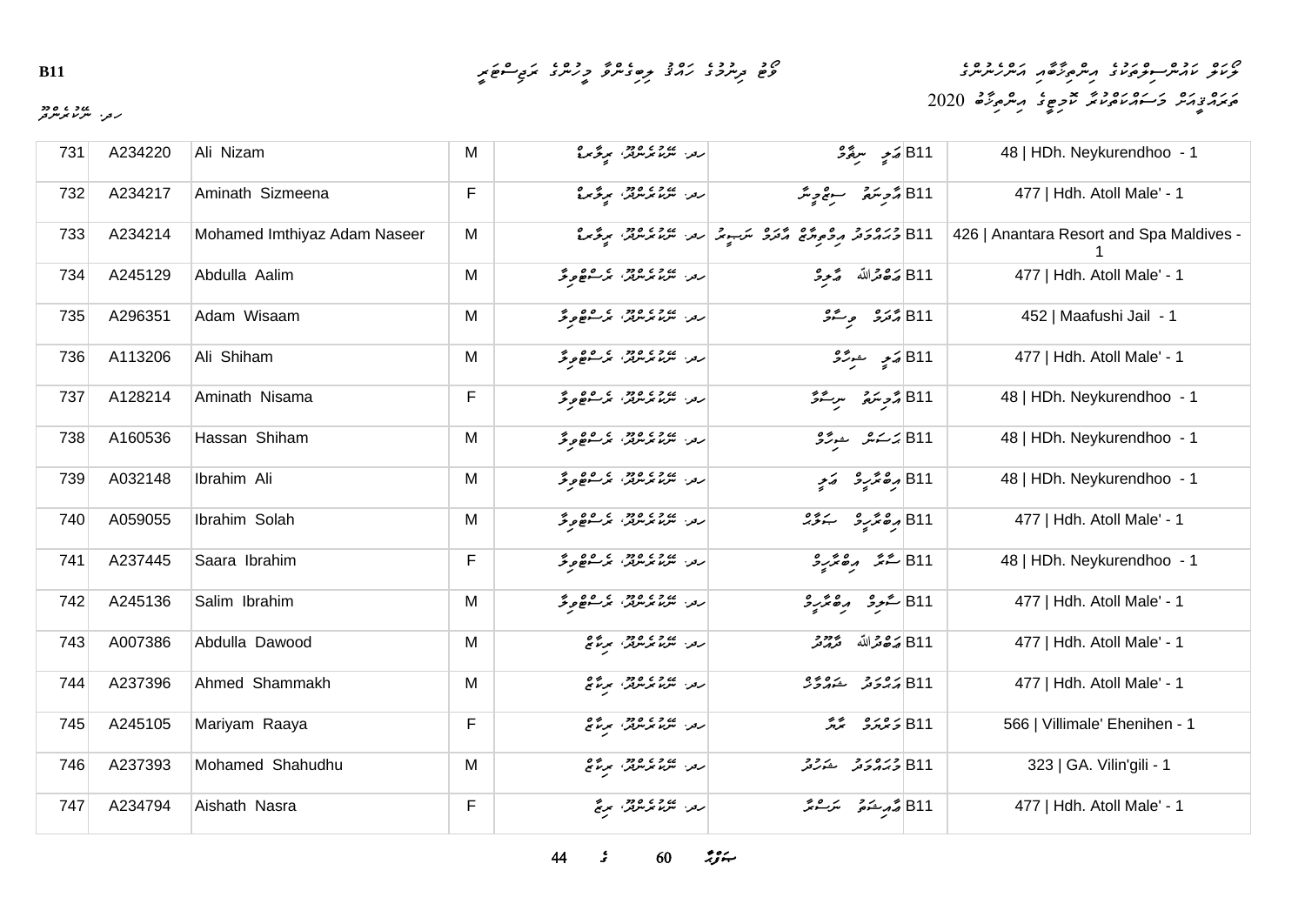| 731 | A234220 | Ali Nizam | M | ހދ. ނޭކުރެންދޫ، ނިލާނީގެ | B11 ޢަލީ ނިޒާމް | 48 \| HDh. Neykurendhoo - 1 |
|---|---|---|---|---|---|---|
| 732 | A234217 | Aminath Sizmeena | F | ހދ. ނޭކުރެންދޫ، ނިލާނީގެ | B11 އާމިނަތު ސިޒްމީނާ | 477 \| Hdh. Atoll Male' - 1 |
| 733 | A234214 | Mohamed Imthiyaz Adam Naseer | M | ހދ. ނޭކުރެންދޫ، ނިލާނީގެ | B11 މުހައްމަދު އިމްތިޔާޒް އާދަމް ނަސީރު | 426 \| Anantara Resort and Spa Maldives - 1 |
| 734 | A245129 | Abdulla Aalim | M | ހދ. ނޭކުރެންދޫ، ރޯސްބޮލިވާ | B11 އަބްދުﷲ އާލިމް | 477 \| Hdh. Atoll Male' - 1 |
| 735 | A296351 | Adam Wisaam | M | ހދ. ނޭކުރެންދޫ، ރޯސްބޮލިވާ | B11 އާދަމް ވިސާމް | 452 \| Maafushi Jail - 1 |
| 736 | A113206 | Ali Shiham | M | ހދ. ނޭކުރެންދޫ، ރޯސްބޮލިވާ | B11 ޢަލީ ޝިހާމް | 477 \| Hdh. Atoll Male' - 1 |
| 737 | A128214 | Aminath Nisama | F | ހދ. ނޭކުރެންދޫ، ރޯސްބޮލިވާ | B11 އާމިނަތު ނިސާމާ | 48 \| HDh. Neykurendhoo - 1 |
| 738 | A160536 | Hassan Shiham | M | ހދ. ނޭކުރެންދޫ، ރޯސްބޮލިވާ | B11 ހަސަން ޝިހާމް | 48 \| HDh. Neykurendhoo - 1 |
| 739 | A032148 | Ibrahim Ali | M | ހދ. ނޭކުރެންދޫ، ރޯސްބޮލިވާ | B11 އިބްރާހީމް ޢަލީ | 48 \| HDh. Neykurendhoo - 1 |
| 740 | A059055 | Ibrahim Solah | M | ހދ. ނޭކުރެންދޫ، ރޯސްބޮލިވާ | B11 އިބްރާހީމް ޞަލާހް | 477 \| Hdh. Atoll Male' - 1 |
| 741 | A237445 | Saara Ibrahim | F | ހދ. ނޭކުރެންދޫ، ރޯސްބޮލިވާ | B11 ސާރާ އިބްރާހީމް | 48 \| HDh. Neykurendhoo - 1 |
| 742 | A245136 | Salim Ibrahim | M | ހދ. ނޭކުރެންދޫ، ރޯސްބޮލިވާ | B11 ސާލިމް އިބްރާހީމް | 477 \| Hdh. Atoll Male' - 1 |
| 743 | A007386 | Abdulla Dawood | M | ހދ. ނޭކުރެންދޫ، ނިޔާޒް | B11 އަބްދުﷲ ދާއޫދު | 477 \| Hdh. Atoll Male' - 1 |
| 744 | A237396 | Ahmed Shammakh | M | ހދ. ނޭކުރެންދޫ، ނިޔާޒް | B11 އަހްމަދު ޝައްމާޚު | 477 \| Hdh. Atoll Male' - 1 |
| 745 | A245105 | Mariyam Raaya | F | ހދ. ނޭކުރެންދޫ، ނިޔާޒް | B11 މަރިޔަމް ރާޔާ | 566 \| Villimale' Ehenihen - 1 |
| 746 | A237393 | Mohamed Shahudhu | M | ހދ. ނޭކުރެންދޫ، ނިޔާޒް | B11 މުހައްމަދު ޝަހުދު | 323 \| GA. Vilin'gili - 1 |
| 747 | A234794 | Aishath Nasra | F | ހދ. ނޭކުރެންދޫ، ނިޒް | B11 އާއިޝަތު ނަސްރާ | 477 \| Hdh. Atoll Male' - 1 |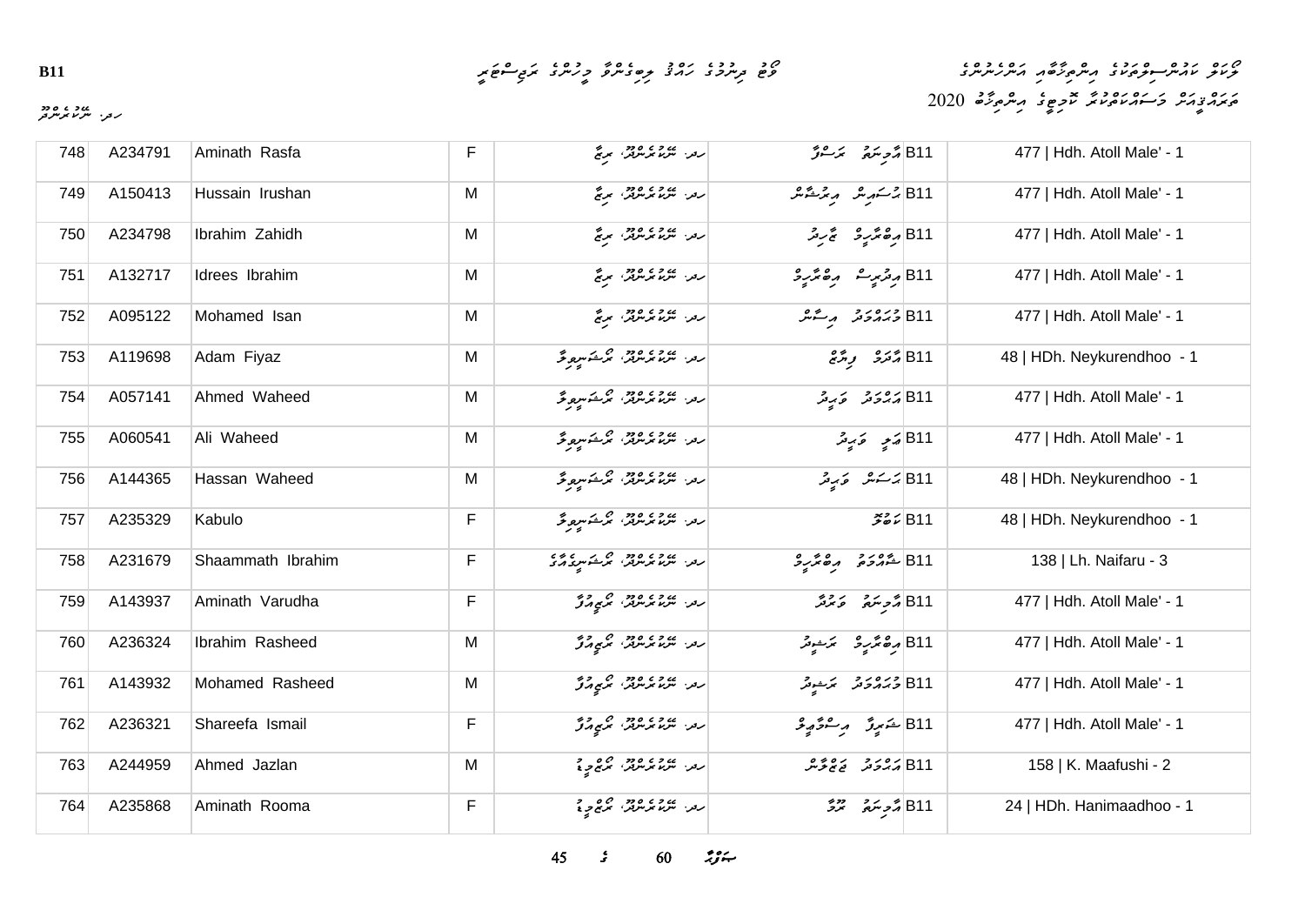| 748 | A234791 | Aminath Rasfa | F | رص: سُرْمَ بَرْسُرْتَرُ، سِرِيَّ | B11 مُرْحِسَمُ بَرْسُوَّ | 477 \| Hdh. Atoll Male' - 1 |
|---|---|---|---|---|---|---|
| 749 | A150413 | Hussain Irushan | M | رص: سُرْمَ بَرْسُرْتَرُ، سِرِيَّ | B11 بُرْسَمَرِ شَرْ مِرْشَرْ | 477 \| Hdh. Atoll Male' - 1 |
| 750 | A234798 | Ibrahim Zahidh | M | رص: سُرْمَ بَرْسُرْتَرُ، سِرِيَّ | B11 مِرْحَمَّرِ وْ يُحْرِرْ | 477 \| Hdh. Atoll Male' - 1 |
| 751 | A132717 | Idrees Ibrahim | M | رص: سُرْمَ بَرْسُرْتَرُ، سِرِيَّ | B11 مِرْمَرِ سْ مِرْحَمَّرِ وْ | 477 \| Hdh. Atoll Male' - 1 |
| 752 | A095122 | Mohamed Isan | M | رص: سُرْمَ بَرْسُرْتَرُ، سِرِيَّ | B11 وَبَرْدَوَرْ مِرْ سَّرْ | 477 \| Hdh. Atoll Male' - 1 |
| 753 | A119698 | Adam Fiyaz | M | رص: سُرْمَ بَرْسُرْتَرُ، بَرْ شَمَ سِرِ وِ تَرْ | B11 مُرْتَرْ وِ مَرْيَّ | 48 \| HDh. Neykurendhoo - 1 |
| 754 | A057141 | Ahmed Waheed | M | رص: سُرْمَ بَرْسُرْتَرُ، بَرْ شَمَ سِرِ وِ تَرْ | B11 مَرْدَوَرْ وَبِرْتَرْ | 477 \| Hdh. Atoll Male' - 1 |
| 755 | A060541 | Ali Waheed | M | رص: سُرْمَ بَرْسُرْتَرُ، بَرْ شَمَ سِرِ وِ تَرْ | B11 مَرِ وَبِرْتَرْ | 477 \| Hdh. Atoll Male' - 1 |
| 756 | A144365 | Hassan Waheed | M | رص: سُرْمَ بَرْسُرْتَرُ، بَرْ شَمَ سِرِ وِ تَرْ | B11 بَرْسَمْ وَبِرْتَرْ | 48 \| HDh. Neykurendhoo - 1 |
| 757 | A235329 | Kabulo | F | رص: سُرْمَ بَرْسُرْتَرُ، بَرْ شَمَ سِرِ وِ تَرْ | B11 مَرْتَرْ | 48 \| HDh. Neykurendhoo - 1 |
| 758 | A231679 | Shaammath Ibrahim | F | رص: سُرْمَ بَرْسُرْتَرُ، بَرْ شَمَ سِرِ وِ مُرْ | B11 شَمْرَدَ مِرْحَمَّرِ وْ | 138 \| Lh. Naifaru - 3 |
| 759 | A143937 | Aminath Varudha | F | رص: سُرْمَ بَرْسُرْتَرُ، بَرْ بِرْ مَرْ | B11 مُرْحِسَمُ وَبَرْتَرْ | 477 \| Hdh. Atoll Male' - 1 |
| 760 | A236324 | Ibrahim Rasheed | M | رص: سُرْمَ بَرْسُرْتَرُ، بَرْ بِرْ مَرْ | B11 مِرْحَمَّرِ وْ بَرْشِيْرْ | 477 \| Hdh. Atoll Male' - 1 |
| 761 | A143932 | Mohamed Rasheed | M | رص: سُرْمَ بَرْسُرْتَرُ، بَرْ بِرْ مَرْ | B11 وَبَرْدَوَرْ بَرْشِيْرْ | 477 \| Hdh. Atoll Male' - 1 |
| 762 | A236321 | Shareefa Ismail | F | رص: سُرْمَ بَرْسُرْتَرُ، بَرْ بِرْ مَرْ | B11 شَمَرِوَّ مِرْ سْوَّمِرِ وْ | 477 \| Hdh. Atoll Male' - 1 |
| 763 | A244959 | Ahmed Jazlan | M | رص: سُرْمَ بَرْسُرْتَرُ، بَرْ جِ وِ ، | B11 مَرْدَوَرْ يَحْجْوَّمْ | 158 \| K. Maafushi - 2 |
| 764 | A235868 | Aminath Rooma | F | رص: سُرْمَ بَرْسُرْتَرُ، بَرْ جِ وِ ، | B11 مُرْحِسَمُ بَرْوَّ | 24 \| HDh. Hanimaadhoo - 1 |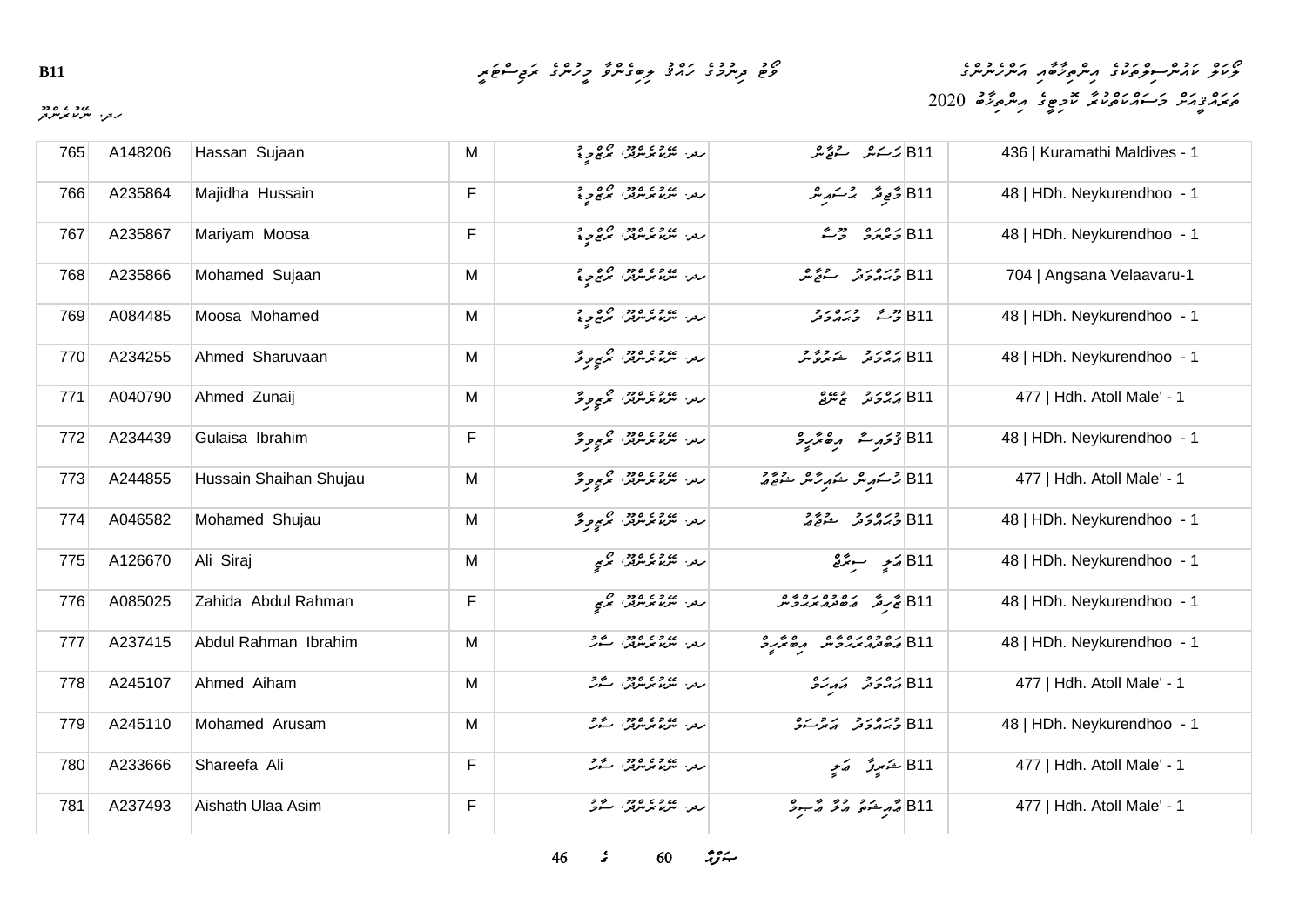رىز. ئۇرىدىرىرىتى

| 765 | A148206 | Hassan Sujaan | M | رىز. ئۇرىدىرىرىتى، ئۇرىچ ۋەڭ | B11 بَرَسَسْ سُنَّجَّسْ | 436 \| Kuramathi Maldives - 1 |
|---|---|---|---|---|---|---|
| 766 | A235864 | Majidha Hussain | F | رىز. ئۇرىدىرىرىتى، ئۇرىچ ۋەڭ | B11 ڈَمِعِتَر بُرْسَهرِسْ | 48 \| HDh. Neykurendhoo - 1 |
| 767 | A235867 | Mariyam Moosa | F | رىز. ئۇرىدىرىرىتى، ئۇرىچ ۋەڭ | B11 دَبُرْبَرْدُ دُرْسُتْ | 48 \| HDh. Neykurendhoo - 1 |
| 768 | A235866 | Mohamed Sujaan | M | رىز. ئۇرىدىرىرىتى، ئۇرىچ ۋەڭ | B11 دِبَرْدَدَرْ سُنَّجَّسْ | 704 \| Angsana Velaavaru-1 |
| 769 | A084485 | Moosa Mohamed | M | رىز. ئۇرىدىرىرىتى، ئۇرىچ ۋەڭ | B11 دُرْسُتْ دِبَرْدَدَرْ | 48 \| HDh. Neykurendhoo - 1 |
| 770 | A234255 | Ahmed Sharuvaan | M | رىز. ئۇرىدىرىرىتى، ئۇرىچ ۋەڭ | B11 بَرْدَدَرْ شَبَرْدَدَسْ | 48 \| HDh. Neykurendhoo - 1 |
| 771 | A040790 | Ahmed Zunaij | M | رىز. ئۇرىدىرىرىتى، ئۇرىچ ۋەڭ | B11 بَرْدَدَرْ جُسَرِقْ | 477 \| Hdh. Atoll Male' - 1 |
| 772 | A234439 | Gulaisa Ibrahim | F | رىز. ئۇرىدىرىرىتى، ئۇرىچ ۋەڭ | B11 ذُخَرِسَّ بِرْهِجَرِدْ | 48 \| HDh. Neykurendhoo - 1 |
| 773 | A244855 | Hussain Shaihan Shujau | M | رىز. ئۇرىدىرىرىتى، ئۇرىچ ۋەڭ | B11 بُرْسَهرِسْ شَرْبَرْسْ شُدَّدْ | 477 \| Hdh. Atoll Male' - 1 |
| 774 | A046582 | Mohamed Shujau | M | رىز. ئۇرىدىرىرىتى، ئۇرىچ ۋەڭ | B11 دِبَرْدَدَرْ شُدَّدْ | 48 \| HDh. Neykurendhoo - 1 |
| 775 | A126670 | Ali Siraj | M | رىز. ئۇرىدىرىرىتى، ئۇرىچ | B11 بَرْ سِبَرْجْ | 48 \| HDh. Neykurendhoo - 1 |
| 776 | A085025 | Zahida Abdul Rahman | F | رىز. ئۇرىدىرىرىتى، ئۇرىچ | B11 جُرِسُ بَرَهْدُرُبَرْدَدُسْ | 48 \| HDh. Neykurendhoo - 1 |
| 777 | A237415 | Abdul Rahman Ibrahim | M | رىز. ئۇرىدىرىرىتى، سَرْ | B11 بَرَهْدُرُبَرْدَدُسْ بِرْهِجَرِدْ | 48 \| HDh. Neykurendhoo - 1 |
| 778 | A245107 | Ahmed Aiham | M | رىز. ئۇرىدىرىرىتى، سَرْ | B11 بَرْدَدَرْ بَرِسَدْ | 477 \| Hdh. Atoll Male' - 1 |
| 779 | A245110 | Mohamed Arusam | M | رىز. ئۇرىدىرىرىتى، سَرْ | B11 دِبَرْدَدَرْ بَبُرْسَدْ | 48 \| HDh. Neykurendhoo - 1 |
| 780 | A233666 | Shareefa Ali | F | رىز. ئۇرىدىرىرىتى، سَرْ | B11 شَبِرِقْ بَرْ | 477 \| Hdh. Atoll Male' - 1 |
| 781 | A237493 | Aishath Ulaa Asim | F | رىز. ئۇرىدىرىرىتى، سَرْ | B11 بَرِسْتَهْ بُرُ بُسِدْ | 477 \| Hdh. Atoll Male' - 1 |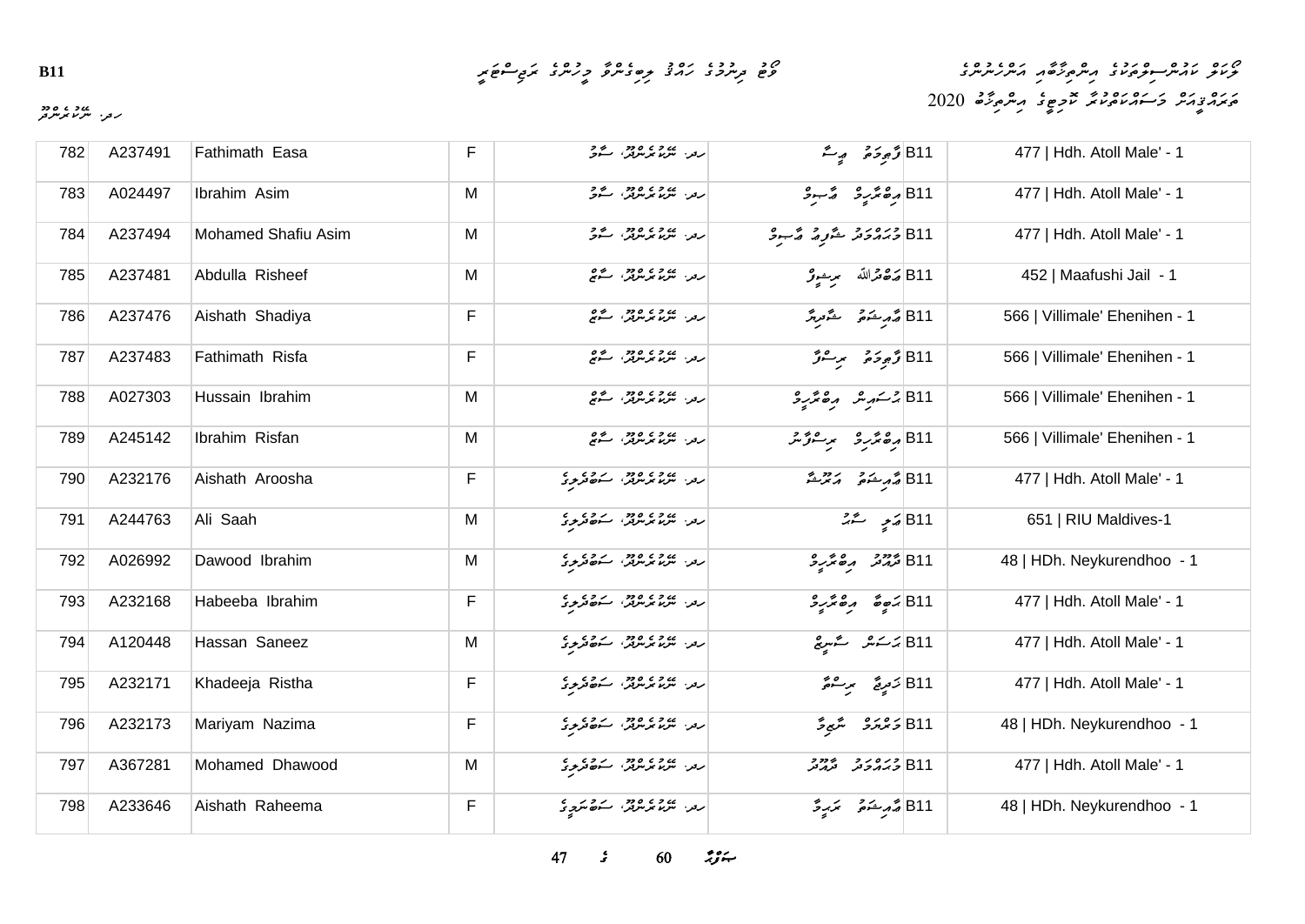| 782 | A237491 | Fathimath Easa | F | ހދ. ނޭޅައިދޫ، ސާފު | B11 ފާތިމަތު ޢީސާ | 477 \| Hdh. Atoll Male' - 1 |
|---|---|---|---|---|---|---|
| 783 | A024497 | Ibrahim Asim | M | ހދ. ނޭޅައިދޫ، ސާފު | B11 އިބްރާހިމް އާސިމް | 477 \| Hdh. Atoll Male' - 1 |
| 784 | A237494 | Mohamed Shafiu Asim | M | ހދ. ނޭޅައިދޫ، ސާފު | B11 މުހައްމަދު ޝާފިޢު އާސިމް | 477 \| Hdh. Atoll Male' - 1 |
| 785 | A237481 | Abdulla Risheef | M | ހދ. ނޭޅައިދޫ، ސާޖް | B11 އަބްދުﷲ ރިޝީފް | 452 \| Maafushi Jail - 1 |
| 786 | A237476 | Aishath Shadiya | F | ހދ. ނޭޅައިދޫ، ސާޖް | B11 އާއިޝަތު ޝާދިޔާ | 566 \| Villimale' Ehenihen - 1 |
| 787 | A237483 | Fathimath Risfa | F | ހދ. ނޭޅައިދޫ، ސާޖް | B11 ފާތިމަތު ރިސްފާ | 566 \| Villimale' Ehenihen - 1 |
| 788 | A027303 | Hussain Ibrahim | M | ހދ. ނޭޅައިދޫ، ސާޖް | B11 ހުސައިން އިބްރާހިމް | 566 \| Villimale' Ehenihen - 1 |
| 789 | A245142 | Ibrahim Risfan | M | ހދ. ނޭޅައިދޫ، ސާޖް | B11 އިބްރާހިމް ރިސްފާން | 566 \| Villimale' Ehenihen - 1 |
| 790 | A232176 | Aishath Aroosha | F | ހދ. ނޭޅައިދޫ، ސަބްނަމްގެ | B11 އާއިޝަތު އަރޫޝާ | 477 \| Hdh. Atoll Male' - 1 |
| 791 | A244763 | Ali Saah | M | ހދ. ނޭޅައިދޫ، ސަބްނަމްގެ | B11 އަލި ސާހު | 651 \| RIU Maldives-1 |
| 792 | A026992 | Dawood Ibrahim | M | ހދ. ނޭޅައިދޫ، ސަބްނަމްގެ | B11 ދާއޫދު އިބްރާހިމް | 48 \| HDh. Neykurendhoo - 1 |
| 793 | A232168 | Habeeba Ibrahim | F | ހދ. ނޭޅައިދޫ، ސަބްނަމްގެ | B11 ހަބީބާ އިބްރާހިމް | 477 \| Hdh. Atoll Male' - 1 |
| 794 | A120448 | Hassan Saneez | M | ހދ. ނޭޅައިދޫ، ސަބްނަމްގެ | B11 ހަސަން ސަނީޒް | 477 \| Hdh. Atoll Male' - 1 |
| 795 | A232171 | Khadeeja Ristha | F | ހދ. ނޭޅައިދޫ، ސަބްނަމްގެ | B11 ޚަދީޖާ ރިސްތާ | 477 \| Hdh. Atoll Male' - 1 |
| 796 | A232173 | Mariyam Nazima | F | ހދ. ނޭޅައިދޫ، ސަބްނަމްގެ | B11 މަރިޔަމް ނާޒިމާ | 48 \| HDh. Neykurendhoo - 1 |
| 797 | A367281 | Mohamed Dhawood | M | ހދ. ނޭޅައިދޫ، ސަބްނަމްގެ | B11 މުހައްމަދު ދާއޫދު | 477 \| Hdh. Atoll Male' - 1 |
| 798 | A233646 | Aishath Raheema | F | ހދ. ނޭޅައިދޫ، ސަބްނަމިގެ | B11 އާއިޝަތު ރަހީމާ | 48 \| HDh. Neykurendhoo - 1 |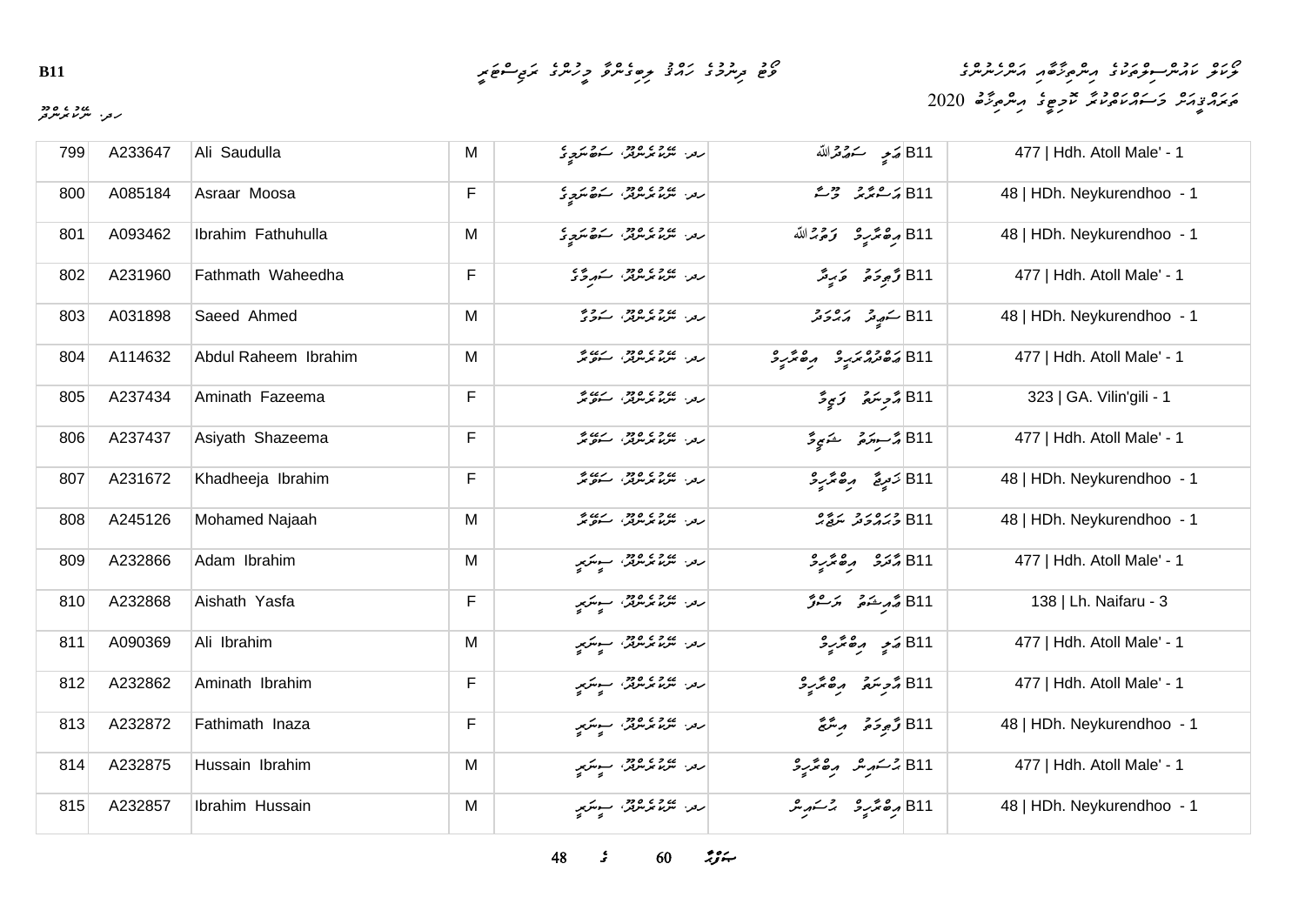| 799 | A233647 | Ali Saudulla | M | رىر. ﯩﺮﯨﺮﯨﺮﯨ، ﺳﻪﮬﯩﺮﯨﺮ | B11 ﺭَﻣِﻮ ﺳَﺎﻫُﺪُﺍﻟﻠﻪ | 477 \| Hdh. Atoll Male' - 1 |
|---|---|---|---|---|---|---|
| 800 | A085184 | Asraar Moosa | F | رىر. ﯩﺮﯨﺮﯨﺮﯨ، ﺳﻪﮬﯩﺮﯨﺮ | B11 ﺃﺳﺮﺍﺭ ﻣﻮﺳﻰ | 48 \| HDh. Neykurendhoo - 1 |
| 801 | A093462 | Ibrahim Fathuhulla | M | رىر. ﯩﺮﯨﺮﯨﺮﯨ، ﺳﻪﮬﯩﺮﯨﺮ | B11 ﺇﺑﺮﺍﻫﻴﻢ ﻓﺘﺢﺍﻟﻠﻪ | 48 \| HDh. Neykurendhoo - 1 |
| 802 | A231960 | Fathmath Waheedha | F | رىر. ﯩﺮﯨﺮﯨﺮﯨ، ﺳﻪﺭﯨﺮﯨ | B11 ﻓﺎﻃﻤﺔ ﻭﺣﻴﺪﺓ | 477 \| Hdh. Atoll Male' - 1 |
| 803 | A031898 | Saeed Ahmed | M | رىر. ﯩﺮﯨﺮﯨﺮﯨ، ﺳﻪﯨﯨ | B11 ﺳﻌﻴﺪ ﺃﺣﻤﺪ | 48 \| HDh. Neykurendhoo - 1 |
| 804 | A114632 | Abdul Raheem Ibrahim | M | رىر. ﯩﺮﯨﺮﯨﺮﯨ، ﺳﻪﯨﯨ | B11 ﻋﺒﺪﺍﻟﺮﺣﻴﻢ ﺇﺑﺮﺍﻫﻴﻢ | 477 \| Hdh. Atoll Male' - 1 |
| 805 | A237434 | Aminath Fazeema | F | رىر. ﯩﺮﯨﺮﯨﺮﯨ، ﺳﻪﯨﯨ | B11 ﺁﻣﻨﺔ ﻓﻬﻴﻤﺔ | 323 \| GA. Vilin'gili - 1 |
| 806 | A237437 | Asiyath Shazeema | F | رىر. ﯩﺮﯨﺮﯨﺮﯨ، ﺳﻪﯨﯨ | B11 ﺁﺳﻴﺔ ﺷﺎﺯﻳﻤﺔ | 477 \| Hdh. Atoll Male' - 1 |
| 807 | A231672 | Khadheeja Ibrahim | F | رىر. ﯩﺮﯨﺮﯨﺮﯨ، ﺳﻪﯨﯨ | B11 ﺧﺪﻳﺠﺔ ﺇﺑﺮﺍﻫﻴﻢ | 48 \| HDh. Neykurendhoo - 1 |
| 808 | A245126 | Mohamed Najaah | M | رىر. ﯩﺮﯨﺮﯨﺮﯨ، ﺳﻪﯨﯨ | B11 ﻣﺤﻤﺪ ﻧﺠﺎﺡ | 48 \| HDh. Neykurendhoo - 1 |
| 809 | A232866 | Adam Ibrahim | M | رىر. ﯩﺮﯨﺮﯨﺮﯨ، ﺳﻮﯨﺮﯨ | B11 ﺁﺩﻡ ﺇﺑﺮﺍﻫﻴﻢ | 477 \| Hdh. Atoll Male' - 1 |
| 810 | A232868 | Aishath Yasfa | F | رىر. ﯩﺮﯨﺮﯨﺮﯨ، ﺳﻮﯨﺮﯨ | B11 ﻋﺎﺋﺸﺔ ﻳﺴﻔﺎ | 138 \| Lh. Naifaru - 3 |
| 811 | A090369 | Ali Ibrahim | M | رىر. ﯩﺮﯨﺮﯨﺮﯨ، ﺳﻮﯨﺮﯨ | B11 ﻋﻠﻲ ﺇﺑﺮﺍﻫﻴﻢ | 477 \| Hdh. Atoll Male' - 1 |
| 812 | A232862 | Aminath Ibrahim | F | رىر. ﯩﺮﯨﺮﯨﺮﯨ، ﺳﻮﯨﺮﯨ | B11 ﺁﻣﻨﺔ ﺇﺑﺮﺍﻫﻴﻢ | 477 \| Hdh. Atoll Male' - 1 |
| 813 | A232872 | Fathimath Inaza | F | رىر. ﯩﺮﯨﺮﯨﺮﯨ، ﺳﻮﯨﺮﯨ | B11 ﻓﺎﻃﻤﺔ ﺇﻧﺎﺯﺓ | 48 \| HDh. Neykurendhoo - 1 |
| 814 | A232875 | Hussain Ibrahim | M | رىر. ﯩﺮﯨﺮﯨﺮﯨ، ﺳﻮﯨﺮﯨ | B11 ﺣﺴﻴﻦ ﺇﺑﺮﺍﻫﻴﻢ | 477 \| Hdh. Atoll Male' - 1 |
| 815 | A232857 | Ibrahim Hussain | M | رىر. ﯩﺮﯨﺮﯨﺮﯨ، ﺳﻮﯨﺮﯨ | B11 ﺇﺑﺮﺍﻫﻴﻢ ﺣﺴﻴﻦ | 48 \| HDh. Neykurendhoo - 1 |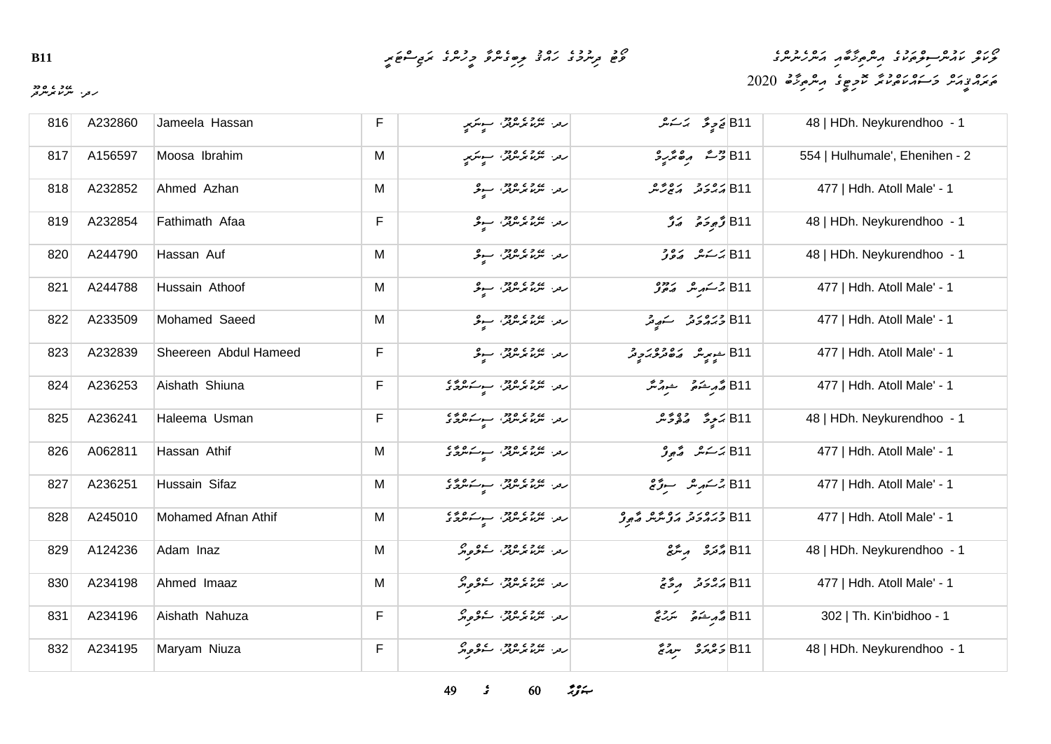| 816 | A232860 | Jameela Hassan | F | ހދ. ނޭކުރެންދޫ، ސިލްވަރ | ޖަމީލާ ހަސަން B11 | 48 \| HDh. Neykurendhoo - 1 |
|---|---|---|---|---|---|---|
| 817 | A156597 | Moosa Ibrahim | M | ހދ. ނޭކުރެންދޫ، ސިލްވަރ | މޫސާ އިބްރާހިމް B11 | 554 \| Hulhumale', Ehenihen - 2 |
| 818 | A232852 | Ahmed Azhan | M | ހދ. ނޭކުރެންދޫ، ސީވިއު | އަހުމަދު އަޒްހާން B11 | 477 \| Hdh. Atoll Male' - 1 |
| 819 | A232854 | Fathimath Afaa | F | ހދ. ނޭކުރެންދޫ، ސީވިއު | ފާތިމަތު އަފާ B11 | 48 \| HDh. Neykurendhoo - 1 |
| 820 | A244790 | Hassan Auf | M | ހދ. ނޭކުރެންދޫ، ސީވިއު | ހަސަން އައުފް B11 | 48 \| HDh. Neykurendhoo - 1 |
| 821 | A244788 | Hussain Athoof | M | ހދ. ނޭކުރެންދޫ، ސީވިއު | ހުސައިން އަތޫފް B11 | 477 \| Hdh. Atoll Male' - 1 |
| 822 | A233509 | Mohamed Saeed | M | ހދ. ނޭކުރެންދޫ، ސީވިއު | މުހައްމަދު ސައީދު B11 | 477 \| Hdh. Atoll Male' - 1 |
| 823 | A232839 | Sheereen Abdul Hameed | F | ހދ. ނޭކުރެންދޫ، ސީވިއު | ޝީރީން އަބްދުލްހަމީދު B11 | 477 \| Hdh. Atoll Male' - 1 |
| 824 | A236253 | Aishath Shiuna | F | ހދ. ނޭކުރެންދޫ، ސީސަންވާގެ | އާއިޝަތު ޝިއުނާ B11 | 477 \| Hdh. Atoll Male' - 1 |
| 825 | A236241 | Haleema Usman | F | ހދ. ނޭކުރެންދޫ، ސީސަންވާގެ | ހަލީމާ އުސްމާން B11 | 48 \| HDh. Neykurendhoo - 1 |
| 826 | A062811 | Hassan Athif | M | ހދ. ނޭކުރެންދޫ، ސީސަންވާގެ | ހަސަން އާތިފް B11 | 477 \| Hdh. Atoll Male' - 1 |
| 827 | A236251 | Hussain Sifaz | M | ހދ. ނޭކުރެންދޫ، ސީސަންވާގެ | ހުސައިން ސިފާޒް B11 | 477 \| Hdh. Atoll Male' - 1 |
| 828 | A245010 | Mohamed Afnan Athif | M | ހދ. ނޭކުރެންދޫ، ސީސަންވާގެ | މުހައްމަދު އަފްނާން އާތިފް B11 | 477 \| Hdh. Atoll Male' - 1 |
| 829 | A124236 | Adam Inaz | M | ހދ. ނޭކުރެންދޫ، ސެވެންތް | އާދަމް އިނާޒް B11 | 48 \| HDh. Neykurendhoo - 1 |
| 830 | A234198 | Ahmed Imaaz | M | ހދ. ނޭކުރެންދޫ، ސެވެންތް | އަހުމަދު އިމާޒް B11 | 477 \| Hdh. Atoll Male' - 1 |
| 831 | A234196 | Aishath Nahuza | F | ހދ. ނޭކުރެންދޫ، ސެވެންތް | އާއިޝަތު ނަހުޒާ B11 | 302 \| Th. Kin'bidhoo - 1 |
| 832 | A234195 | Maryam Niuza | F | ހދ. ނޭކުރެންދޫ، ސެވެންތް | މަރްޔަމް ނިއުޒާ B11 | 48 \| HDh. Neykurendhoo - 1 |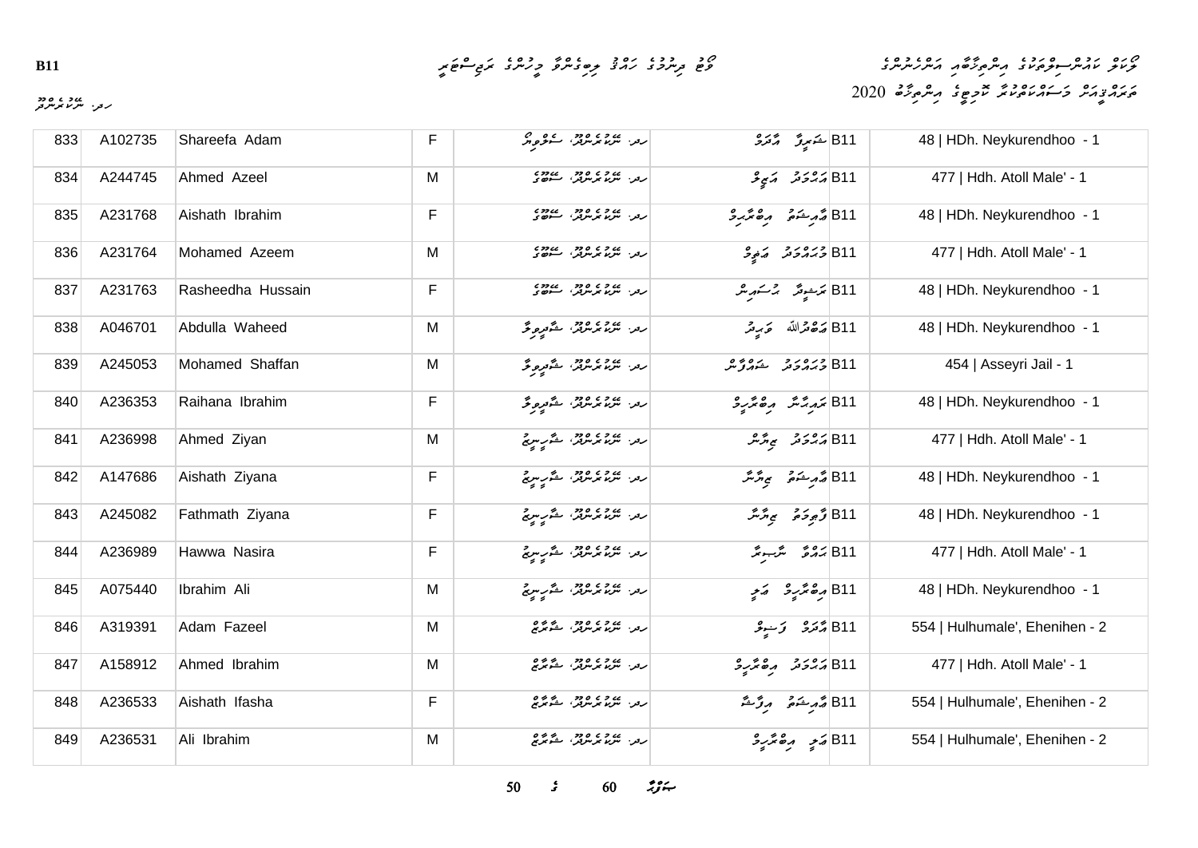| 833 | A102735 | Shareefa Adam | F | رىر. ئىرىم ترىترىتر، سىۋەھ | B11 شەمرۇ مەترە | 48 \| HDh. Neykurendhoo - 1 |
|---|---|---|---|---|---|---|
| 834 | A244745 | Ahmed Azeel | M | رىر. ئىرىم ترىترىتر، ستەھى | B11 مەبرەتر مەيپى | 477 \| Hdh. Atoll Male' - 1 |
| 835 | A231768 | Aishath Ibrahim | F | رىر. ئىرىم ترىترىتر، ستەھى | B11 مەرشەم مەھترىرى | 48 \| HDh. Neykurendhoo - 1 |
| 836 | A231764 | Mohamed Azeem | M | رىر. ئىرىم ترىترىتر، ستەھى | B11 ۋىرەرو مەبپى | 477 \| Hdh. Atoll Male' - 1 |
| 837 | A231763 | Rasheedha Hussain | F | رىر. ئىرىم ترىترىتر، ستەھى | B11 ترىشوتر برىشەرىتر | 48 \| HDh. Neykurendhoo - 1 |
| 838 | A046701 | Abdulla Waheed | M | رىر. ئىرىم ترىترىتر، شەترىرىۋ | B11 مەھىراللە ۋىرىتر | 48 \| HDh. Neykurendhoo - 1 |
| 839 | A245053 | Mohamed Shaffan | M | رىر. ئىرىم ترىترىتر، شەترىرىۋ | B11 ۋىرەرو شەرۇش | 454 \| Asseyri Jail - 1 |
| 840 | A236353 | Raihana Ibrahim | F | رىر. ئىرىم ترىترىتر، شەترىرىۋ | B11 ترىرىتر مەھترىرى | 48 \| HDh. Neykurendhoo - 1 |
| 841 | A236998 | Ahmed Ziyan | M | رىر. ئىرىم ترىترىتر، شەرسرىج | B11 مەبرەتر بېرتىر | 477 \| Hdh. Atoll Male' - 1 |
| 842 | A147686 | Aishath Ziyana | F | رىر. ئىرىم ترىترىتر، شەرسرىج | B11 مەرشەم بېرتىر | 48 \| HDh. Neykurendhoo - 1 |
| 843 | A245082 | Fathmath Ziyana | F | رىر. ئىرىم ترىترىتر، شەرسرىج | B11 ۋەۋە بېرتىر | 48 \| HDh. Neykurendhoo - 1 |
| 844 | A236989 | Hawwa Nasira | F | رىر. ئىرىم ترىترىتر، شەرسرىج | B11 بەھۇ ئىربىر | 477 \| Hdh. Atoll Male' - 1 |
| 845 | A075440 | Ibrahim Ali | M | رىر. ئىرىم ترىترىتر، شەرسرىج | B11 مەھترىرى مەير | 48 \| HDh. Neykurendhoo - 1 |
| 846 | A319391 | Adam Fazeel | M | رىر. ئىرىم ترىترىتر، شەترى | B11 مەترە ۋىبى | 554 \| Hulhumale', Ehenihen - 2 |
| 847 | A158912 | Ahmed Ibrahim | M | رىر. ئىرىم ترىترىتر، شەترى | B11 مەبرەتر مەھترىرى | 477 \| Hdh. Atoll Male' - 1 |
| 848 | A236533 | Aishath Ifasha | F | رىر. ئىرىم ترىترىتر، شەترى | B11 مەرشەم مەۋىش | 554 \| Hulhumale', Ehenihen - 2 |
| 849 | A236531 | Ali Ibrahim | M | رىر. ئىرىم ترىترىتر، شەترى | B11 مەير مەھترىرى | 554 \| Hulhumale', Ehenihen - 2 |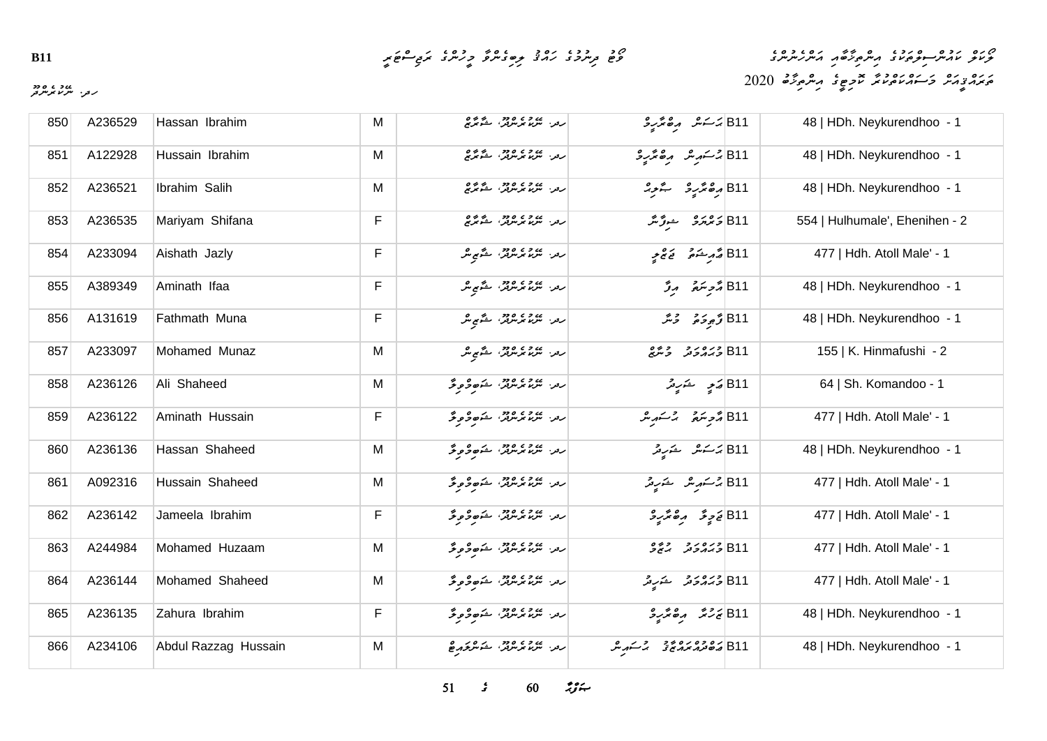| 850 | A236529 | Hassan Ibrahim | M | ހދ. ނޭކުރެންދޫ، ޝާރާޖް | B11 ޙަސަން އިބްރާހީމް | 48 \| HDh. Neykurendhoo - 1 |
|---|---|---|---|---|---|---|
| 851 | A122928 | Hussain Ibrahim | M | ހދ. ނޭކުރެންދޫ، ޝާރާޖް | B11 ޙުސައިން އިބްރާހީމް | 48 \| HDh. Neykurendhoo - 1 |
| 852 | A236521 | Ibrahim Salih | M | ހދ. ނޭކުރެންދޫ، ޝާރާޖް | B11 އިބްރާހީމް ސާލިހު | 48 \| HDh. Neykurendhoo - 1 |
| 853 | A236535 | Mariyam Shifana | F | ހދ. ނޭކުރެންދޫ، ޝާރާޖް | B11 މަރިޔަމް ޝިފާނާ | 554 \| Hulhumale', Ehenihen - 2 |
| 854 | A233094 | Aishath Jazly | F | ހދ. ނޭކުރެންދޫ، ޝާޒީން | B11 އާއިޝަތު ޖަޒްލީ | 477 \| Hdh. Atoll Male' - 1 |
| 855 | A389349 | Aminath Ifaa | F | ހދ. ނޭކުރެންދޫ، ޝާޒީން | B11 އާމިނަތު އިފާ | 48 \| HDh. Neykurendhoo - 1 |
| 856 | A131619 | Fathmath Muna | F | ހދ. ނޭކުރެންދޫ، ޝާޒީން | B11 ފާތިމަތު މުނާ | 48 \| HDh. Neykurendhoo - 1 |
| 857 | A233097 | Mohamed Munaz | M | ހދ. ނޭކުރެންދޫ، ޝާޒީން | B11 މުޙައްމަދު މުނާޒް | 155 \| K. Hinmafushi - 2 |
| 858 | A236126 | Ali Shaheed | M | ހދ. ނޭކުރެންދޫ، ޝަރަފުވިލާ | B11 އަލީ ޝަހީދު | 64 \| Sh. Komandoo - 1 |
| 859 | A236122 | Aminath Hussain | F | ހދ. ނޭކުރެންދޫ، ޝަރަފުވިލާ | B11 އާމިނަތު ޙުސައިން | 477 \| Hdh. Atoll Male' - 1 |
| 860 | A236136 | Hassan Shaheed | M | ހދ. ނޭކުރެންދޫ، ޝަރަފުވިލާ | B11 ޙަސަން ޝަހީދު | 48 \| HDh. Neykurendhoo - 1 |
| 861 | A092316 | Hussain Shaheed | M | ހދ. ނޭކުރެންދޫ، ޝަރަފުވިލާ | B11 ޙުސައިން ޝަހީދު | 477 \| Hdh. Atoll Male' - 1 |
| 862 | A236142 | Jameela Ibrahim | F | ހދ. ނޭކުރެންދޫ، ޝަރަފުވިލާ | B11 ޖަމީލާ އިބްރާހީމް | 477 \| Hdh. Atoll Male' - 1 |
| 863 | A244984 | Mohamed Huzaam | M | ހދ. ނޭކުރެންދޫ، ޝަރަފުވިލާ | B11 މުޙައްމަދު ހުޒާމް | 477 \| Hdh. Atoll Male' - 1 |
| 864 | A236144 | Mohamed Shaheed | M | ހދ. ނޭކުރެންދޫ، ޝަރަފުވިލާ | B11 މުޙައްމަދު ޝަހީދު | 477 \| Hdh. Atoll Male' - 1 |
| 865 | A236135 | Zahura Ibrahim | F | ހދ. ނޭކުރެންދޫ، ޝަރަފުވިލާ | B11 ޒަހުރާ އިބްރާހީމް | 48 \| HDh. Neykurendhoo - 1 |
| 866 | A234106 | Abdul Razzag Hussain | M | ހދ. ނޭކުރެންދޫ، ޝަންގްރިލާ | B11 އަބްދުއްރައްޒާގު ޙުސައިން | 48 \| HDh. Neykurendhoo - 1 |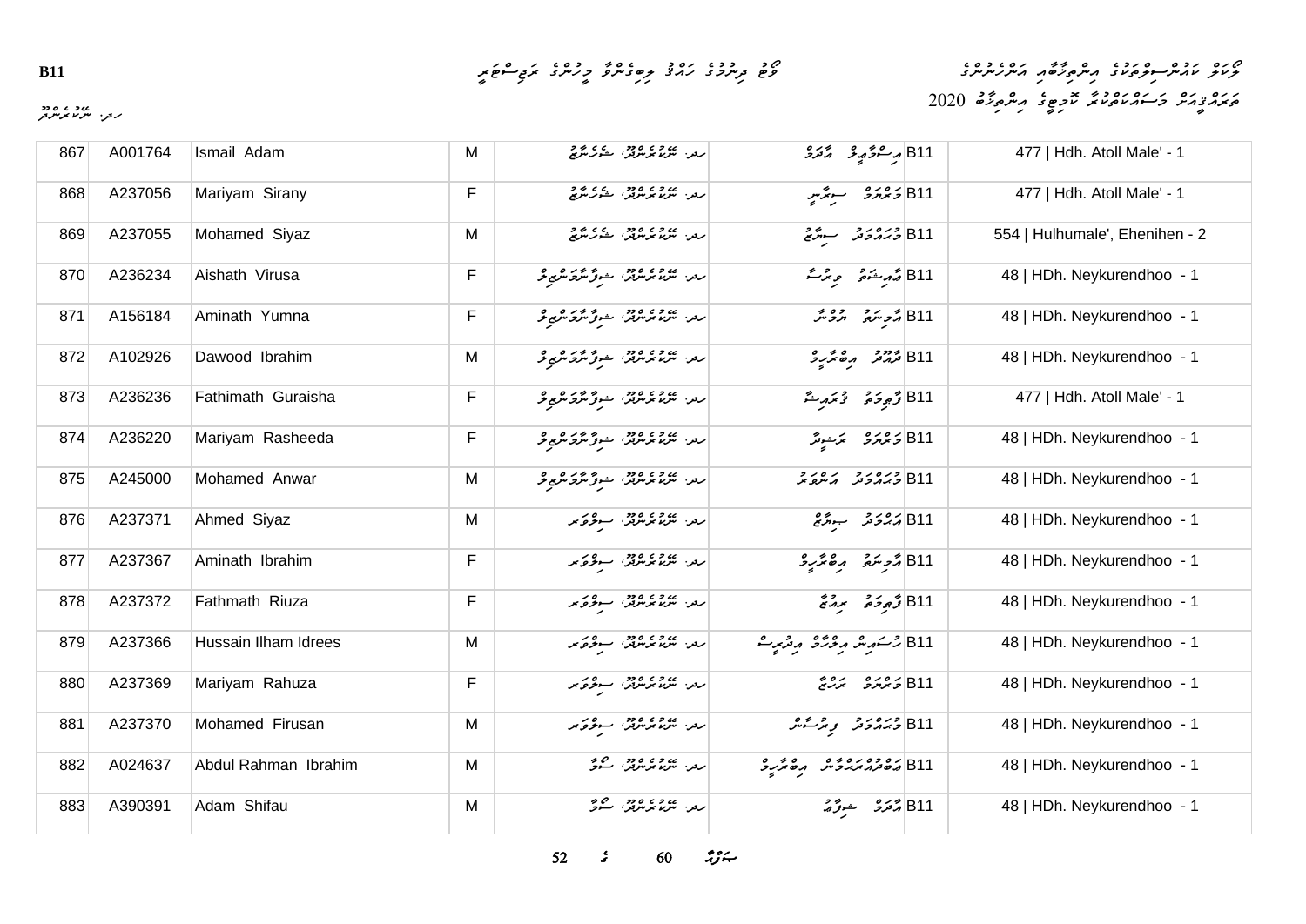| 867 | A001764 | Ismail Adam | M | ހދ. ނޭކުރެންދޫ، ޝަހާރާ | B11 | 477 \| Hdh. Atoll Male' - 1 |
|---|---|---|---|---|---|---|
| 868 | A237056 | Mariyam Sirany | F | ހދ. ނޭކުރެންދޫ، ޝަހާރާ | B11 | 477 \| Hdh. Atoll Male' - 1 |
| 869 | A237055 | Mohamed Siyaz | M | ހދ. ނޭކުރެންދޫ، ޝަހާރާ | B11 | 554 \| Hulhumale', Ehenihen - 2 |
| 870 | A236234 | Aishath Virusa | F | ހދ. ނޭކުރެންދޫ، ޝިފާނާމަންޒިލް | B11 | 48 \| HDh. Neykurendhoo - 1 |
| 871 | A156184 | Aminath Yumna | F | ހދ. ނޭކުރެންދޫ، ޝިފާނާމަންޒިލް | B11 | 48 \| HDh. Neykurendhoo - 1 |
| 872 | A102926 | Dawood Ibrahim | M | ހދ. ނޭކުރެންދޫ، ޝިފާނާމަންޒިލް | B11 | 48 \| HDh. Neykurendhoo - 1 |
| 873 | A236236 | Fathimath Guraisha | F | ހދ. ނޭކުރެންދޫ، ޝިފާނާމަންޒިލް | B11 | 477 \| Hdh. Atoll Male' - 1 |
| 874 | A236220 | Mariyam Rasheeda | F | ހދ. ނޭކުރެންދޫ، ޝިފާނާމަންޒިލް | B11 | 48 \| HDh. Neykurendhoo - 1 |
| 875 | A245000 | Mohamed Anwar | M | ހދ. ނޭކުރެންދޫ، ޝިފާނާމަންޒިލް | B11 | 48 \| HDh. Neykurendhoo - 1 |
| 876 | A237371 | Ahmed Siyaz | M | ހދ. ނޭކުރެންދޫ، ސިލްވަރ | B11 | 48 \| HDh. Neykurendhoo - 1 |
| 877 | A237367 | Aminath Ibrahim | F | ހދ. ނޭކުރެންދޫ، ސިލްވަރ | B11 | 48 \| HDh. Neykurendhoo - 1 |
| 878 | A237372 | Fathmath Riuza | F | ހދ. ނޭކުރެންދޫ، ސިލްވަރ | B11 | 48 \| HDh. Neykurendhoo - 1 |
| 879 | A237366 | Hussain Ilham Idrees | M | ހދ. ނޭކުރެންދޫ، ސިލްވަރ | B11 | 48 \| HDh. Neykurendhoo - 1 |
| 880 | A237369 | Mariyam Rahuza | F | ހދ. ނޭކުރެންދޫ، ސިލްވަރ | B11 | 48 \| HDh. Neykurendhoo - 1 |
| 881 | A237370 | Mohamed Firusan | M | ހދ. ނޭކުރެންދޫ، ސިލްވަރ | B11 | 48 \| HDh. Neykurendhoo - 1 |
| 882 | A024637 | Abdul Rahman Ibrahim | M | ހދ. ނޭކުރެންދޫ، ސޯފާ | B11 | 48 \| HDh. Neykurendhoo - 1 |
| 883 | A390391 | Adam Shifau | M | ހދ. ނޭކުރެންދޫ، ސޯފާ | B11 | 48 \| HDh. Neykurendhoo - 1 |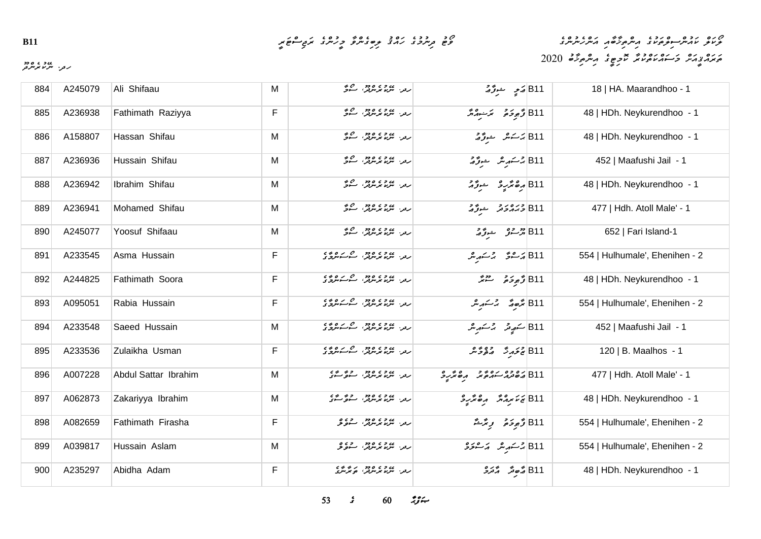| 884 | A245079 | Ali Shifaau | M | رش: ترىرنا ترىترتر، شۇ | B11 ھَبِ شِوَّرُ | 18 \| HA. Maarandhoo - 1 |
|---|---|---|---|---|---|---|
| 885 | A236938 | Fathimath Raziyya | F | رش: ترىرنا ترىترتر، شۇ | B11 ژَجِرَدَ بَرَسِيرَ | 48 \| HDh. Neykurendhoo - 1 |
| 886 | A158807 | Hassan Shifau | M | رش: ترىرنا ترىترتر، شۇ | B11 بَرَسَشْ شِوَّرُ | 48 \| HDh. Neykurendhoo - 1 |
| 887 | A236936 | Hussain Shifau | M | رش: ترىرنا ترىترتر، شۇ | B11 بُرْسَمِرْسْ شِوَّرُ | 452 \| Maafushi Jail - 1 |
| 888 | A236942 | Ibrahim Shifau | M | رش: ترىرنا ترىترتر، شۇ | B11 مِرْهَمَّرِدْ شِوَّرُ | 48 \| HDh. Neykurendhoo - 1 |
| 889 | A236941 | Mohamed Shifau | M | رش: ترىرنا ترىترتر، شۇ | B11 دْبَرْدَدْ شِوَّرُ | 477 \| Hdh. Atoll Male' - 1 |
| 890 | A245077 | Yoosuf Shifaau | M | رش: ترىرنا ترىترتر، شۇ | B11 تَرْسَرْ شِوَّرُ | 652 \| Fari Island-1 |
| 891 | A233545 | Asma Hussain | F | رش: ترىرنا ترىترتر، شەسەسرىۋى | B11 مَرْسُوَّ بُرْسَمِرْسْ | 554 \| Hulhumale', Ehenihen - 2 |
| 892 | A244825 | Fathimath Soora | F | رش: ترىرنا ترىترتر، شەسەسرىۋى | B11 ژَجِرَدَ سُنْتَرُ | 48 \| HDh. Neykurendhoo - 1 |
| 893 | A095051 | Rabia Hussain | F | رش: ترىرنا ترىترتر، شەسەسرىۋى | B11 بَرَّهِمَّ بُرْسَمِرْسْ | 554 \| Hulhumale', Ehenihen - 2 |
| 894 | A233548 | Saeed Hussain | M | رش: ترىرنا ترىترتر، شەسەسرىۋى | B11 سَمِرِتْرْ بُرْسَمِرْسْ | 452 \| Maafushi Jail - 1 |
| 895 | A233536 | Zulaikha Usman | F | رش: ترىرنا ترىترتر، شەسەسرىۋى | B11 يُحَرِّرَّ مُرْهُوَّشْ | 120 \| B. Maalhos - 1 |
| 896 | A007228 | Abdul Sattar Ibrahim | M | رش: ترىرنا ترىترتر، سوۋسى | B11 مَرْهُدْرْ سَمْرْهُوَّيْرْ مِرْهَمَّرِدْ | 477 \| Hdh. Atoll Male' - 1 |
| 897 | A062873 | Zakariyya Ibrahim | M | رش: ترىرنا ترىترتر، سوۋسى | B11 يَيْ تَمِرْمَرْ مِرْهَمَّرِدْ | 48 \| HDh. Neykurendhoo - 1 |
| 898 | A082659 | Fathimath Firasha | F | رش: ترىرنا ترىترتر، سوۋ | B11 ژَجِرَدَ وِبَرَّشَ | 554 \| Hulhumale', Ehenihen - 2 |
| 899 | A039817 | Hussain Aslam | M | رش: ترىرنا ترىترتر، سوۋ | B11 بُرْسَمِرْسْ مَرْسُوَّدْ | 554 \| Hulhumale', Ehenihen - 2 |
| 900 | A235297 | Abidha Adam | F | رش: ترىرنا ترىترتر، ۋىرىرى | B11 مَّرْهِتْرْ مَّرْتَرْدْ | 48 \| HDh. Neykurendhoo - 1 |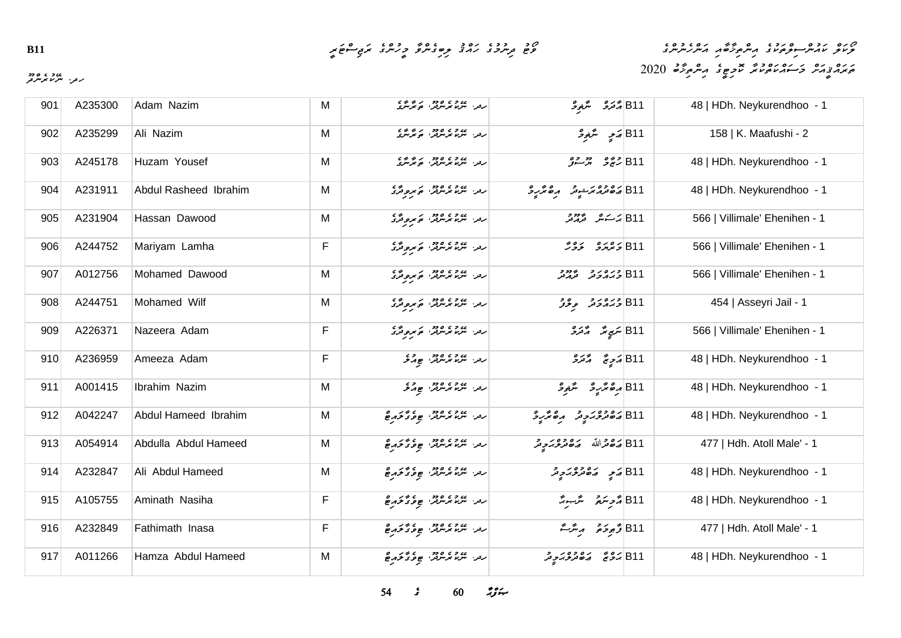| 901 | A235300 | Adam Nazim | M | ރދ. ނޭކުރެންދޫ، ތަރާނާގެ | B11 އާދަމް ނާޒިމް | 48 \| HDh. Neykurendhoo - 1 |
|---|---|---|---|---|---|---|
| 902 | A235299 | Ali Nazim | M | ރދ. ނޭކުރެންދޫ، ތަރާނާގެ | B11 އަލި ނާޒިމް | 158 \| K. Maafushi - 2 |
| 903 | A245178 | Huzam Yousef | M | ރދ. ނޭކުރެންދޫ، ތަރާނާގެ | B11 ހުޒާމް ޔޫސުފް | 48 \| HDh. Neykurendhoo - 1 |
| 904 | A231911 | Abdul Rasheed Ibrahim | M | ރދ. ނޭކުރެންދޫ، ތަރިވިލާގެ | B11 އަބްދުއްރަޝީދު އިބްރާހީމް | 48 \| HDh. Neykurendhoo - 1 |
| 905 | A231904 | Hassan Dawood | M | ރދ. ނޭކުރެންދޫ، ތަރިވިލާގެ | B11 ހަސަން ދާއޫދު | 566 \| Villimale' Ehenihen - 1 |
| 906 | A244752 | Mariyam Lamha | F | ރދ. ނޭކުރެންދޫ، ތަރިވިލާގެ | B11 މަރިޔަމް ލަމްހާ | 566 \| Villimale' Ehenihen - 1 |
| 907 | A012756 | Mohamed Dawood | M | ރދ. ނޭކުރެންދޫ، ތަރިވިލާގެ | B11 މުހައްމަދު ދާއޫދު | 566 \| Villimale' Ehenihen - 1 |
| 908 | A244751 | Mohamed Wilf | M | ރދ. ނޭކުރެންދޫ، ތަރިވިލާގެ | B11 މުހައްމަދު ވިލްފް | 454 \| Asseyri Jail - 1 |
| 909 | A226371 | Nazeera Adam | F | ރދ. ނޭކުރެންދޫ، ތަރިވިލާގެ | B11 ނަޒީރާ އާދަމް | 566 \| Villimale' Ehenihen - 1 |
| 910 | A236959 | Ameeza Adam | F | ރދ. ނޭކުރެންދޫ، ބިއުގެ | B11 އަމީޒާ އާދަމް | 48 \| HDh. Neykurendhoo - 1 |
| 911 | A001415 | Ibrahim Nazim | M | ރދ. ނޭކުރެންދޫ، ބިއުގެ | B11 އިބްރާހީމް ނާޒިމް | 48 \| HDh. Neykurendhoo - 1 |
| 912 | A042247 | Abdul Hameed Ibrahim | M | ރދ. ނޭކުރެންދޫ، ބިލެތްމާއިލް | B11 އަބްދުލްހަމީދު އިބްރާހީމް | 48 \| HDh. Neykurendhoo - 1 |
| 913 | A054914 | Abdulla Abdul Hameed | M | ރދ. ނޭކުރެންދޫ، ބިލެތްމާއިލް | B11 އަބްދުﷲ އަބްދުލްހަމީދު | 477 \| Hdh. Atoll Male' - 1 |
| 914 | A232847 | Ali Abdul Hameed | M | ރދ. ނޭކުރެންދޫ، ބިލެތްމާއިލް | B11 އަލި އަބްދުލްހަމީދު | 48 \| HDh. Neykurendhoo - 1 |
| 915 | A105755 | Aminath Nasiha | F | ރދ. ނޭކުރެންދޫ، ބިލެތްމާއިލް | B11 އާމިނަތު ނާސިހާ | 48 \| HDh. Neykurendhoo - 1 |
| 916 | A232849 | Fathimath Inasa | F | ރދ. ނޭކުރެންދޫ، ބިލެތްމާއިލް | B11 ފާތިމަތު އިނާސާ | 477 \| Hdh. Atoll Male' - 1 |
| 917 | A011266 | Hamza Abdul Hameed | M | ރދ. ނޭކުރެންދޫ، ބިލެތްމާއިލް | B11 ހަމްޒާ އަބްދުލްހަމީދު | 48 \| HDh. Neykurendhoo - 1 |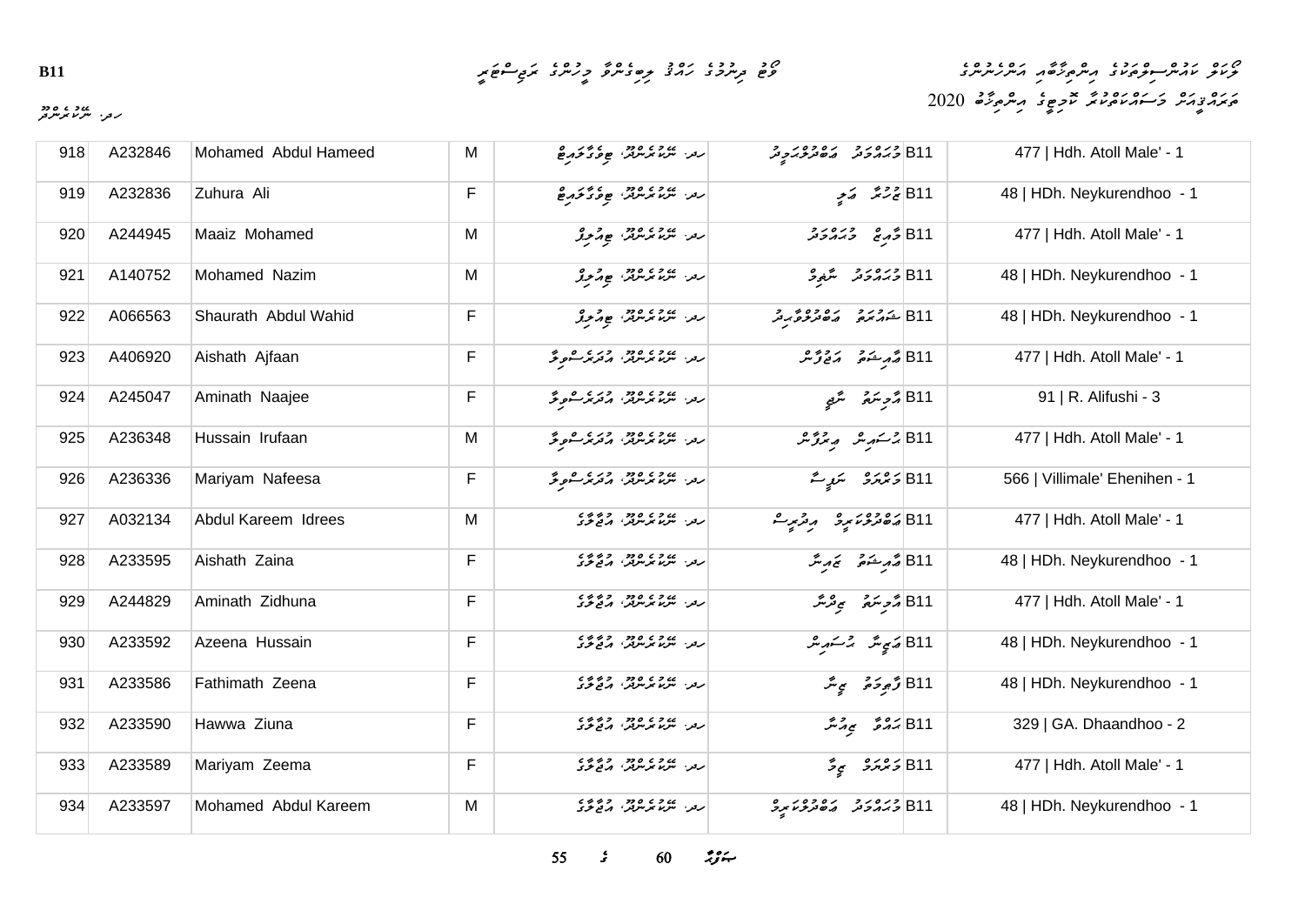| 918 | A232846 | Mohamed Abdul Hameed | M | ހދ. ނޭކުރެންދޫ، ޖަވާހިރުމާގެ | B11 މުޙައްމަދު އަބްދުލްޙަމީދު | 477 \| Hdh. Atoll Male' - 1 |
|---|---|---|---|---|---|---|
| 919 | A232836 | Zuhura Ali | F | ހދ. ނޭކުރެންދޫ، ޖަވާހިރުމާގެ | B11 ޒުހުރާ ޢަލީ | 48 \| HDh. Neykurendhoo - 1 |
| 920 | A244945 | Maaiz Mohamed | M | ހދ. ނޭކުރެންދޫ، ޖިއާނުލް | B11 މާއިޒް މުޙައްމަދު | 477 \| Hdh. Atoll Male' - 1 |
| 921 | A140752 | Mohamed Nazim | M | ހދ. ނޭކުރެންދޫ، ޖިއާނުލް | B11 މުޙައްމަދު ނާޒިމް | 48 \| HDh. Neykurendhoo - 1 |
| 922 | A066563 | Shaurath Abdul Wahid | F | ހދ. ނޭކުރެންދޫ، ޖިއާނުލް | B11 ޝައުރަތު އަބްދުލްވާހިދު | 48 \| HDh. Neykurendhoo - 1 |
| 923 | A406920 | Aishath Ajfaan | F | ހދ. ނޭކުރެންދޫ، އުދަރަސްވިލާ | B11 އާއިޝަތު އަޖްފާން | 477 \| Hdh. Atoll Male' - 1 |
| 924 | A245047 | Aminath Naajee | F | ހދ. ނޭކުރެންދޫ، އުދަރަސްވިލާ | B11 އާމިނަތު ނާޖީ | 91 \| R. Alifushi - 3 |
| 925 | A236348 | Hussain Irufaan | M | ހދ. ނޭކުރެންދޫ، އުދަރަސްވިލާ | B11 ހުސައިން އިރުފާން | 477 \| Hdh. Atoll Male' - 1 |
| 926 | A236336 | Mariyam Nafeesa | F | ހދ. ނޭކުރެންދޫ، އުދަރަސްވިލާ | B11 މަރިޔަމް ނަފީސާ | 566 \| Villimale' Ehenihen - 1 |
| 927 | A032134 | Abdul Kareem Idrees | M | ހދ. ނޭކުރެންދޫ، އުޖާލާ | B11 އަބްދުލްކަރީމް އިދުރީސް | 477 \| Hdh. Atoll Male' - 1 |
| 928 | A233595 | Aishath Zaina | F | ހދ. ނޭކުރެންދޫ، އުޖާލާ | B11 އާއިޝަތު ޒައިނާ | 48 \| HDh. Neykurendhoo - 1 |
| 929 | A244829 | Aminath Zidhuna | F | ހދ. ނޭކުރެންދޫ، އުޖާލާ | B11 އާމިނަތު ޒިދުނާ | 477 \| Hdh. Atoll Male' - 1 |
| 930 | A233592 | Azeena Hussain | F | ހދ. ނޭކުރެންދޫ، އުޖާލާ | B11 އަޒީނާ ހުސައިން | 48 \| HDh. Neykurendhoo - 1 |
| 931 | A233586 | Fathimath Zeena | F | ހދ. ނޭކުރެންދޫ، އުޖާލާ | B11 ފާތިމަތު ޒީނާ | 48 \| HDh. Neykurendhoo - 1 |
| 932 | A233590 | Hawwa Ziuna | F | ހދ. ނޭކުރެންދޫ، އުޖާލާ | B11 ހައްވާ ޒިއުނާ | 329 \| GA. Dhaandhoo - 2 |
| 933 | A233589 | Mariyam Zeema | F | ހދ. ނޭކުރެންދޫ، އުޖާލާ | B11 މަރިޔަމް ޒީމާ | 477 \| Hdh. Atoll Male' - 1 |
| 934 | A233597 | Mohamed Abdul Kareem | M | ހދ. ނޭކުރެންދޫ، އުޖާލާ | B11 މުޙައްމަދު އަބްދުލްކަރީމް | 48 \| HDh. Neykurendhoo - 1 |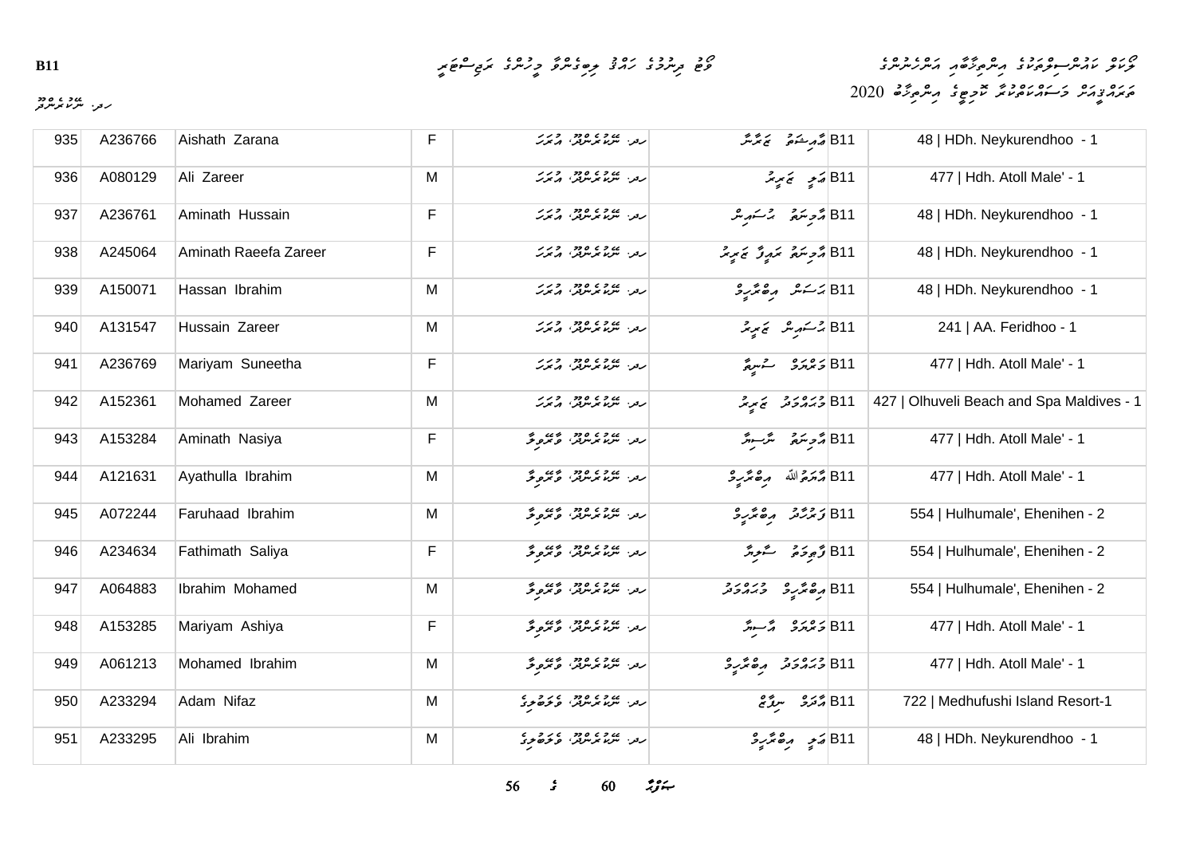| 935 | A236766 | Aishath Zarana | F | ހދ. ނޮޅިވަރަންފަރު، އުރަހ | B11 އައިޝަތު ޒަރާނާ | 48 \| HDh. Neykurendhoo - 1 |
|---|---|---|---|---|---|---|
| 936 | A080129 | Ali Zareer | M | ހދ. ނޮޅިވަރަންފަރު، އުރަހ | B11 އަލި ޒަރީރު | 477 \| Hdh. Atoll Male' - 1 |
| 937 | A236761 | Aminath Hussain | F | ހދ. ނޮޅިވަރަންފަރު، އުރަހ | B11 އާމިނަތު ހުސައިން | 48 \| HDh. Neykurendhoo - 1 |
| 938 | A245064 | Aminath Raeefa Zareer | F | ހދ. ނޮޅިވަރަންފަރު، އުރަހ | B11 އާމިނަތު ރައީފާ ޒަރީރު | 48 \| HDh. Neykurendhoo - 1 |
| 939 | A150071 | Hassan Ibrahim | M | ހދ. ނޮޅިވަރަންފަރު، އުރަހ | B11 ހަސަން އިބްރާހީމް | 48 \| HDh. Neykurendhoo - 1 |
| 940 | A131547 | Hussain Zareer | M | ހދ. ނޮޅިވަރަންފަރު، އުރަހ | B11 ހުސައިން ޒަރީރު | 241 \| AA. Feridhoo - 1 |
| 941 | A236769 | Mariyam Suneetha | F | ހދ. ނޮޅިވަރަންފަރު، އުރަހ | B11 މަރިޔަމް ސުނީތާ | 477 \| Hdh. Atoll Male' - 1 |
| 942 | A152361 | Mohamed Zareer | M | ހދ. ނޮޅިވަރަންފަރު، އުރަހ | B11 މުހައްމަދު ޒަރީރު | 427 \| Olhuveli Beach and Spa Maldives - 1 |
| 943 | A153284 | Aminath Nasiya | F | ހދ. ނޮޅިވަރަންފަރު، ވާރޮވާ | B11 އާމިނަތު ނާސިޔާ | 477 \| Hdh. Atoll Male' - 1 |
| 944 | A121631 | Ayathulla Ibrahim | M | ހދ. ނޮޅިވަރަންފަރު، ވާރޮވާ | B11 އާޔަތުﷲ އިބްރާހީމް | 477 \| Hdh. Atoll Male' - 1 |
| 945 | A072244 | Faruhaad Ibrahim | M | ހދ. ނޮޅިވަރަންފަރު، ވާރޮވާ | B11 ފަރުހާދު އިބްރާހީމް | 554 \| Hulhumale', Ehenihen - 2 |
| 946 | A234634 | Fathimath Saliya | F | ހދ. ނޮޅިވަރަންފަރު، ވާރޮވާ | B11 ފާތިމަތު ސާލިޔާ | 554 \| Hulhumale', Ehenihen - 2 |
| 947 | A064883 | Ibrahim Mohamed | M | ހދ. ނޮޅިވަރަންފަރު، ވާރޮވާ | B11 އިބްރާހީމް މުހައްމަދު | 554 \| Hulhumale', Ehenihen - 2 |
| 948 | A153285 | Mariyam Ashiya | F | ހދ. ނޮޅިވަރަންފަރު، ވާރޮވާ | B11 މަރިޔަމް އާޝިޔާ | 477 \| Hdh. Atoll Male' - 1 |
| 949 | A061213 | Mohamed Ibrahim | M | ހދ. ނޮޅިވަރަންފަރު، ވާރޮވާ | B11 މުހައްމަދު އިބްރާހީމް | 477 \| Hdh. Atoll Male' - 1 |
| 950 | A233294 | Adam Nifaz | M | ހދ. ނޮޅިވަރަންފަރު، ވެލަތުގެ | B11 އާދަމް ނިފާޒް | 722 \| Medhufushi Island Resort-1 |
| 951 | A233295 | Ali Ibrahim | M | ހދ. ނޮޅިވަރަންފަރު، ވެލަތުގެ | B11 އަލި އިބްރާހީމް | 48 \| HDh. Neykurendhoo - 1 |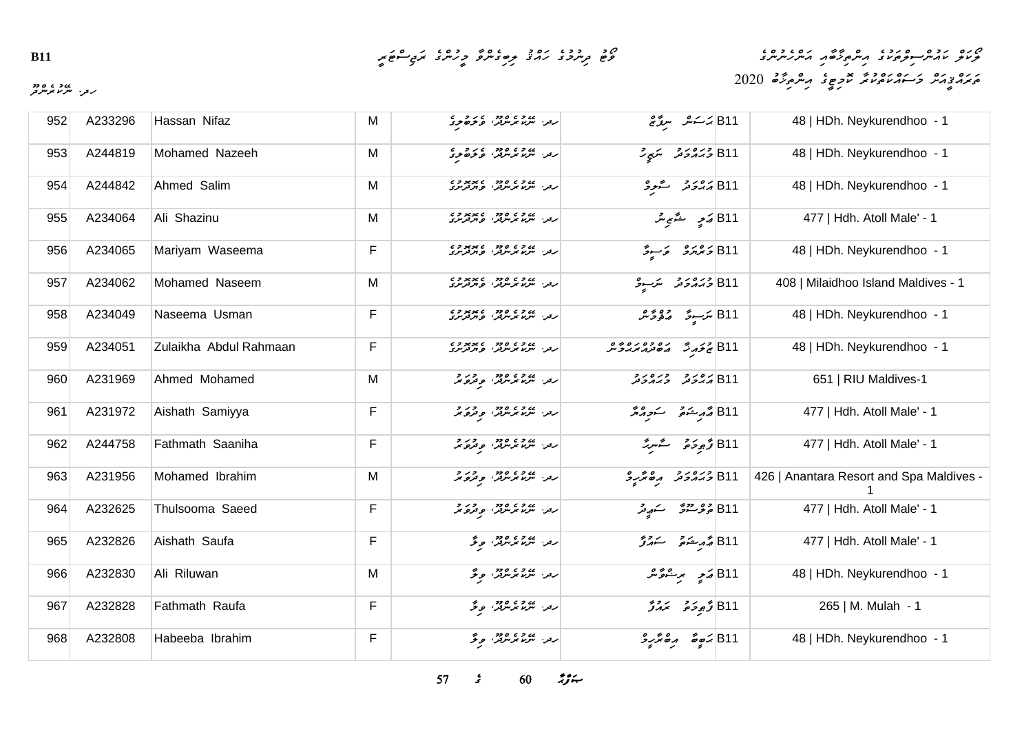| 952 | A233296 | Hassan Nifaz | M | رھ. سرىرىمەترىرىد، ۋىرقوتۇى | B11 بَرَسَۃ سِرَّجُ | 48 \| HDh. Neykurendhoo - 1 |
|---|---|---|---|---|---|---|
| 953 | A244819 | Mohamed Nazeeh | M | رھ. سرىرىمەترىرىد، ۋىرقوتۇى | B11 وَبَرُمْ وَتَرْ سَرَبِي | 48 \| HDh. Neykurendhoo - 1 |
| 954 | A244842 | Ahmed Salim | M | رھ. سرىرىمەترىرىد، ۋىرقىرىرى | B11 بَرَدَتَر سُمْوِدُ | 48 \| HDh. Neykurendhoo - 1 |
| 955 | A234064 | Ali Shazinu | M | رھ. سرىرىمەترىرىد، ۋىرقىرىرى | B11 بَرَمٍ شُمْرِسْ | 477 \| Hdh. Atoll Male' - 1 |
| 956 | A234065 | Mariyam Waseema | F | رھ. سرىرىمەترىرىد، ۋىرقىرىرى | B11 وَبَرْتَرْدُ وَسِوِدُ | 48 \| HDh. Neykurendhoo - 1 |
| 957 | A234062 | Mohamed Naseem | M | رھ. سرىرىمەترىرىد، ۋىرقىرىرى | B11 وَبَرُمْ وَتَرْ سَرَسِوِدُ | 408 \| Milaidhoo Island Maldives - 1 |
| 958 | A234049 | Naseema Usman | F | رھ. سرىرىمەترىرىد، ۋىرقىرىرى | B11 سَرَسِوِدُ وَوْرُوْمَرْ | 48 \| HDh. Neykurendhoo - 1 |
| 959 | A234051 | Zulaikha Abdul Rahmaan | F | رھ. سرىرىمەترىرىد، ۋىرقىرىرى | B11 جُوَرِدُ بَرَصْحَرْبَرُوْمَرْ | 48 \| HDh. Neykurendhoo - 1 |
| 960 | A231969 | Ahmed Mohamed | M | رھ. سرىرىمەترىرىد، وِترۇبۇ | B11 بَرَدَتَر وَبَرُمْ وَتَرْ | 651 \| RIU Maldives-1 |
| 961 | A231972 | Aishath Samiyya | F | رھ. سرىرىمەترىرىد، وِترۇبۇ | B11 بَرُمْ شَوَمُ سَوِرْمْرُ | 477 \| Hdh. Atoll Male' - 1 |
| 962 | A244758 | Fathmath Saaniha | F | رھ. سرىرىمەترىرىد، وِترۇبۇ | B11 وَبَوْدَوْ سُمِرِدُ | 477 \| Hdh. Atoll Male' - 1 |
| 963 | A231956 | Mohamed Ibrahim | M | رھ. سرىرىمەترىرىد، وِترۇبۇ | B11 وَبَرُمْ وَتَرْ بِرْهَمْرُبِو | 426 \| Anantara Resort and Spa Maldives - 1 |
| 964 | A232625 | Thulsooma Saeed | F | رھ. سرىرىمەترىرىد، وِترۇبۇ | B11 جُوْسُرُدُ سَوِرِدْ | 477 \| Hdh. Atoll Male' - 1 |
| 965 | A232826 | Aishath Saufa | F | رھ. سرىرىمەترىرىد، وِدُ | B11 بَرُمْ شَوَمُ سَرَوُرْ | 477 \| Hdh. Atoll Male' - 1 |
| 966 | A232830 | Ali Riluwan | M | رھ. سرىرىمەترىرىد، وِدُ | B11 بَرَمٍ بِرِسْوُمَرْ | 48 \| HDh. Neykurendhoo - 1 |
| 967 | A232828 | Fathmath Raufa | F | رھ. سرىرىمەترىرىد، وِدُ | B11 وَبَوْدَوْ بَرَدُوْ | 265 \| M. Mulah - 1 |
| 968 | A232808 | Habeeba Ibrahim | F | رھ. سرىرىمەترىرىد، وِدُ | B11 بَرْصِعُ بِرْهَمْرُبِو | 48 \| HDh. Neykurendhoo - 1 |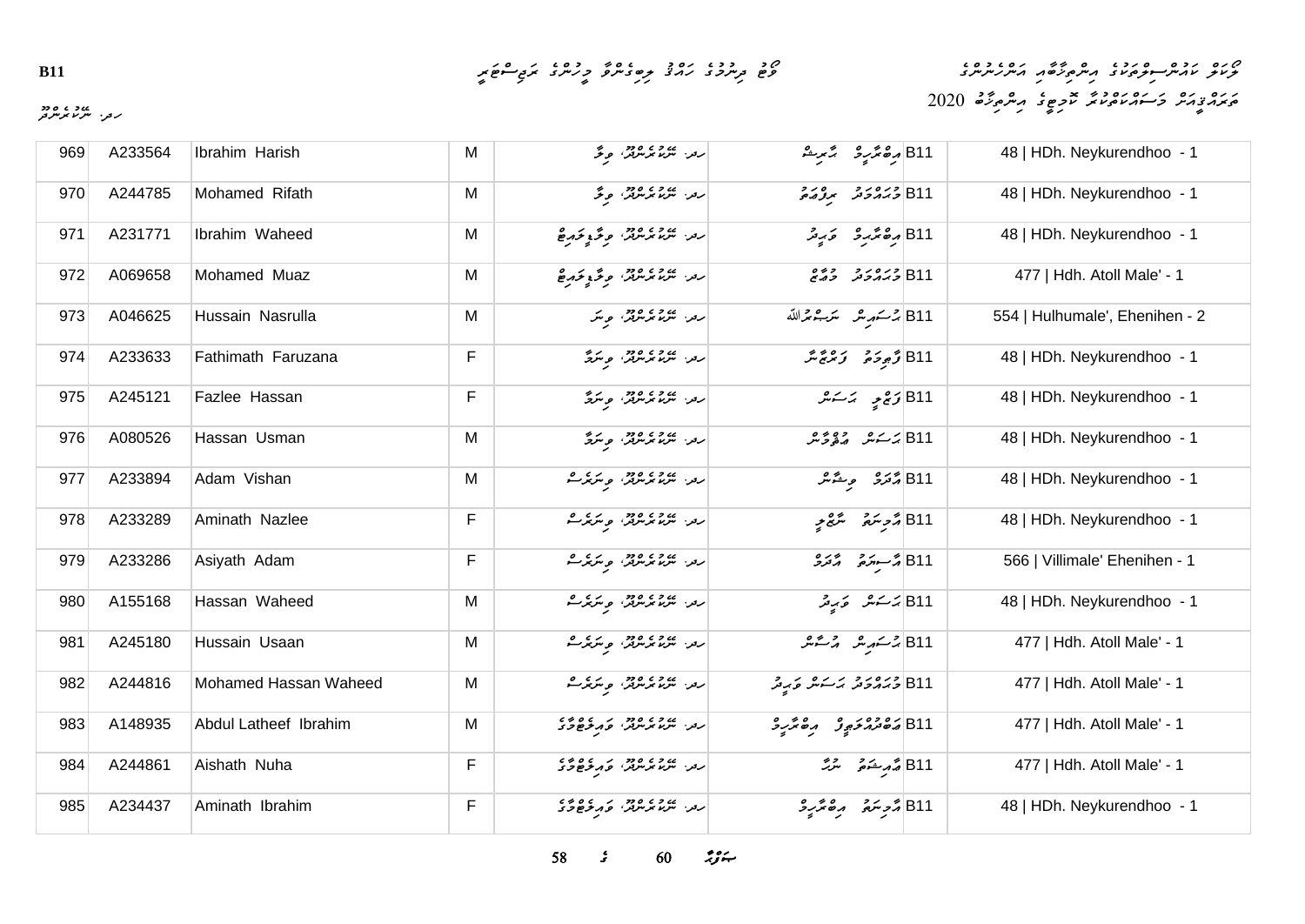| 969 | A233564 | Ibrahim Harish | M | ހދ. ނޭކުރެންދޫ، ވިލާ | B11  އިބްރާހީމް ހާރިޝް | 48 \| HDh. Neykurendhoo - 1 |
|---|---|---|---|---|---|---|
| 970 | A244785 | Mohamed Rifath | M | ހދ. ނޭކުރެންދޫ، ވިލާ | B11 މުޙައްމަދު ރިފާތު | 48 \| HDh. Neykurendhoo - 1 |
| 971 | A231771 | Ibrahim Waheed | M | ހދ. ނޭކުރެންދޫ، ވިލާފަރިޓް | B11 އިބްރާހީމް ވަޙީދު | 48 \| HDh. Neykurendhoo - 1 |
| 972 | A069658 | Mohamed Muaz | M | ހދ. ނޭކުރެންދޫ، ވިލާފަރިޓް | B11 މުޙައްމަދު މުޢާޛު | 477 \| Hdh. Atoll Male' - 1 |
| 973 | A046625 | Hussain Nasrulla | M | ހދ. ނޭކުރެންދޫ، ވިނަ | B11 ހުސައިން ނަޞްރުﷲ | 554 \| Hulhumale', Ehenihen - 2 |
| 974 | A233633 | Fathimath Faruzana | F | ހދ. ނޭކުރެންދޫ، ވިނަގެ | B11 ފާތިމަތު ފަރުޒާނާ | 48 \| HDh. Neykurendhoo - 1 |
| 975 | A245121 | Fazlee Hassan | F | ހދ. ނޭކުރެންދޫ، ވިނަގެ | B11 ފަޟްލީ ހަސަން | 48 \| HDh. Neykurendhoo - 1 |
| 976 | A080526 | Hassan Usman | M | ހދ. ނޭކުރެންދޫ، ވިނަގެ | B11 ހަސަން ޢުޘްމާން | 48 \| HDh. Neykurendhoo - 1 |
| 977 | A233894 | Adam Vishan | M | ހދ. ނޭކުރެންދޫ، ވިނަރެސް | B11 އާދަމް ވިޝާން | 48 \| HDh. Neykurendhoo - 1 |
| 978 | A233289 | Aminath Nazlee | F | ހދ. ނޭކުރެންދޫ، ވިނަރެސް | B11 އާމިނަތު ނާޒްލީ | 48 \| HDh. Neykurendhoo - 1 |
| 979 | A233286 | Asiyath Adam | F | ހދ. ނޭކުރެންދޫ، ވިނަރެސް | B11 އާސިޔަތު އާދަމް | 566 \| Villimale' Ehenihen - 1 |
| 980 | A155168 | Hassan Waheed | M | ހދ. ނޭކުރެންދޫ، ވިނަރެސް | B11 ހަސަން ވަޙީދު | 48 \| HDh. Neykurendhoo - 1 |
| 981 | A245180 | Hussain Usaan | M | ހދ. ނޭކުރެންދޫ، ވިނަރެސް | B11 ހުސައިން އުސާން | 477 \| Hdh. Atoll Male' - 1 |
| 982 | A244816 | Mohamed Hassan Waheed | M | ހދ. ނޭކުރެންދޫ، ވިނަރެސް | B11 މުޙައްމަދު ހަސަން ވަޙީދު | 477 \| Hdh. Atoll Male' - 1 |
| 983 | A148935 | Abdul Latheef Ibrahim | M | ހދ. ނޭކުރެންދޫ، ވައިލެޓްގޭ | B11 އަބްދުއްލަޠީފް އިބްރާހީމް | 477 \| Hdh. Atoll Male' - 1 |
| 984 | A244861 | Aishath Nuha | F | ހދ. ނޭކުރެންދޫ، ވައިލެޓްގޭ | B11 އާއިޝަތު ނުހާ | 477 \| Hdh. Atoll Male' - 1 |
| 985 | A234437 | Aminath Ibrahim | F | ހދ. ނޭކުރެންދޫ، ވައިލެޓްގޭ | B11 އާމިނަތު އިބްރާހީމް | 48 \| HDh. Neykurendhoo - 1 |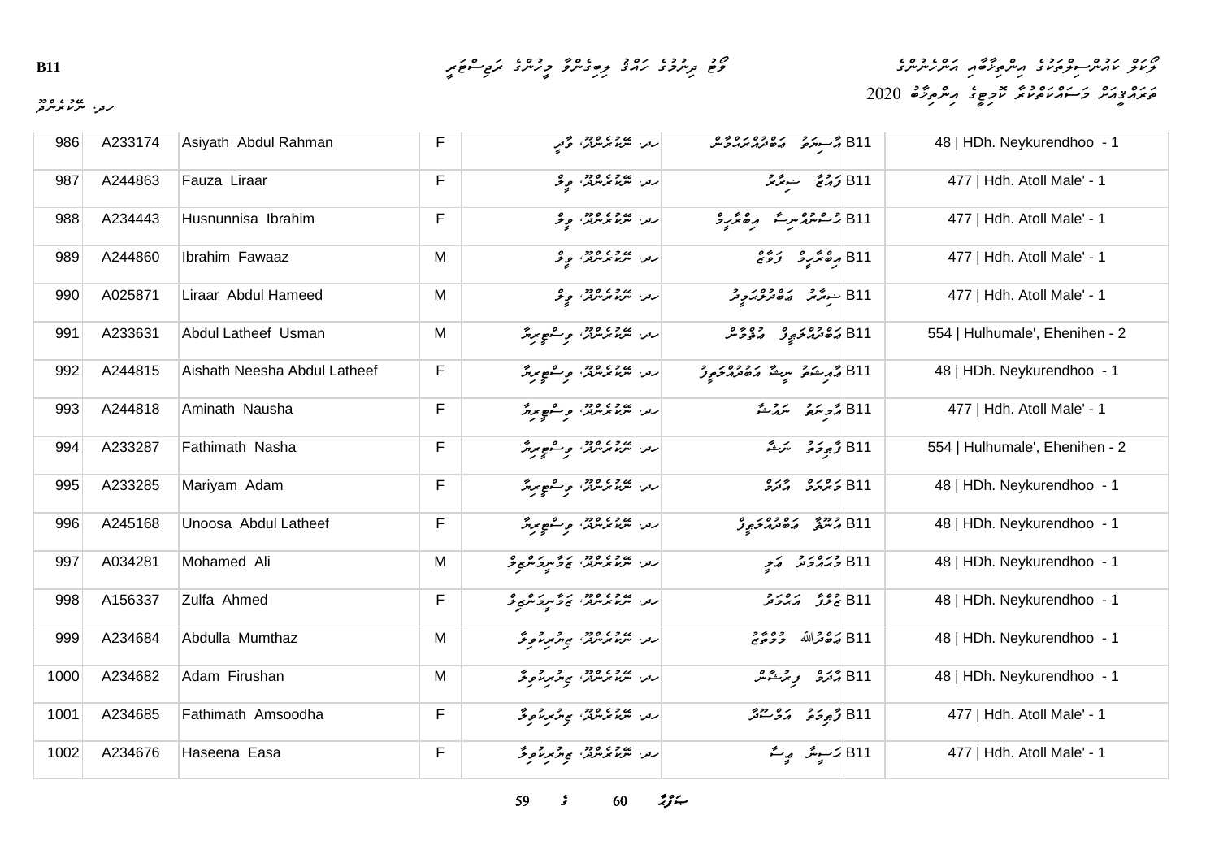| 986 | A233174 | Asiyath Abdul Rahman | F | ހދ. ނޭކުރެންދޫ، ވާދީ | B11 އާސިޔަތު އަބްދުއްރަޙްމާން | 48 \| HDh. Neykurendhoo - 1 |
|---|---|---|---|---|---|---|
| 987 | A244863 | Fauza Liraar | F | ހދ. ނޭކުރެންދޫ، ލީލާ | B11 ފައުޒާ ލިރާރު | 477 \| Hdh. Atoll Male' - 1 |
| 988 | A234443 | Husnunnisa Ibrahim | F | ހދ. ނޭކުރެންދޫ، ލީލާ | B11 ހުސްނުއްނިސާ އިބްރާހީމް | 477 \| Hdh. Atoll Male' - 1 |
| 989 | A244860 | Ibrahim Fawaaz | M | ހދ. ނޭކުރެންދޫ، ލީލާ | B11 އިބްރާހީމް ފަވާޒު | 477 \| Hdh. Atoll Male' - 1 |
| 990 | A025871 | Liraar Abdul Hameed | M | ހދ. ނޭކުރެންދޫ، ލީލާ | B11 ލިރާރު އަބްދުލްޙަމީދު | 477 \| Hdh. Atoll Male' - 1 |
| 991 | A233631 | Abdul Latheef Usman | M | ހދ. ނޭކުރެންދޫ، ލިސްބޮނާ | B11 އަބްދުއްލަޠީފް ޢުޘްމާން | 554 \| Hulhumale', Ehenihen - 2 |
| 992 | A244815 | Aishath Neesha Abdul Latheef | F | ހދ. ނޭކުރެންދޫ، ލިސްބޮނާ | B11 އާއިޝަތު ނީޝާ އަބްދުއްލަޠީފް | 48 \| HDh. Neykurendhoo - 1 |
| 993 | A244818 | Aminath Nausha | F | ހދ. ނޭކުރެންދޫ، ލިސްބޮނާ | B11 އާމިނަތު ނައުޝާ | 477 \| Hdh. Atoll Male' - 1 |
| 994 | A233287 | Fathimath Nasha | F | ހދ. ނޭކުރެންދޫ، ލިސްބޮނާ | B11 ފާތިމަތު ނަޝާ | 554 \| Hulhumale', Ehenihen - 2 |
| 995 | A233285 | Mariyam Adam | F | ހދ. ނޭކުރެންދޫ، ލިސްބޮނާ | B11 މަރިޔަމް އާދަމް | 48 \| HDh. Neykurendhoo - 1 |
| 996 | A245168 | Unoosa Abdul Latheef | F | ހދ. ނޭކުރެންދޫ، ލިސްބޮނާ | B11 އުނޫސާ އަބްދުއްލަޠީފް | 48 \| HDh. Neykurendhoo - 1 |
| 997 | A034281 | Mohamed Ali | M | ހދ. ނޭކުރެންދޫ، ޖަވާހިރުގެންތެރޭގެ | B11 މުޙައްމަދު ޢަލީ | 48 \| HDh. Neykurendhoo - 1 |
| 998 | A156337 | Zulfa Ahmed | F | ހދ. ނޭކުރެންދޫ، ޖަވާހިރުގެންތެރޭގެ | B11 ޒުލްފާ އަޙްމަދު | 48 \| HDh. Neykurendhoo - 1 |
| 999 | A234684 | Abdulla Mumthaz | M | ހދ. ނޭކުރެންދޫ، ޖިހާނާވިލާ | B11 އަބްދުﷲ މުމްތާޒު | 48 \| HDh. Neykurendhoo - 1 |
| 1000 | A234682 | Adam Firushan | M | ހދ. ނޭކުރެންދޫ، ޖިހާނާވިލާ | B11 އާދަމް ފިރުޝާން | 48 \| HDh. Neykurendhoo - 1 |
| 1001 | A234685 | Fathimath Amsoodha | F | ހދ. ނޭކުރެންދޫ، ޖިހާނާވިލާ | B11 ފާތިމަތު އަމްސޫދާ | 477 \| Hdh. Atoll Male' - 1 |
| 1002 | A234676 | Haseena Easa | F | ހދ. ނޭކުރެންދޫ، ޖިހާނާވިލާ | B11 ހަސީނާ ޢީސާ | 477 \| Hdh. Atoll Male' - 1 |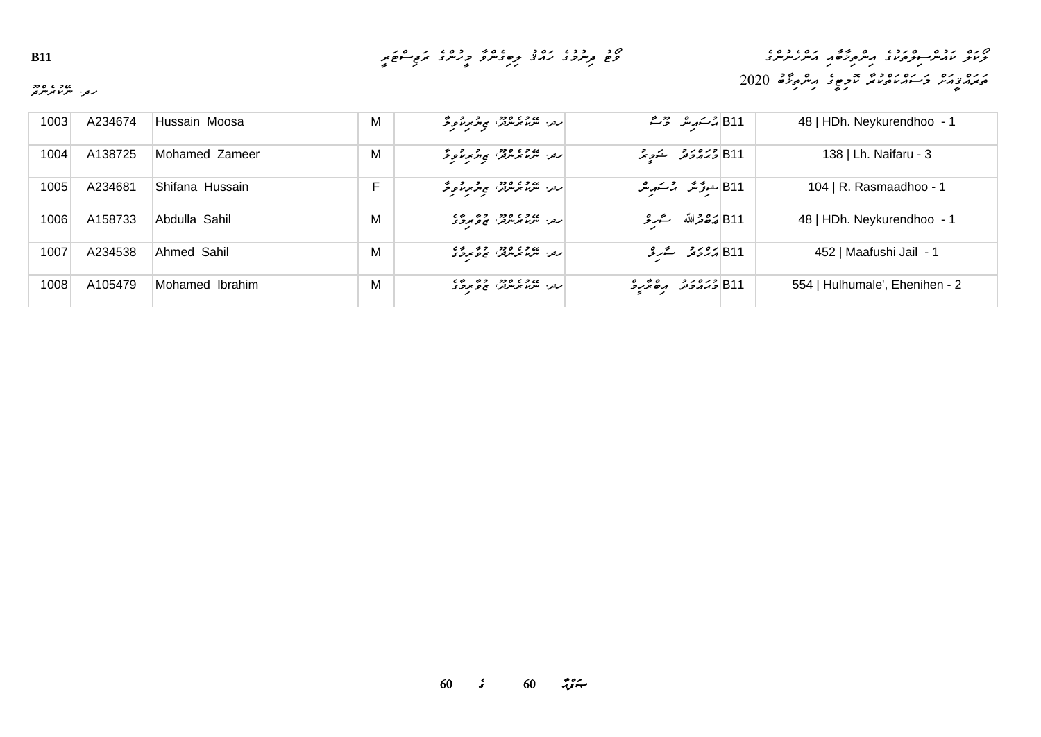| | | | | | | |
|---|---|---|---|---|---|---|
| 1003 | A234674 | Hussain Moosa | M | ހދ. ނޭކުރެންދޫ، ޖީޑީހައުސިންގް | B11 ހުސައިން މޫސާ | 48 \| HDh. Neykurendhoo - 1 |
| 1004 | A138725 | Mohamed Zameer | M | ހދ. ނޭކުރެންދޫ، ޖީޑީހައުސިންގް | B11 މުހައްމަދު ޒަމީރު | 138 \| Lh. Naifaru - 3 |
| 1005 | A234681 | Shifana Hussain | F | ހދ. ނޭކުރެންދޫ، ޖީޑީހައުސިންގް | B11 ޝިފާނާ ހުސައިން | 104 \| R. Rasmaadhoo - 1 |
| 1006 | A158733 | Abdulla Sahil | M | ހދ. ނޭކުރެންދޫ، ޗަމްޕާވިލާ | B11 އަބްދުﷲ ސާހިލް | 48 \| HDh. Neykurendhoo - 1 |
| 1007 | A234538 | Ahmed Sahil | M | ހދ. ނޭކުރެންދޫ، ޗަމްޕާވިލާ | B11 އަޙްމަދު ސާހިލް | 452 \| Maafushi Jail - 1 |
| 1008 | A105479 | Mohamed Ibrahim | M | ހދ. ނޭކުރެންދޫ، ޗަމްޕާވިލާ | B11 މުހައްމަދު އިބްރާހީމް | 554 \| Hulhumale', Ehenihen - 2 |